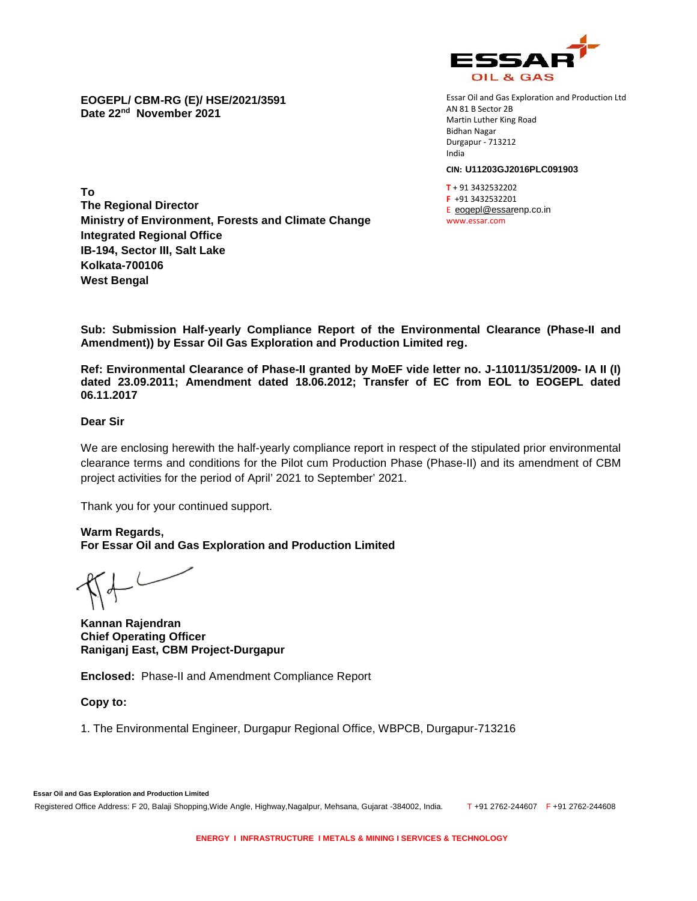ESSAR OIL & GAS

Essar Oil and Gas Exploration and Production Ltd
AN 81 B Sector 2B
Martin Luther King Road
Bidhan Nagar
Durgapur - 713212
India

**CIN: U11203GJ2016PLC091903**

T + 91 3432532202
F +91 3432532201
E eogepl@essarenp.co.in
www.essar.com

**EOGEPL/ CBM-RG (E)/ HSE/2021/3591**
**Date 22nd November 2021**

**To**
**The Regional Director**
**Ministry of Environment, Forests and Climate Change**
**Integrated Regional Office**
**IB-194, Sector III, Salt Lake**
**Kolkata-700106**
**West Bengal**

**Sub: Submission Half-yearly Compliance Report of the Environmental Clearance (Phase-II and Amendment)) by Essar Oil Gas Exploration and Production Limited reg.**

**Ref: Environmental Clearance of Phase-II granted by MoEF vide letter no. J-11011/351/2009- IA II (I) dated 23.09.2011; Amendment dated 18.06.2012; Transfer of EC from EOL to EOGEPL dated 06.11.2017**

**Dear Sir**

We are enclosing herewith the half-yearly compliance report in respect of the stipulated prior environmental clearance terms and conditions for the Pilot cum Production Phase (Phase-II) and its amendment of CBM project activities for the period of April' 2021 to September' 2021.

Thank you for your continued support.

**Warm Regards,**
**For Essar Oil and Gas Exploration and Production Limited**

**Kannan Rajendran**
**Chief Operating Officer**
**Raniganj East, CBM Project-Durgapur**

**Enclosed:** Phase-II and Amendment Compliance Report

**Copy to:**

1. The Environmental Engineer, Durgapur Regional Office, WBPCB, Durgapur-713216

**Essar Oil and Gas Exploration and Production Limited**
Registered Office Address: F 20, Balaji Shopping,Wide Angle, Highway,Nagalpur, Mehsana, Gujarat -384002, India. T +91 2762-244607 F +91 2762-244608

ENERGY I INFRASTRUCTURE I METALS & MINING I SERVICES & TECHNOLOGY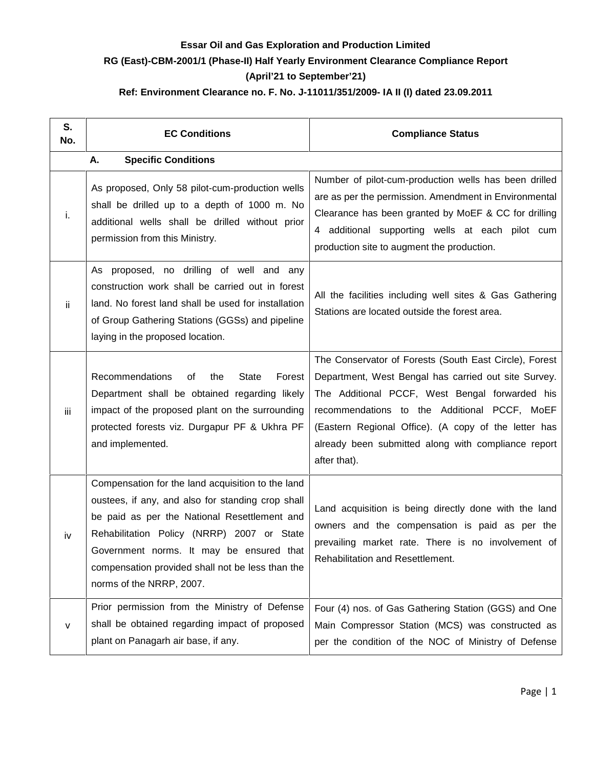**Essar Oil and Gas Exploration and Production Limited**

**RG (East)-CBM-2001/1 (Phase-II) Half Yearly Environment Clearance Compliance Report**

**(April'21 to September'21)**

**Ref: Environment Clearance no. F. No. J-11011/351/2009- IA II (I) dated 23.09.2011**

| S. No. | EC Conditions | Compliance Status |
|---|---|---|
| | **A. Specific Conditions** | |
| i. | As proposed, Only 58 pilot-cum-production wells shall be drilled up to a depth of 1000 m. No additional wells shall be drilled without prior permission from this Ministry. | Number of pilot-cum-production wells has been drilled are as per the permission. Amendment in Environmental Clearance has been granted by MoEF & CC for drilling 4 additional supporting wells at each pilot cum production site to augment the production. |
| ii | As proposed, no drilling of well and any construction work shall be carried out in forest land. No forest land shall be used for installation of Group Gathering Stations (GGSs) and pipeline laying in the proposed location. | All the facilities including well sites & Gas Gathering Stations are located outside the forest area. |
| iii | Recommendations of the State Forest Department shall be obtained regarding likely impact of the proposed plant on the surrounding protected forests viz. Durgapur PF & Ukhra PF and implemented. | The Conservator of Forests (South East Circle), Forest Department, West Bengal has carried out site Survey. The Additional PCCF, West Bengal forwarded his recommendations to the Additional PCCF, MoEF (Eastern Regional Office). (A copy of the letter has already been submitted along with compliance report after that). |
| iv | Compensation for the land acquisition to the land oustees, if any, and also for standing crop shall be paid as per the National Resettlement and Rehabilitation Policy (NRRP) 2007 or State Government norms. It may be ensured that compensation provided shall not be less than the norms of the NRRP, 2007. | Land acquisition is being directly done with the land owners and the compensation is paid as per the prevailing market rate. There is no involvement of Rehabilitation and Resettlement. |
| v | Prior permission from the Ministry of Defense shall be obtained regarding impact of proposed plant on Panagarh air base, if any. | Four (4) nos. of Gas Gathering Station (GGS) and One Main Compressor Station (MCS) was constructed as per the condition of the NOC of Ministry of Defense |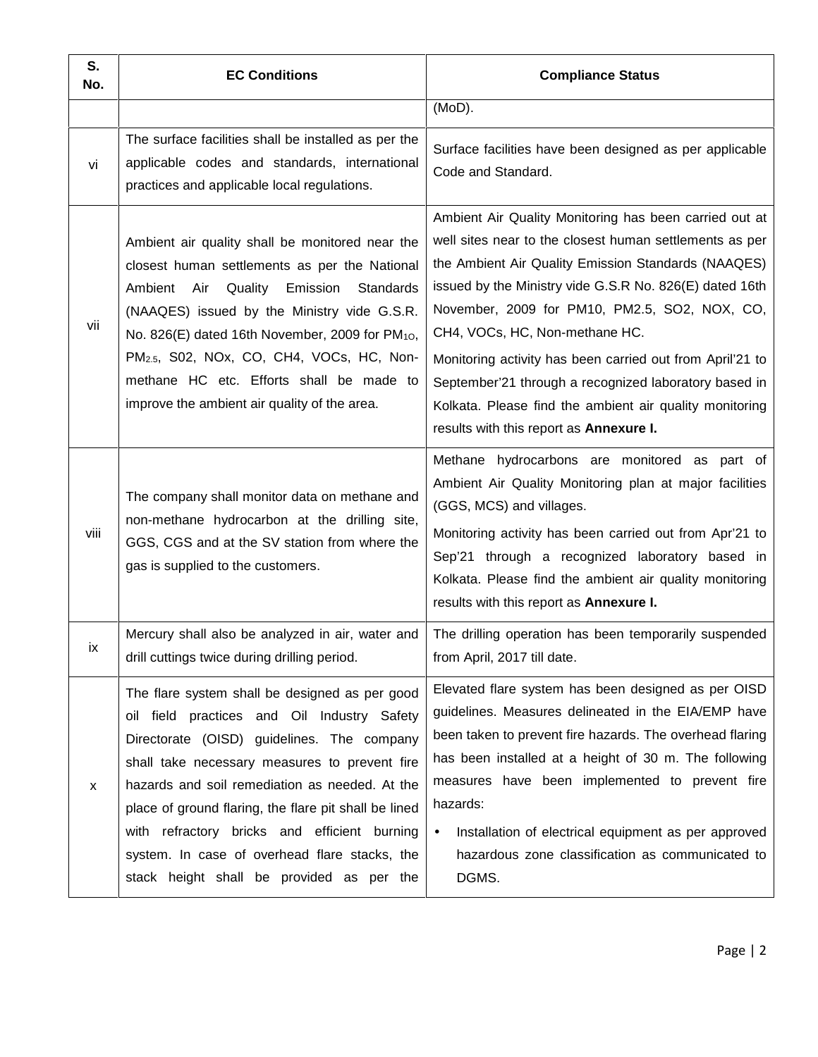| S. No. | EC Conditions | Compliance Status |
|---|---|---|
| | | (MoD). |
| vi | The surface facilities shall be installed as per the applicable codes and standards, international practices and applicable local regulations. | Surface facilities have been designed as per applicable Code and Standard. |
| vii | Ambient air quality shall be monitored near the closest human settlements as per the National Ambient Air Quality Emission Standards (NAAQES) issued by the Ministry vide G.S.R. No. 826(E) dated 16th November, 2009 for $PM_{1O}$, $PM_{2.5}$, S02, NOx, CO, CH4, VOCs, HC, Non-methane HC etc. Efforts shall be made to improve the ambient air quality of the area. | Ambient Air Quality Monitoring has been carried out at well sites near to the closest human settlements as per the Ambient Air Quality Emission Standards (NAAQES) issued by the Ministry vide G.S.R No. 826(E) dated 16th November, 2009 for PM10, PM2.5, SO2, NOX, CO, CH4, VOCs, HC, Non-methane HC.<br><br>Monitoring activity has been carried out from April'21 to September'21 through a recognized laboratory based in Kolkata. Please find the ambient air quality monitoring results with this report as **Annexure I.** |
| viii | The company shall monitor data on methane and non-methane hydrocarbon at the drilling site, GGS, CGS and at the SV station from where the gas is supplied to the customers. | Methane hydrocarbons are monitored as part of Ambient Air Quality Monitoring plan at major facilities (GGS, MCS) and villages.<br><br>Monitoring activity has been carried out from Apr'21 to Sep'21 through a recognized laboratory based in Kolkata. Please find the ambient air quality monitoring results with this report as **Annexure I.** |
| ix | Mercury shall also be analyzed in air, water and drill cuttings twice during drilling period. | The drilling operation has been temporarily suspended from April, 2017 till date. |
| x | The flare system shall be designed as per good oil field practices and Oil Industry Safety Directorate (OISD) guidelines. The company shall take necessary measures to prevent fire hazards and soil remediation as needed. At the place of ground flaring, the flare pit shall be lined with refractory bricks and efficient burning system. In case of overhead flare stacks, the stack height shall be provided as per the | Elevated flare system has been designed as per OISD guidelines. Measures delineated in the EIA/EMP have been taken to prevent fire hazards. The overhead flaring has been installed at a height of 30 m. The following measures have been implemented to prevent fire hazards:<br><br>• Installation of electrical equipment as per approved hazardous zone classification as communicated to DGMS. |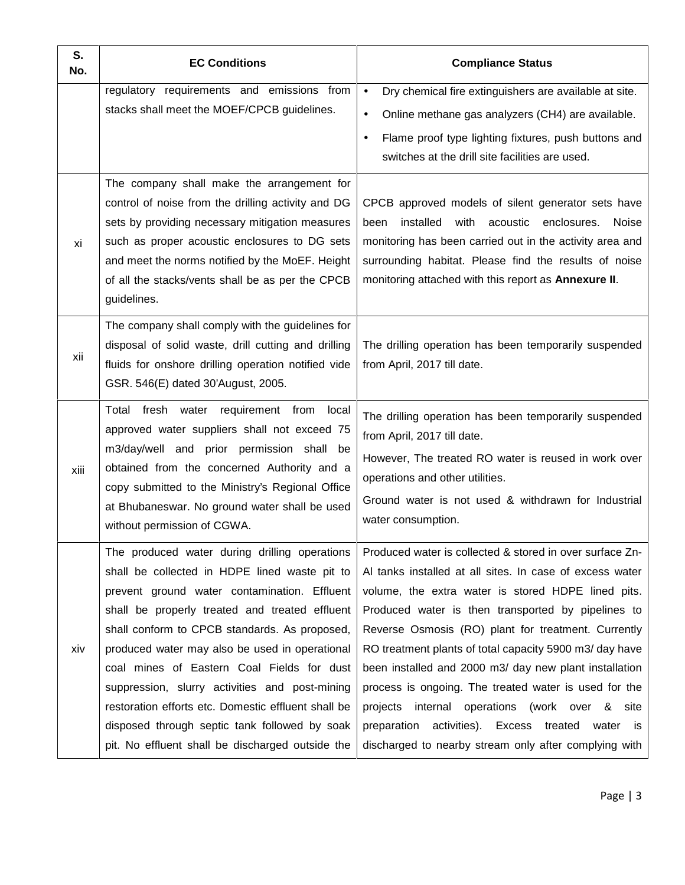| S. No. | EC Conditions | Compliance Status |
|---|---|---|
| | regulatory requirements and emissions from stacks shall meet the MOEF/CPCB guidelines. | • Dry chemical fire extinguishers are available at site.<br>• Online methane gas analyzers ($CH_4$) are available.<br>• Flame proof type lighting fixtures, push buttons and switches at the drill site facilities are used. |
| xi | The company shall make the arrangement for control of noise from the drilling activity and DG sets by providing necessary mitigation measures such as proper acoustic enclosures to DG sets and meet the norms notified by the MoEF. Height of all the stacks/vents shall be as per the CPCB guidelines. | CPCB approved models of silent generator sets have been installed with acoustic enclosures. Noise monitoring has been carried out in the activity area and surrounding habitat. Please find the results of noise monitoring attached with this report as **Annexure II**. |
| xii | The company shall comply with the guidelines for disposal of solid waste, drill cutting and drilling fluids for onshore drilling operation notified vide GSR. 546(E) dated 30'August, 2005. | The drilling operation has been temporarily suspended from April, 2017 till date. |
| xiii | Total fresh water requirement from local approved water suppliers shall not exceed 75 m3/day/well and prior permission shall be obtained from the concerned Authority and a copy submitted to the Ministry's Regional Office at Bhubaneswar. No ground water shall be used without permission of CGWA. | The drilling operation has been temporarily suspended from April, 2017 till date.<br>However, The treated RO water is reused in work over operations and other utilities.<br>Ground water is not used & withdrawn for Industrial water consumption. |
| xiv | The produced water during drilling operations shall be collected in HDPE lined waste pit to prevent ground water contamination. Effluent shall be properly treated and treated effluent shall conform to CPCB standards. As proposed, produced water may also be used in operational coal mines of Eastern Coal Fields for dust suppression, slurry activities and post-mining restoration efforts etc. Domestic effluent shall be disposed through septic tank followed by soak pit. No effluent shall be discharged outside the | Produced water is collected & stored in over surface Zn-Al tanks installed at all sites. In case of excess water volume, the extra water is stored HDPE lined pits. Produced water is then transported by pipelines to Reverse Osmosis (RO) plant for treatment. Currently RO treatment plants of total capacity 5900 m3/ day have been installed and 2000 m3/ day new plant installation process is ongoing. The treated water is used for the projects internal operations (work over & site preparation activities). Excess treated water is discharged to nearby stream only after complying with |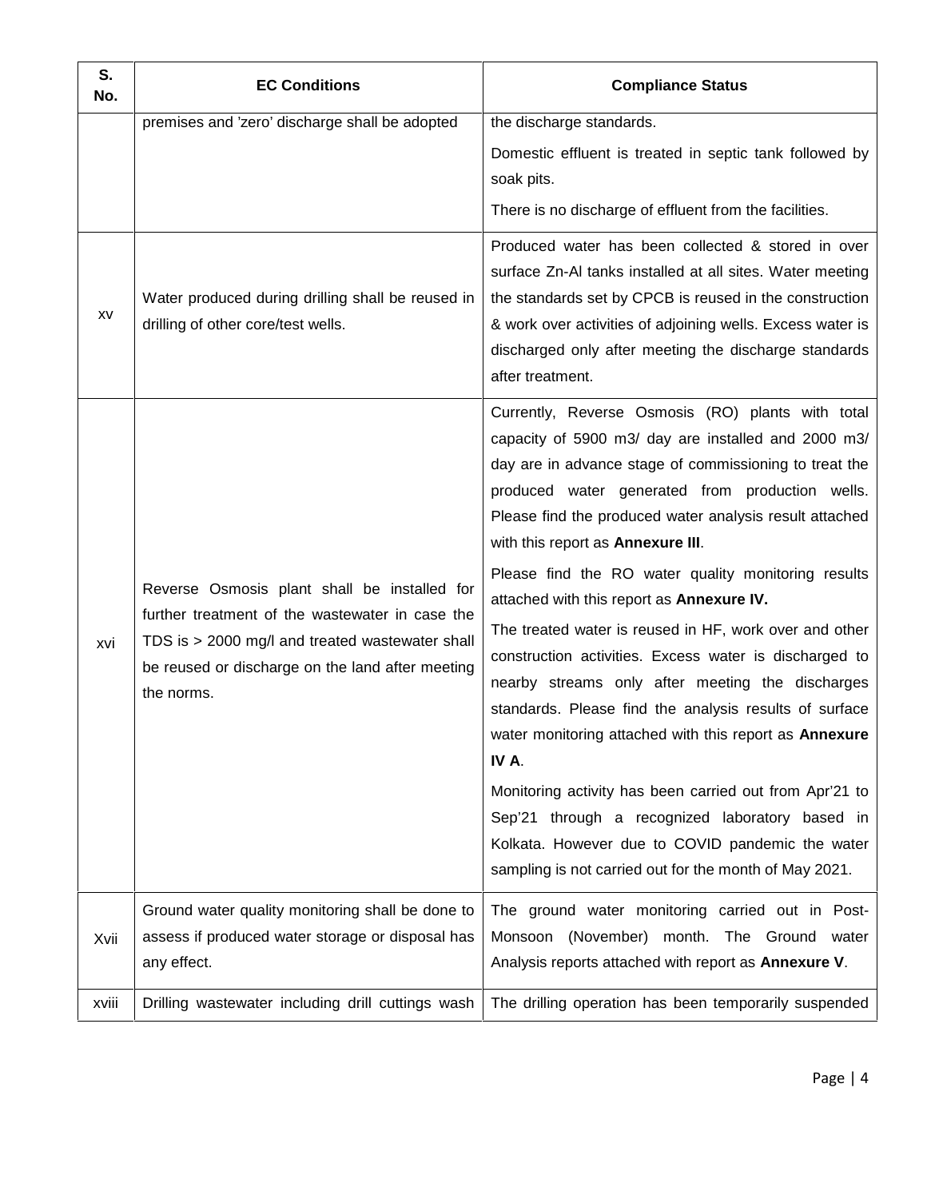| S. No. | EC Conditions | Compliance Status |
|---|---|---|
| | premises and 'zero' discharge shall be adopted | the discharge standards.<br><br>Domestic effluent is treated in septic tank followed by soak pits.<br><br>There is no discharge of effluent from the facilities. |
| xv | Water produced during drilling shall be reused in drilling of other core/test wells. | Produced water has been collected & stored in over surface Zn-Al tanks installed at all sites. Water meeting the standards set by CPCB is reused in the construction & work over activities of adjoining wells. Excess water is discharged only after meeting the discharge standards after treatment. |
| xvi | Reverse Osmosis plant shall be installed for further treatment of the wastewater in case the TDS is > 2000 mg/l and treated wastewater shall be reused or discharge on the land after meeting the norms. | Currently, Reverse Osmosis (RO) plants with total capacity of 5900 m3/ day are installed and 2000 m3/ day are in advance stage of commissioning to treat the produced water generated from production wells. Please find the produced water analysis result attached with this report as **Annexure III**.<br><br>Please find the RO water quality monitoring results attached with this report as **Annexure IV.**<br><br>The treated water is reused in HF, work over and other construction activities. Excess water is discharged to nearby streams only after meeting the discharges standards. Please find the analysis results of surface water monitoring attached with this report as **Annexure IV A**.<br><br>Monitoring activity has been carried out from Apr'21 to Sep'21 through a recognized laboratory based in Kolkata. However due to COVID pandemic the water sampling is not carried out for the month of May 2021. |
| Xvii | Ground water quality monitoring shall be done to assess if produced water storage or disposal has any effect. | The ground water monitoring carried out in Post-Monsoon (November) month. The Ground water Analysis reports attached with report as **Annexure V**. |
| xviii | Drilling wastewater including drill cuttings wash | The drilling operation has been temporarily suspended |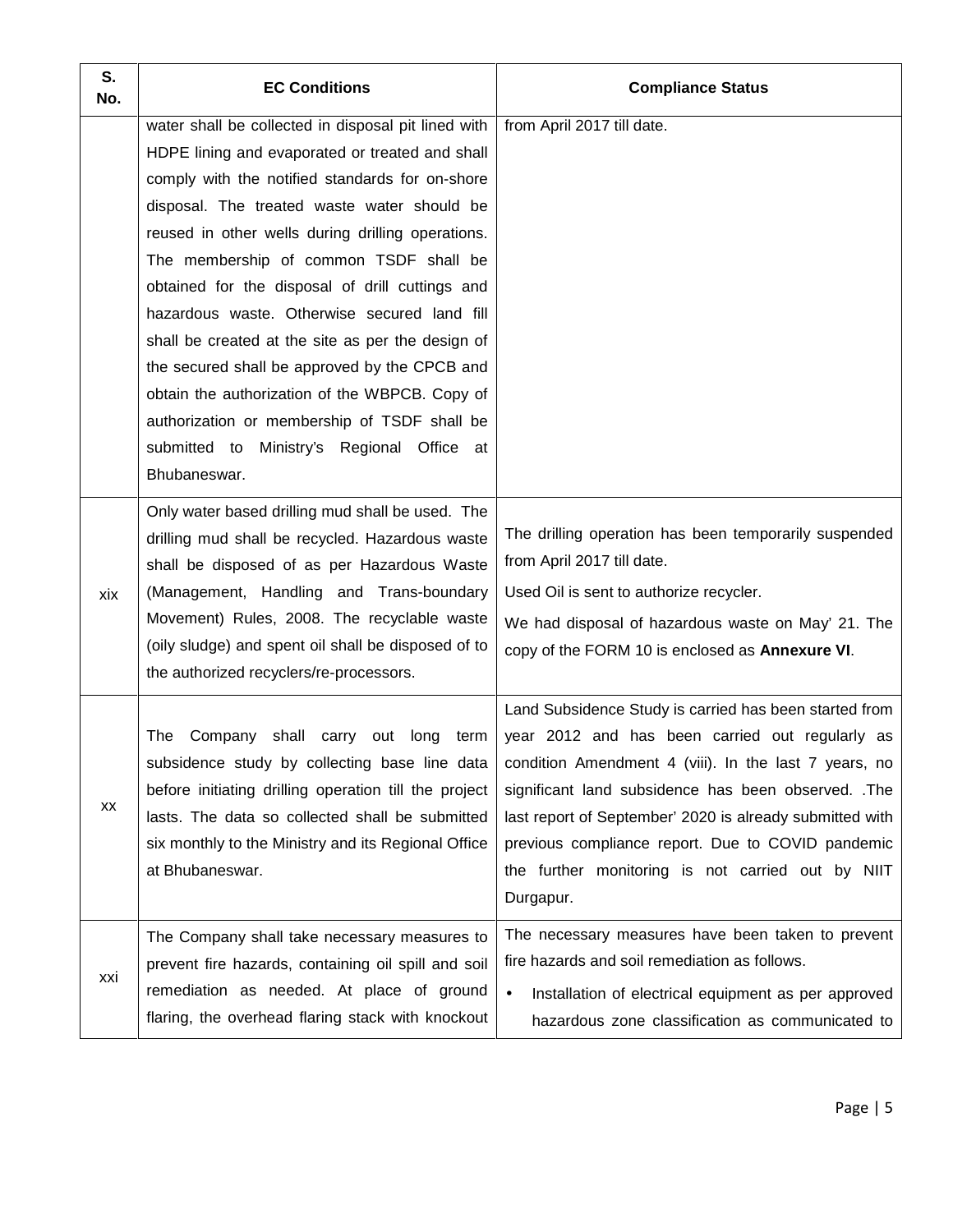| S. No. | EC Conditions | Compliance Status |
|---|---|---|
| | water shall be collected in disposal pit lined with HDPE lining and evaporated or treated and shall comply with the notified standards for on-shore disposal. The treated waste water should be reused in other wells during drilling operations. The membership of common TSDF shall be obtained for the disposal of drill cuttings and hazardous waste. Otherwise secured land fill shall be created at the site as per the design of the secured shall be approved by the CPCB and obtain the authorization of the WBPCB. Copy of authorization or membership of TSDF shall be submitted to Ministry's Regional Office at Bhubaneswar. | from April 2017 till date. |
| xix | Only water based drilling mud shall be used. The drilling mud shall be recycled. Hazardous waste shall be disposed of as per Hazardous Waste (Management, Handling and Trans-boundary Movement) Rules, 2008. The recyclable waste (oily sludge) and spent oil shall be disposed of to the authorized recyclers/re-processors. | The drilling operation has been temporarily suspended from April 2017 till date.<br>Used Oil is sent to authorize recycler.<br>We had disposal of hazardous waste on May' 21. The copy of the FORM 10 is enclosed as **Annexure VI**. |
| xx | The Company shall carry out long term subsidence study by collecting base line data before initiating drilling operation till the project lasts. The data so collected shall be submitted six monthly to the Ministry and its Regional Office at Bhubaneswar. | Land Subsidence Study is carried has been started from year 2012 and has been carried out regularly as condition Amendment 4 (viii). In the last 7 years, no significant land subsidence has been observed. .The last report of September' 2020 is already submitted with previous compliance report. Due to COVID pandemic the further monitoring is not carried out by NIIT Durgapur. |
| xxi | The Company shall take necessary measures to prevent fire hazards, containing oil spill and soil remediation as needed. At place of ground flaring, the overhead flaring stack with knockout | The necessary measures have been taken to prevent fire hazards and soil remediation as follows.<br>• Installation of electrical equipment as per approved hazardous zone classification as communicated to |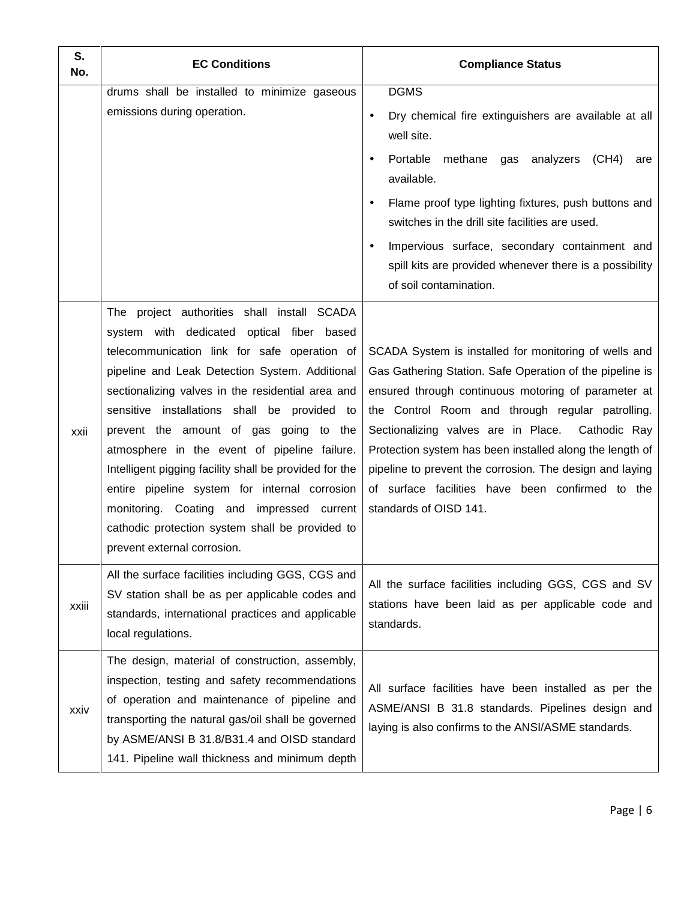| S. No. | EC Conditions | Compliance Status |
|---|---|---|
| | drums shall be installed to minimize gaseous emissions during operation. | DGMS<br>• Dry chemical fire extinguishers are available at all well site.<br>• Portable methane gas analyzers (CH4) are available.<br>• Flame proof type lighting fixtures, push buttons and switches in the drill site facilities are used.<br>• Impervious surface, secondary containment and spill kits are provided whenever there is a possibility of soil contamination. |
| xxii | The project authorities shall install SCADA system with dedicated optical fiber based telecommunication link for safe operation of pipeline and Leak Detection System. Additional sectionalizing valves in the residential area and sensitive installations shall be provided to prevent the amount of gas going to the atmosphere in the event of pipeline failure. Intelligent pigging facility shall be provided for the entire pipeline system for internal corrosion monitoring. Coating and impressed current cathodic protection system shall be provided to prevent external corrosion. | SCADA System is installed for monitoring of wells and Gas Gathering Station. Safe Operation of the pipeline is ensured through continuous motoring of parameter at the Control Room and through regular patrolling. Sectionalizing valves are in Place. Cathodic Ray Protection system has been installed along the length of pipeline to prevent the corrosion. The design and laying of surface facilities have been confirmed to the standards of OISD 141. |
| xxiii | All the surface facilities including GGS, CGS and SV station shall be as per applicable codes and standards, international practices and applicable local regulations. | All the surface facilities including GGS, CGS and SV stations have been laid as per applicable code and standards. |
| xxiv | The design, material of construction, assembly, inspection, testing and safety recommendations of operation and maintenance of pipeline and transporting the natural gas/oil shall be governed by ASME/ANSI B 31.8/B31.4 and OISD standard 141. Pipeline wall thickness and minimum depth | All surface facilities have been installed as per the ASME/ANSI B 31.8 standards. Pipelines design and laying is also confirms to the ANSI/ASME standards. |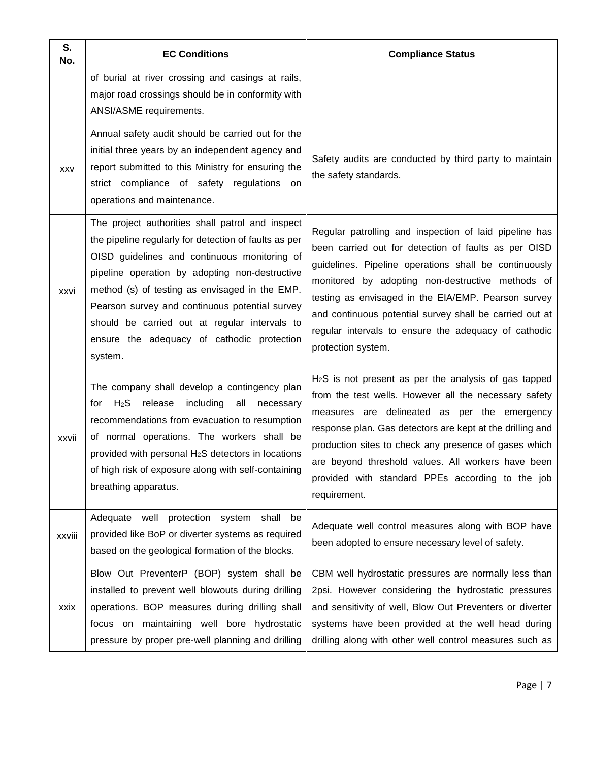| S. No. | EC Conditions | Compliance Status |
| --- | --- | --- |
| | of burial at river crossing and casings at rails, major road crossings should be in conformity with ANSI/ASME requirements. | |
| xxv | Annual safety audit should be carried out for the initial three years by an independent agency and report submitted to this Ministry for ensuring the strict compliance of safety regulations on operations and maintenance. | Safety audits are conducted by third party to maintain the safety standards. |
| xxvi | The project authorities shall patrol and inspect the pipeline regularly for detection of faults as per OISD guidelines and continuous monitoring of pipeline operation by adopting non-destructive method (s) of testing as envisaged in the EMP. Pearson survey and continuous potential survey should be carried out at regular intervals to ensure the adequacy of cathodic protection system. | Regular patrolling and inspection of laid pipeline has been carried out for detection of faults as per OISD guidelines. Pipeline operations shall be continuously monitored by adopting non-destructive methods of testing as envisaged in the EIA/EMP. Pearson survey and continuous potential survey shall be carried out at regular intervals to ensure the adequacy of cathodic protection system. |
| xxvii | The company shall develop a contingency plan for $H_2S$ release including all necessary recommendations from evacuation to resumption of normal operations. The workers shall be provided with personal $H_2S$ detectors in locations of high risk of exposure along with self-containing breathing apparatus. | $H_2S$ is not present as per the analysis of gas tapped from the test wells. However all the necessary safety measures are delineated as per the emergency response plan. Gas detectors are kept at the drilling and production sites to check any presence of gases which are beyond threshold values. All workers have been provided with standard PPEs according to the job requirement. |
| xxviii | Adequate well protection system shall be provided like BoP or diverter systems as required based on the geological formation of the blocks. | Adequate well control measures along with BOP have been adopted to ensure necessary level of safety. |
| xxix | Blow Out PreventerP (BOP) system shall be installed to prevent well blowouts during drilling operations. BOP measures during drilling shall focus on maintaining well bore hydrostatic pressure by proper pre-well planning and drilling | CBM well hydrostatic pressures are normally less than 2psi. However considering the hydrostatic pressures and sensitivity of well, Blow Out Preventers or diverter systems have been provided at the well head during drilling along with other well control measures such as |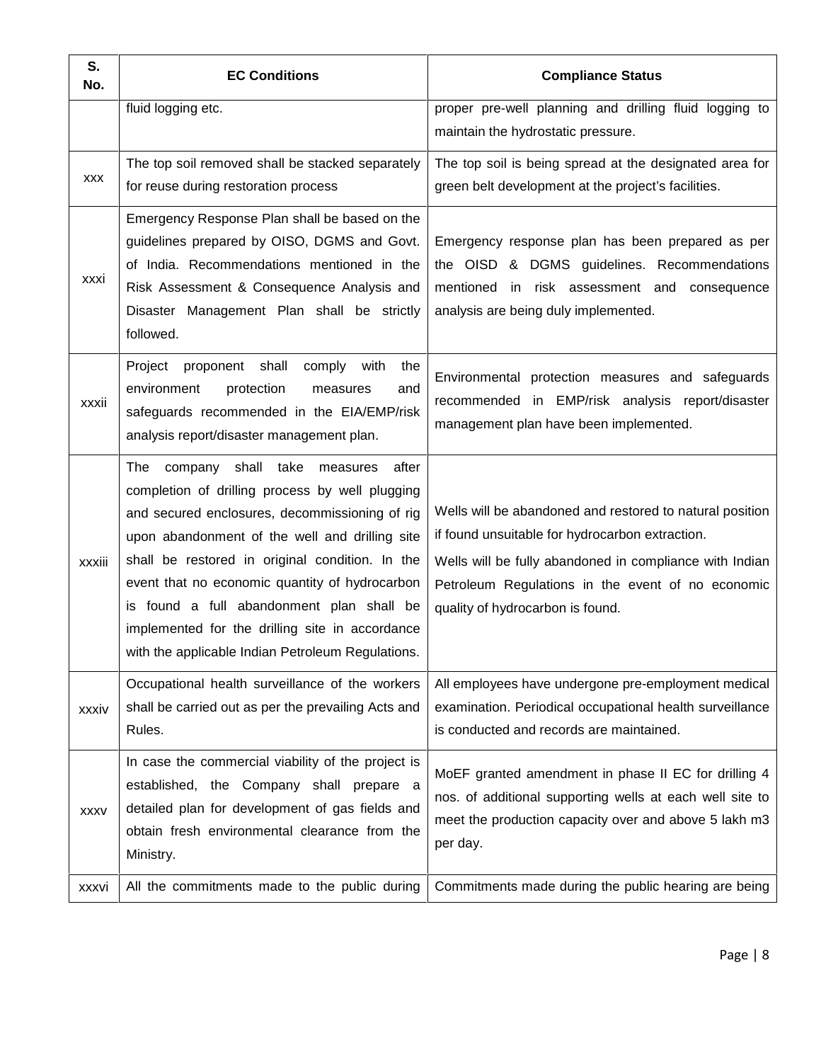| S. No. | EC Conditions | Compliance Status |
|---|---|---|
| | fluid logging etc. | proper pre-well planning and drilling fluid logging to maintain the hydrostatic pressure. |
| xxx | The top soil removed shall be stacked separately for reuse during restoration process | The top soil is being spread at the designated area for green belt development at the project's facilities. |
| xxxi | Emergency Response Plan shall be based on the guidelines prepared by OISO, DGMS and Govt. of India. Recommendations mentioned in the Risk Assessment & Consequence Analysis and Disaster Management Plan shall be strictly followed. | Emergency response plan has been prepared as per the OISD & DGMS guidelines. Recommendations mentioned in risk assessment and consequence analysis are being duly implemented. |
| xxxii | Project proponent shall comply with the environment protection measures and safeguards recommended in the EIA/EMP/risk analysis report/disaster management plan. | Environmental protection measures and safeguards recommended in EMP/risk analysis report/disaster management plan have been implemented. |
| xxxiii | The company shall take measures after completion of drilling process by well plugging and secured enclosures, decommissioning of rig upon abandonment of the well and drilling site shall be restored in original condition. In the event that no economic quantity of hydrocarbon is found a full abandonment plan shall be implemented for the drilling site in accordance with the applicable Indian Petroleum Regulations. | Wells will be abandoned and restored to natural position if found unsuitable for hydrocarbon extraction.<br>Wells will be fully abandoned in compliance with Indian Petroleum Regulations in the event of no economic quality of hydrocarbon is found. |
| xxxiv | Occupational health surveillance of the workers shall be carried out as per the prevailing Acts and Rules. | All employees have undergone pre-employment medical examination. Periodical occupational health surveillance is conducted and records are maintained. |
| xxxv | In case the commercial viability of the project is established, the Company shall prepare a detailed plan for development of gas fields and obtain fresh environmental clearance from the Ministry. | MoEF granted amendment in phase II EC for drilling 4 nos. of additional supporting wells at each well site to meet the production capacity over and above 5 lakh m3 per day. |
| xxxvi | All the commitments made to the public during | Commitments made during the public hearing are being |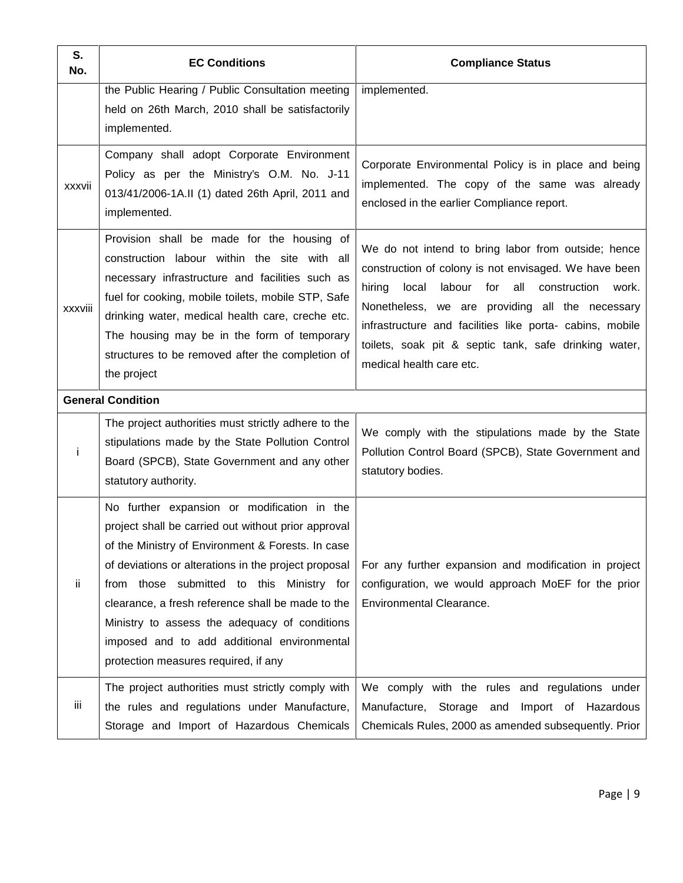| S. No. | EC Conditions | Compliance Status |
|---|---|---|
| | the Public Hearing / Public Consultation meeting held on 26th March, 2010 shall be satisfactorily implemented. | implemented. |
| xxxvii | Company shall adopt Corporate Environment Policy as per the Ministry's O.M. No. J-11 013/41/2006-1A.II (1) dated 26th April, 2011 and implemented. | Corporate Environmental Policy is in place and being implemented. The copy of the same was already enclosed in the earlier Compliance report. |
| xxxviii | Provision shall be made for the housing of construction labour within the site with all necessary infrastructure and facilities such as fuel for cooking, mobile toilets, mobile STP, Safe drinking water, medical health care, creche etc. The housing may be in the form of temporary structures to be removed after the completion of the project | We do not intend to bring labor from outside; hence construction of colony is not envisaged. We have been hiring local labour for all construction work. Nonetheless, we are providing all the necessary infrastructure and facilities like porta- cabins, mobile toilets, soak pit & septic tank, safe drinking water, medical health care etc. |
| **General Condition** | | |
| i | The project authorities must strictly adhere to the stipulations made by the State Pollution Control Board (SPCB), State Government and any other statutory authority. | We comply with the stipulations made by the State Pollution Control Board (SPCB), State Government and statutory bodies. |
| ii | No further expansion or modification in the project shall be carried out without prior approval of the Ministry of Environment & Forests. In case of deviations or alterations in the project proposal from those submitted to this Ministry for clearance, a fresh reference shall be made to the Ministry to assess the adequacy of conditions imposed and to add additional environmental protection measures required, if any | For any further expansion and modification in project configuration, we would approach MoEF for the prior Environmental Clearance. |
| iii | The project authorities must strictly comply with the rules and regulations under Manufacture, Storage and Import of Hazardous Chemicals | We comply with the rules and regulations under Manufacture, Storage and Import of Hazardous Chemicals Rules, 2000 as amended subsequently. Prior |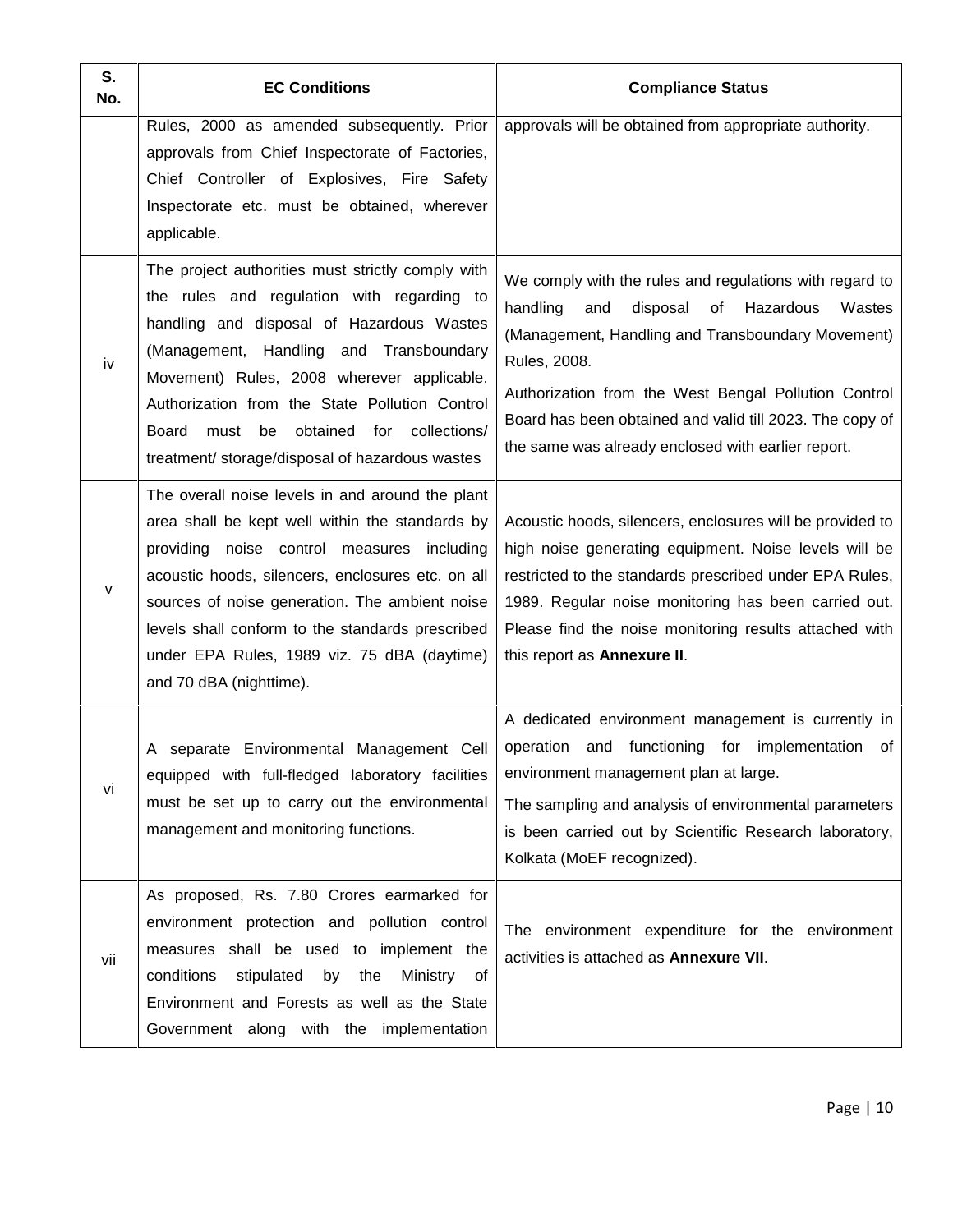| S. No. | EC Conditions | Compliance Status |
|---|---|---|
| | Rules, 2000 as amended subsequently. Prior approvals from Chief Inspectorate of Factories, Chief Controller of Explosives, Fire Safety Inspectorate etc. must be obtained, wherever applicable. | approvals will be obtained from appropriate authority. |
| iv | The project authorities must strictly comply with the rules and regulation with regarding to handling and disposal of Hazardous Wastes (Management, Handling and Transboundary Movement) Rules, 2008 wherever applicable. Authorization from the State Pollution Control Board must be obtained for collections/ treatment/ storage/disposal of hazardous wastes | We comply with the rules and regulations with regard to handling and disposal of Hazardous Wastes (Management, Handling and Transboundary Movement) Rules, 2008.<br>Authorization from the West Bengal Pollution Control Board has been obtained and valid till 2023. The copy of the same was already enclosed with earlier report. |
| v | The overall noise levels in and around the plant area shall be kept well within the standards by providing noise control measures including acoustic hoods, silencers, enclosures etc. on all sources of noise generation. The ambient noise levels shall conform to the standards prescribed under EPA Rules, 1989 viz. 75 dBA (daytime) and 70 dBA (nighttime). | Acoustic hoods, silencers, enclosures will be provided to high noise generating equipment. Noise levels will be restricted to the standards prescribed under EPA Rules, 1989. Regular noise monitoring has been carried out. Please find the noise monitoring results attached with this report as **Annexure II**. |
| vi | A separate Environmental Management Cell equipped with full-fledged laboratory facilities must be set up to carry out the environmental management and monitoring functions. | A dedicated environment management is currently in operation and functioning for implementation of environment management plan at large.<br>The sampling and analysis of environmental parameters is been carried out by Scientific Research laboratory, Kolkata (MoEF recognized). |
| vii | As proposed, Rs. 7.80 Crores earmarked for environment protection and pollution control measures shall be used to implement the conditions stipulated by the Ministry of Environment and Forests as well as the State Government along with the implementation | The environment expenditure for the environment activities is attached as **Annexure VII**. |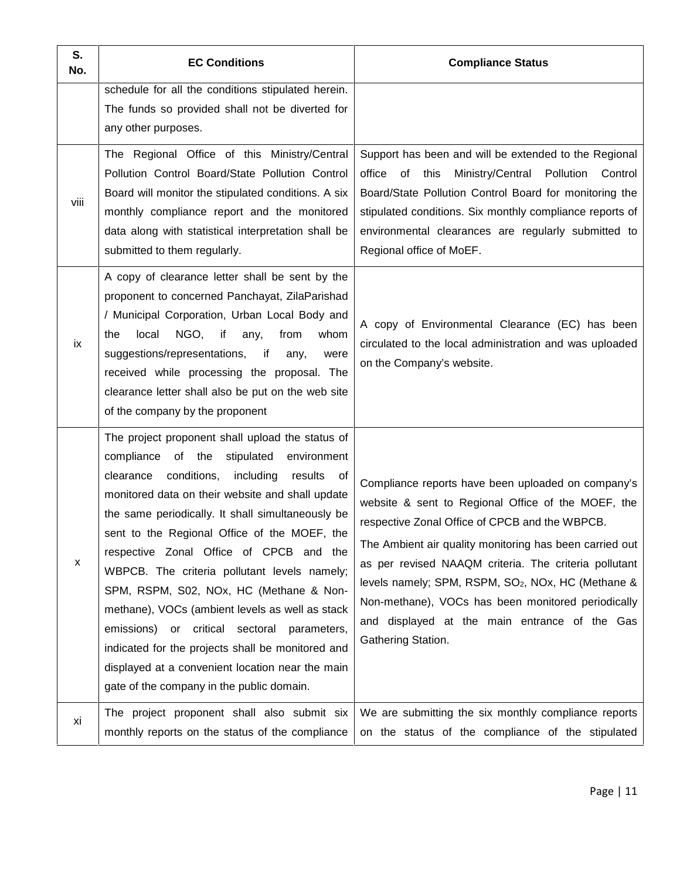| S. No. | EC Conditions | Compliance Status |
|---|---|---|
| | schedule for all the conditions stipulated herein. The funds so provided shall not be diverted for any other purposes. | |
| viii | The Regional Office of this Ministry/Central Pollution Control Board/State Pollution Control Board will monitor the stipulated conditions. A six monthly compliance report and the monitored data along with statistical interpretation shall be submitted to them regularly. | Support has been and will be extended to the Regional office of this Ministry/Central Pollution Control Board/State Pollution Control Board for monitoring the stipulated conditions. Six monthly compliance reports of environmental clearances are regularly submitted to Regional office of MoEF. |
| ix | A copy of clearance letter shall be sent by the proponent to concerned Panchayat, ZilaParishad / Municipal Corporation, Urban Local Body and the local NGO, if any, from whom suggestions/representations, if any, were received while processing the proposal. The clearance letter shall also be put on the web site of the company by the proponent | A copy of Environmental Clearance (EC) has been circulated to the local administration and was uploaded on the Company's website. |
| x | The project proponent shall upload the status of compliance of the stipulated environment clearance conditions, including results of monitored data on their website and shall update the same periodically. It shall simultaneously be sent to the Regional Office of the MOEF, the respective Zonal Office of CPCB and the WBPCB. The criteria pollutant levels namely; SPM, RSPM, S02, NOx, HC (Methane & Non-methane), VOCs (ambient levels as well as stack emissions) or critical sectoral parameters, indicated for the projects shall be monitored and displayed at a convenient location near the main gate of the company in the public domain. | Compliance reports have been uploaded on company's website & sent to Regional Office of the MOEF, the respective Zonal Office of CPCB and the WBPCB.<br>The Ambient air quality monitoring has been carried out as per revised NAAQM criteria. The criteria pollutant levels namely; SPM, RSPM, $SO_2$, NOx, HC (Methane & Non-methane), VOCs has been monitored periodically and displayed at the main entrance of the Gas Gathering Station. |
| xi | The project proponent shall also submit six monthly reports on the status of the compliance | We are submitting the six monthly compliance reports on the status of the compliance of the stipulated |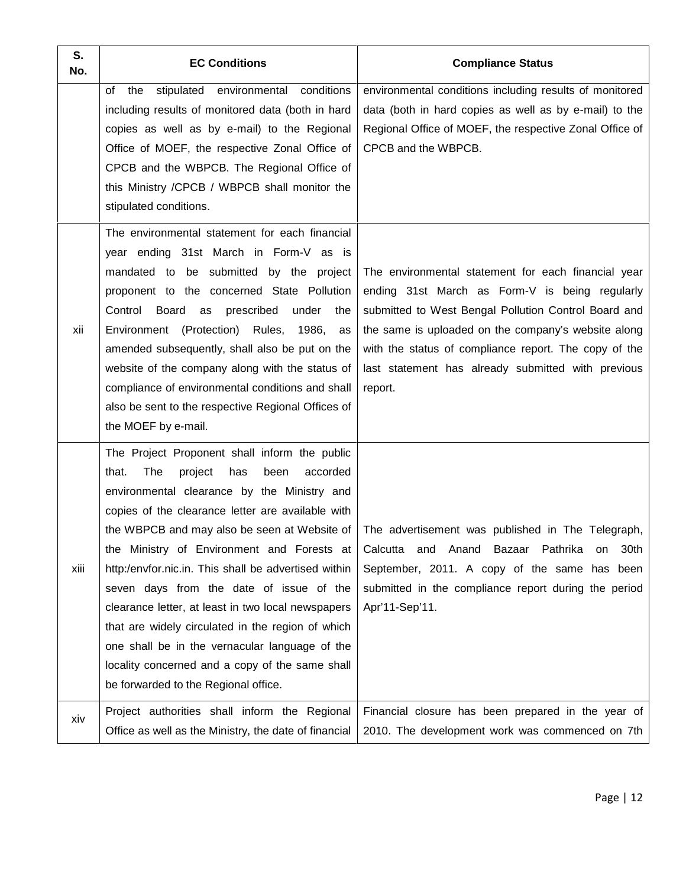| S. No. | EC Conditions | Compliance Status |
|---|---|---|
| | of the stipulated environmental conditions including results of monitored data (both in hard copies as well as by e-mail) to the Regional Office of MOEF, the respective Zonal Office of CPCB and the WBPCB. The Regional Office of this Ministry /CPCB / WBPCB shall monitor the stipulated conditions. | environmental conditions including results of monitored data (both in hard copies as well as by e-mail) to the Regional Office of MOEF, the respective Zonal Office of CPCB and the WBPCB. |
| xii | The environmental statement for each financial year ending 31st March in Form-V as is mandated to be submitted by the project proponent to the concerned State Pollution Control Board as prescribed under the Environment (Protection) Rules, 1986, as amended subsequently, shall also be put on the website of the company along with the status of compliance of environmental conditions and shall also be sent to the respective Regional Offices of the MOEF by e-mail. | The environmental statement for each financial year ending 31st March as Form-V is being regularly submitted to West Bengal Pollution Control Board and the same is uploaded on the company's website along with the status of compliance report. The copy of the last statement has already submitted with previous report. |
| xiii | The Project Proponent shall inform the public that. The project has been accorded environmental clearance by the Ministry and copies of the clearance letter are available with the WBPCB and may also be seen at Website of the Ministry of Environment and Forests at http:/envfor.nic.in. This shall be advertised within seven days from the date of issue of the clearance letter, at least in two local newspapers that are widely circulated in the region of which one shall be in the vernacular language of the locality concerned and a copy of the same shall be forwarded to the Regional office. | The advertisement was published in The Telegraph, Calcutta and Anand Bazaar Pathrika on 30th September, 2011. A copy of the same has been submitted in the compliance report during the period Apr'11-Sep'11. |
| xiv | Project authorities shall inform the Regional Office as well as the Ministry, the date of financial | Financial closure has been prepared in the year of 2010. The development work was commenced on 7th |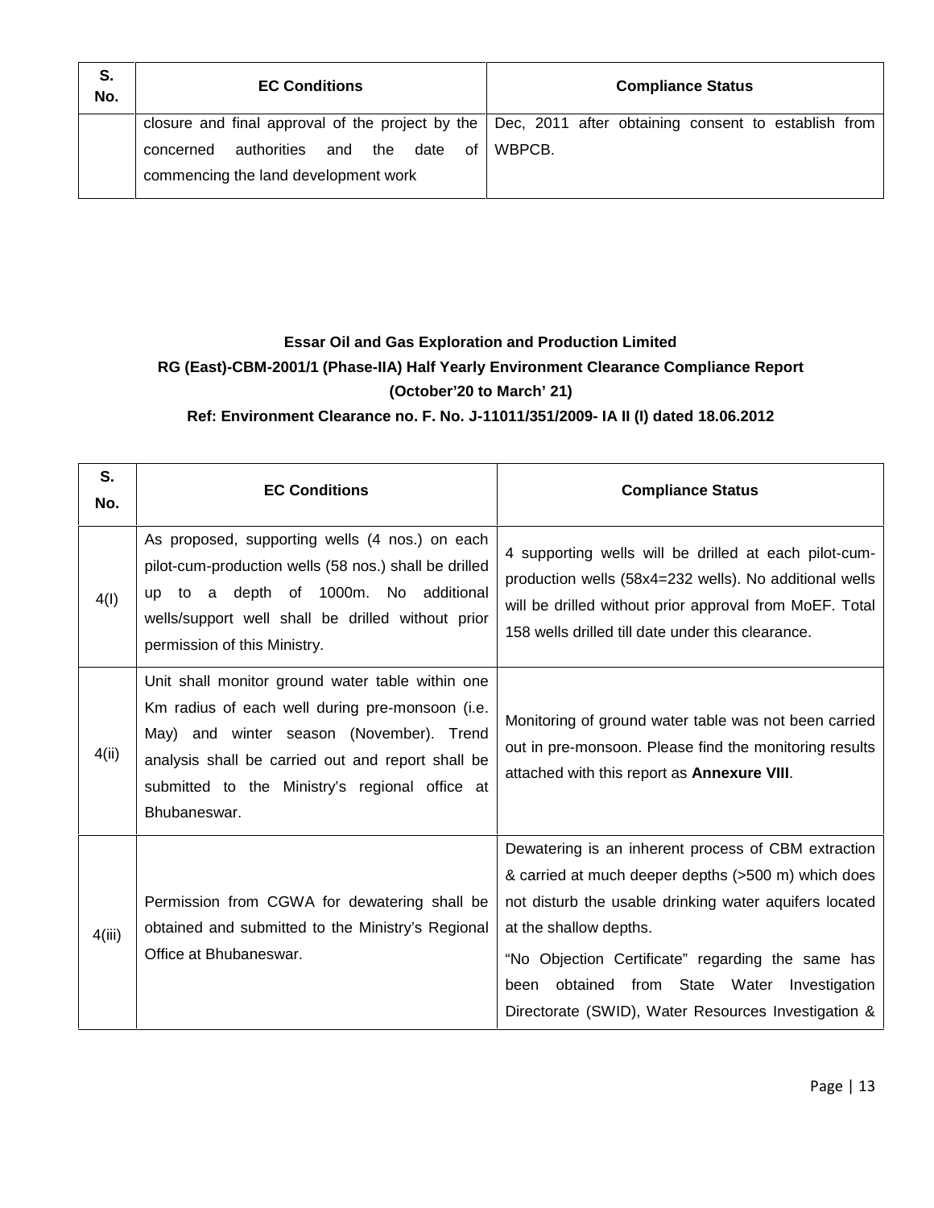| S. No. | EC Conditions | Compliance Status |
|---|---|---|
| | closure and final approval of the project by the concerned authorities and the date of commencing the land development work | Dec, 2011 after obtaining consent to establish from WBPCB. |

**Essar Oil and Gas Exploration and Production Limited**

**RG (East)-CBM-2001/1 (Phase-IIA) Half Yearly Environment Clearance Compliance Report**

**(October'20 to March' 21)**

**Ref: Environment Clearance no. F. No. J-11011/351/2009- IA II (I) dated 18.06.2012**

| S. No. | EC Conditions | Compliance Status |
|---|---|---|
| 4(I) | As proposed, supporting wells (4 nos.) on each pilot-cum-production wells (58 nos.) shall be drilled up to a depth of 1000m. No additional wells/support well shall be drilled without prior permission of this Ministry. | 4 supporting wells will be drilled at each pilot-cum-production wells (58x4=232 wells). No additional wells will be drilled without prior approval from MoEF. Total 158 wells drilled till date under this clearance. |
| 4(ii) | Unit shall monitor ground water table within one Km radius of each well during pre-monsoon (i.e. May) and winter season (November). Trend analysis shall be carried out and report shall be submitted to the Ministry's regional office at Bhubaneswar. | Monitoring of ground water table was not been carried out in pre-monsoon. Please find the monitoring results attached with this report as **Annexure VIII**. |
| 4(iii) | Permission from CGWA for dewatering shall be obtained and submitted to the Ministry's Regional Office at Bhubaneswar. | Dewatering is an inherent process of CBM extraction & carried at much deeper depths (>500 m) which does not disturb the usable drinking water aquifers located at the shallow depths.<br><br>"No Objection Certificate" regarding the same has been obtained from State Water Investigation Directorate (SWID), Water Resources Investigation & |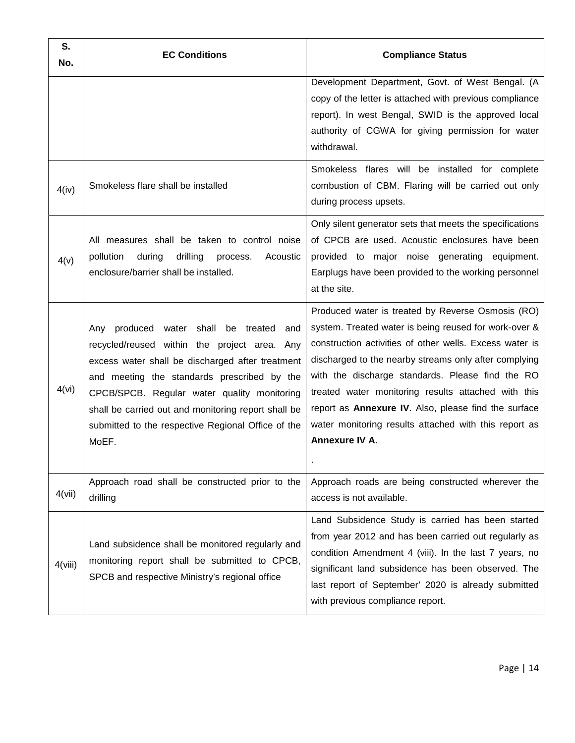| S. No. | EC Conditions | Compliance Status |
|---|---|---|
| | | Development Department, Govt. of West Bengal. (A copy of the letter is attached with previous compliance report). In west Bengal, SWID is the approved local authority of CGWA for giving permission for water withdrawal. |
| 4(iv) | Smokeless flare shall be installed | Smokeless flares will be installed for complete combustion of CBM. Flaring will be carried out only during process upsets. |
| 4(v) | All measures shall be taken to control noise pollution during drilling process. Acoustic enclosure/barrier shall be installed. | Only silent generator sets that meets the specifications of CPCB are used. Acoustic enclosures have been provided to major noise generating equipment. Earplugs have been provided to the working personnel at the site. |
| 4(vi) | Any produced water shall be treated and recycled/reused within the project area. Any excess water shall be discharged after treatment and meeting the standards prescribed by the CPCB/SPCB. Regular water quality monitoring shall be carried out and monitoring report shall be submitted to the respective Regional Office of the MoEF. | Produced water is treated by Reverse Osmosis (RO) system. Treated water is being reused for work-over & construction activities of other wells. Excess water is discharged to the nearby streams only after complying with the discharge standards. Please find the RO treated water monitoring results attached with this report as **Annexure IV**. Also, please find the surface water monitoring results attached with this report as **Annexure IV A**. . |
| 4(vii) | Approach road shall be constructed prior to the drilling | Approach roads are being constructed wherever the access is not available. |
| 4(viii) | Land subsidence shall be monitored regularly and monitoring report shall be submitted to CPCB, SPCB and respective Ministry's regional office | Land Subsidence Study is carried has been started from year 2012 and has been carried out regularly as condition Amendment 4 (viii). In the last 7 years, no significant land subsidence has been observed. The last report of September' 2020 is already submitted with previous compliance report. |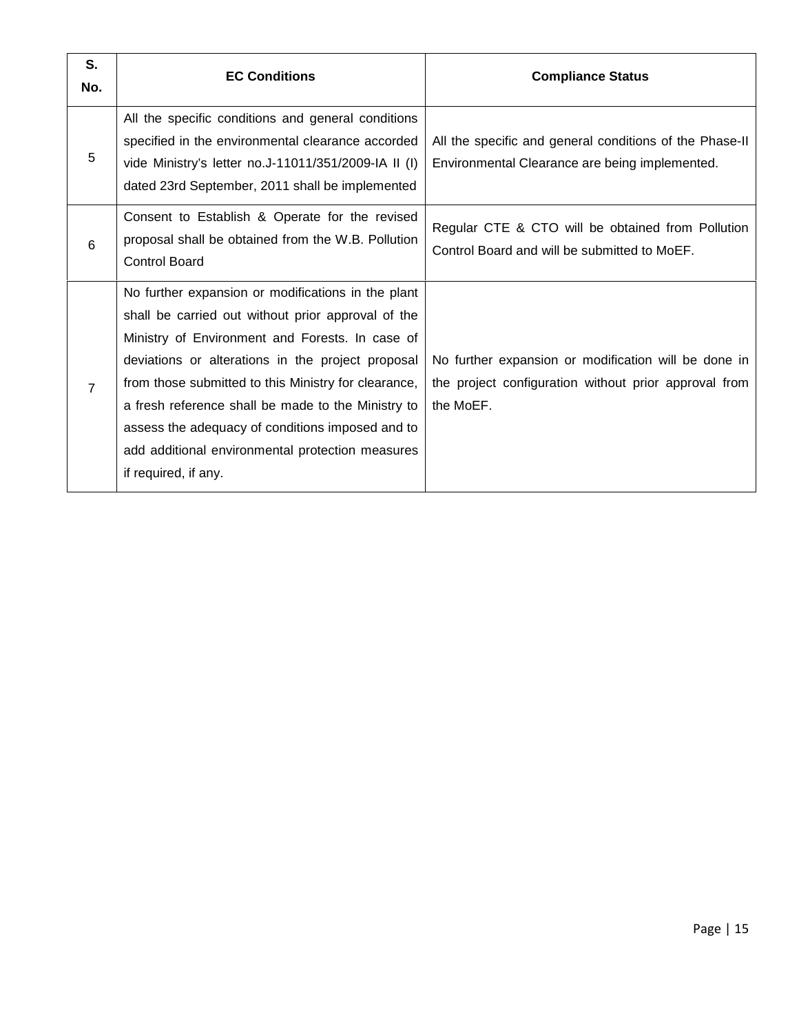| S. No. | EC Conditions | Compliance Status |
|---|---|---|
| 5 | All the specific conditions and general conditions specified in the environmental clearance accorded vide Ministry's letter no.J-11011/351/2009-IA II (I) dated 23rd September, 2011 shall be implemented | All the specific and general conditions of the Phase-II Environmental Clearance are being implemented. |
| 6 | Consent to Establish & Operate for the revised proposal shall be obtained from the W.B. Pollution Control Board | Regular CTE & CTO will be obtained from Pollution Control Board and will be submitted to MoEF. |
| 7 | No further expansion or modifications in the plant shall be carried out without prior approval of the Ministry of Environment and Forests. In case of deviations or alterations in the project proposal from those submitted to this Ministry for clearance, a fresh reference shall be made to the Ministry to assess the adequacy of conditions imposed and to add additional environmental protection measures if required, if any. | No further expansion or modification will be done in the project configuration without prior approval from the MoEF. |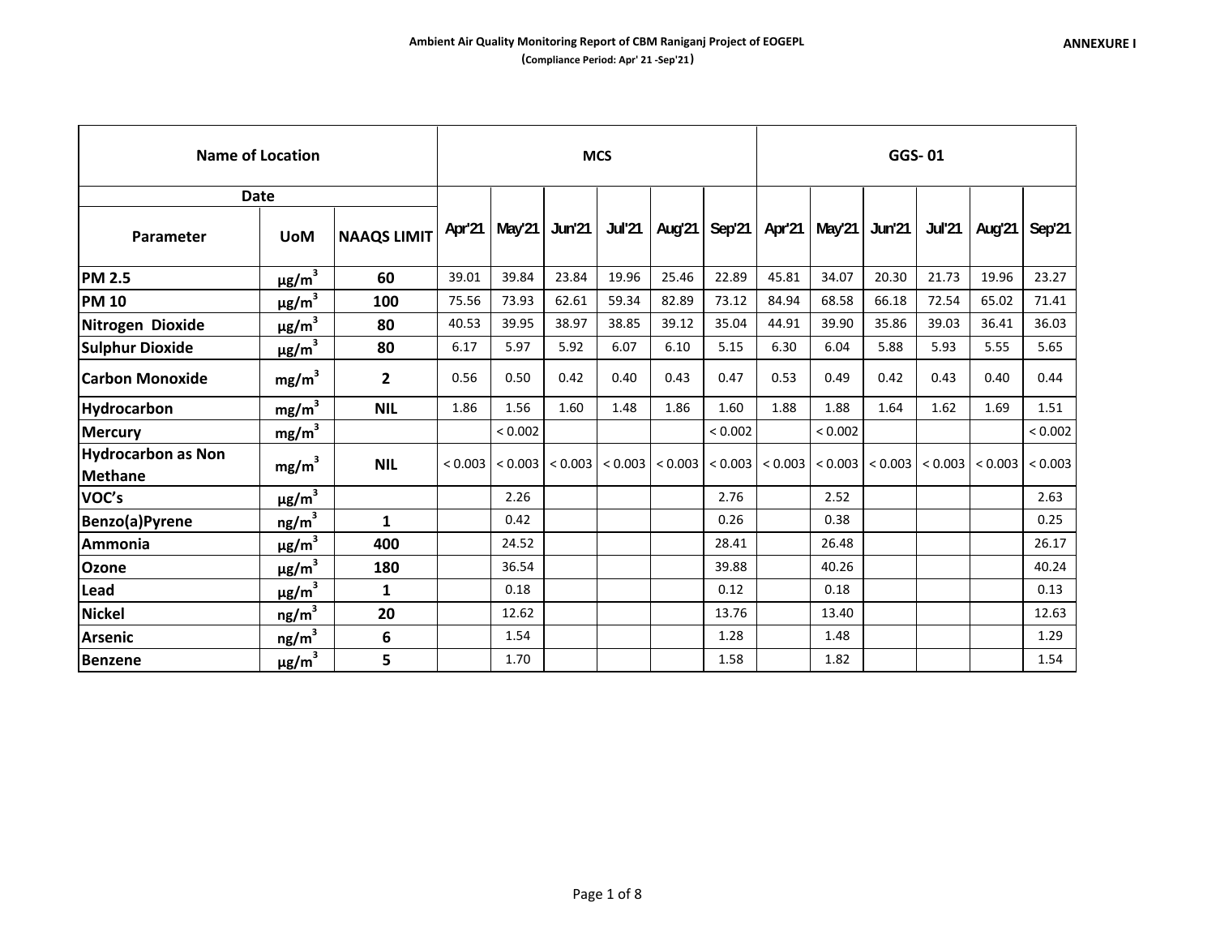**Ambient Air Quality Monitoring Report of CBM Raniganj Project of EOGEPL**

**(Compliance Period: Apr' 21 -Sep'21)**

**ANNEXURE I**

| Name of Location | | | MCS | | | | | | GGS- 01 | | | | | |
|---|---|---|---|---|---|---|---|---|---|---|---|---|---|---|
| Date | | | | | | | | | | | | | | |
| Parameter | UoM | NAAQS LIMIT | Apr'21 | May'21 | Jun'21 | Jul'21 | Aug'21 | Sep'21 | Apr'21 | May'21 | Jun'21 | Jul'21 | Aug'21 | Sep'21 |
| PM 2.5 | µg/m$^3$ | 60 | 39.01 | 39.84 | 23.84 | 19.96 | 25.46 | 22.89 | 45.81 | 34.07 | 20.30 | 21.73 | 19.96 | 23.27 |
| PM 10 | µg/m$^3$ | 100 | 75.56 | 73.93 | 62.61 | 59.34 | 82.89 | 73.12 | 84.94 | 68.58 | 66.18 | 72.54 | 65.02 | 71.41 |
| Nitrogen Dioxide | µg/m$^3$ | 80 | 40.53 | 39.95 | 38.97 | 38.85 | 39.12 | 35.04 | 44.91 | 39.90 | 35.86 | 39.03 | 36.41 | 36.03 |
| Sulphur Dioxide | µg/m$^3$ | 80 | 6.17 | 5.97 | 5.92 | 6.07 | 6.10 | 5.15 | 6.30 | 6.04 | 5.88 | 5.93 | 5.55 | 5.65 |
| Carbon Monoxide | mg/m$^3$ | 2 | 0.56 | 0.50 | 0.42 | 0.40 | 0.43 | 0.47 | 0.53 | 0.49 | 0.42 | 0.43 | 0.40 | 0.44 |
| Hydrocarbon | mg/m$^3$ | NIL | 1.86 | 1.56 | 1.60 | 1.48 | 1.86 | 1.60 | 1.88 | 1.88 | 1.64 | 1.62 | 1.69 | 1.51 |
| Mercury | mg/m$^3$ | | | < 0.002 | | | | < 0.002 | | < 0.002 | | | | < 0.002 |
| Hydrocarbon as Non Methane | mg/m$^3$ | NIL | < 0.003 | < 0.003 | < 0.003 | < 0.003 | < 0.003 | < 0.003 | < 0.003 | < 0.003 | < 0.003 | < 0.003 | < 0.003 | < 0.003 |
| VOC's | µg/m$^3$ | | | 2.26 | | | | 2.76 | | 2.52 | | | | 2.63 |
| Benzo(a)Pyrene | ng/m$^3$ | 1 | | 0.42 | | | | 0.26 | | 0.38 | | | | 0.25 |
| Ammonia | µg/m$^3$ | 400 | | 24.52 | | | | 28.41 | | 26.48 | | | | 26.17 |
| Ozone | µg/m$^3$ | 180 | | 36.54 | | | | 39.88 | | 40.26 | | | | 40.24 |
| Lead | µg/m$^3$ | 1 | | 0.18 | | | | 0.12 | | 0.18 | | | | 0.13 |
| Nickel | ng/m$^3$ | 20 | | 12.62 | | | | 13.76 | | 13.40 | | | | 12.63 |
| Arsenic | ng/m$^3$ | 6 | | 1.54 | | | | 1.28 | | 1.48 | | | | 1.29 |
| Benzene | µg/m$^3$ | 5 | | 1.70 | | | | 1.58 | | 1.82 | | | | 1.54 |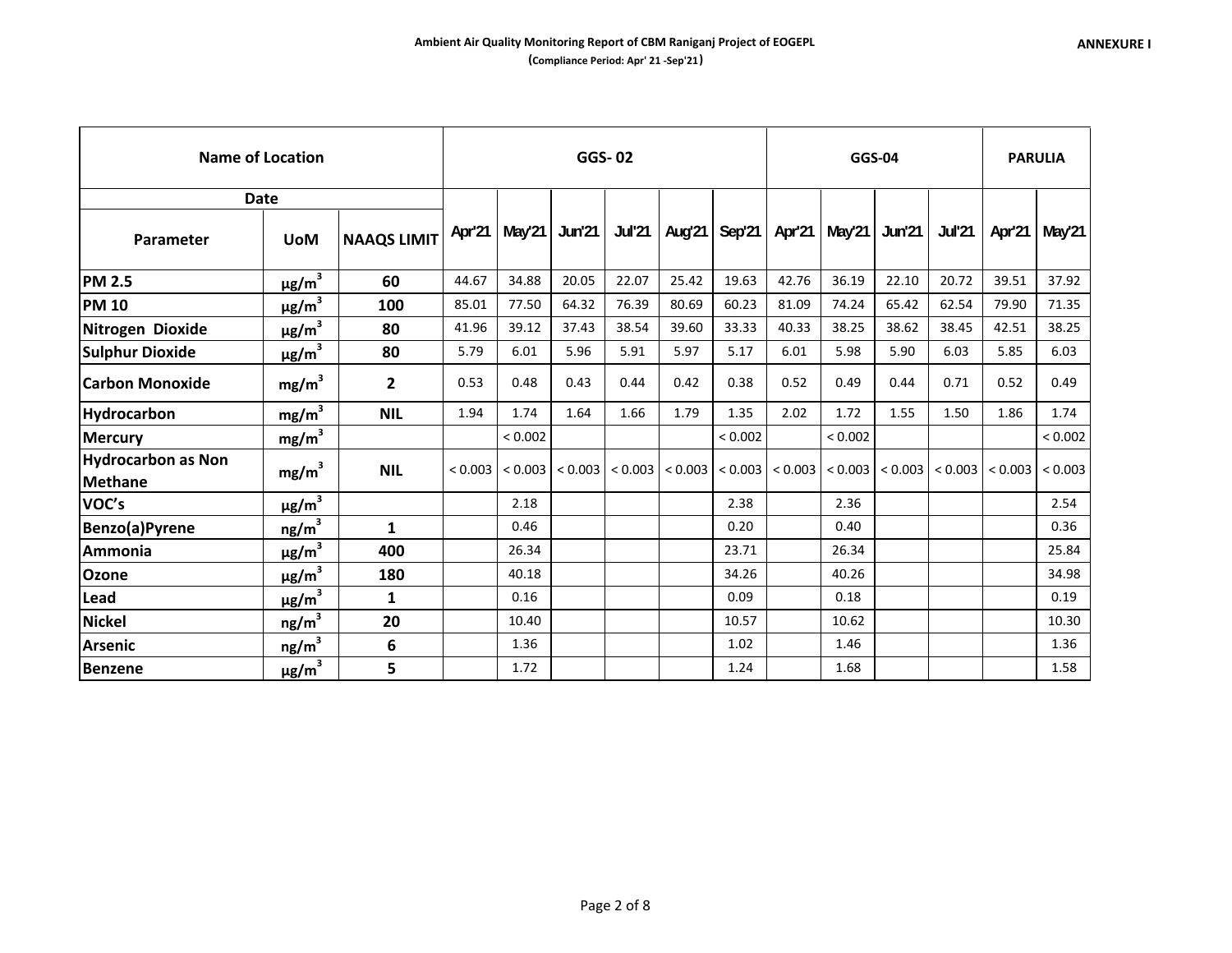**Ambient Air Quality Monitoring Report of CBM Raniganj Project of EOGEPL**

**(Compliance Period: Apr' 21 -Sep'21)**

**ANNEXURE I**

| Name of Location | | | GGS- 02 | | | | | | GGS-04 | | | | PARULIA | |
|---|---|---|---|---|---|---|---|---|---|---|---|---|---|---|
| Date | | | | | | | | | | | | | | |
| Parameter | UoM | NAAQS LIMIT | Apr'21 | May'21 | Jun'21 | Jul'21 | Aug'21 | Sep'21 | Apr'21 | May'21 | Jun'21 | Jul'21 | Apr'21 | May'21 |
| **PM 2.5** | $\mu g/m^3$ | 60 | 44.67 | 34.88 | 20.05 | 22.07 | 25.42 | 19.63 | 42.76 | 36.19 | 22.10 | 20.72 | 39.51 | 37.92 |
| **PM 10** | $\mu g/m^3$ | 100 | 85.01 | 77.50 | 64.32 | 76.39 | 80.69 | 60.23 | 81.09 | 74.24 | 65.42 | 62.54 | 79.90 | 71.35 |
| **Nitrogen Dioxide** | $\mu g/m^3$ | 80 | 41.96 | 39.12 | 37.43 | 38.54 | 39.60 | 33.33 | 40.33 | 38.25 | 38.62 | 38.45 | 42.51 | 38.25 |
| **Sulphur Dioxide** | $\mu g/m^3$ | 80 | 5.79 | 6.01 | 5.96 | 5.91 | 5.97 | 5.17 | 6.01 | 5.98 | 5.90 | 6.03 | 5.85 | 6.03 |
| **Carbon Monoxide** | $mg/m^3$ | 2 | 0.53 | 0.48 | 0.43 | 0.44 | 0.42 | 0.38 | 0.52 | 0.49 | 0.44 | 0.71 | 0.52 | 0.49 |
| **Hydrocarbon** | $mg/m^3$ | NIL | 1.94 | 1.74 | 1.64 | 1.66 | 1.79 | 1.35 | 2.02 | 1.72 | 1.55 | 1.50 | 1.86 | 1.74 |
| **Mercury** | $mg/m^3$ | | | < 0.002 | | | | < 0.002 | | < 0.002 | | | | < 0.002 |
| **Hydrocarbon as Non Methane** | $mg/m^3$ | NIL | < 0.003 | < 0.003 | < 0.003 | < 0.003 | < 0.003 | < 0.003 | < 0.003 | < 0.003 | < 0.003 | < 0.003 | < 0.003 | < 0.003 |
| **VOC's** | $\mu g/m^3$ | | | 2.18 | | | | 2.38 | | 2.36 | | | | 2.54 |
| **Benzo(a)Pyrene** | $ng/m^3$ | 1 | | 0.46 | | | | 0.20 | | 0.40 | | | | 0.36 |
| **Ammonia** | $\mu g/m^3$ | 400 | | 26.34 | | | | 23.71 | | 26.34 | | | | 25.84 |
| **Ozone** | $\mu g/m^3$ | 180 | | 40.18 | | | | 34.26 | | 40.26 | | | | 34.98 |
| **Lead** | $\mu g/m^3$ | 1 | | 0.16 | | | | 0.09 | | 0.18 | | | | 0.19 |
| **Nickel** | $ng/m^3$ | 20 | | 10.40 | | | | 10.57 | | 10.62 | | | | 10.30 |
| **Arsenic** | $ng/m^3$ | 6 | | 1.36 | | | | 1.02 | | 1.46 | | | | 1.36 |
| **Benzene** | $\mu g/m^3$ | 5 | | 1.72 | | | | 1.24 | | 1.68 | | | | 1.58 |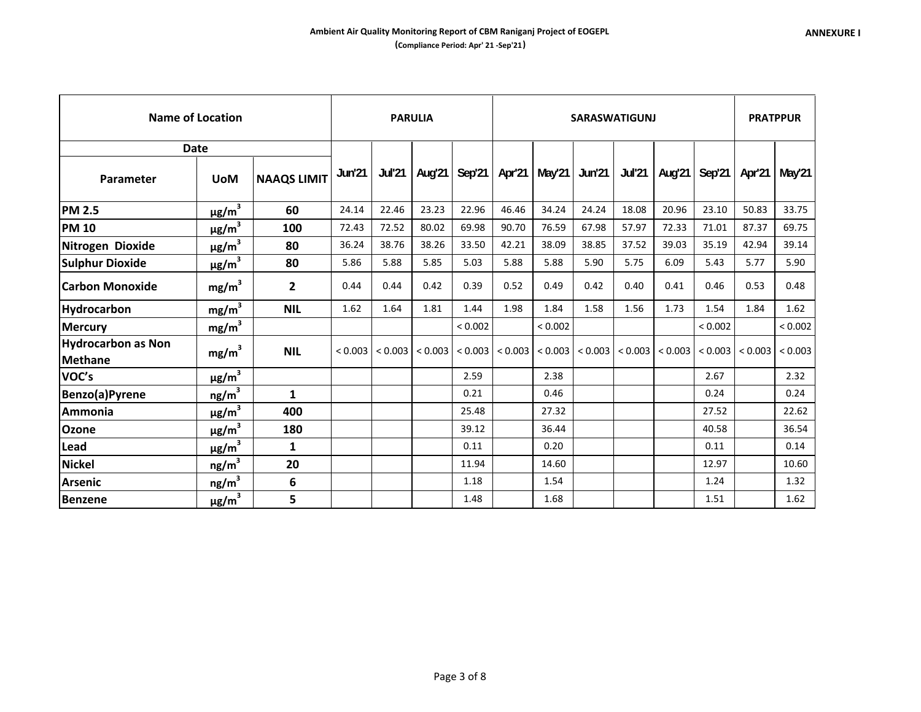**Ambient Air Quality Monitoring Report of CBM Raniganj Project of EOGEPL**

**(Compliance Period: Apr' 21 -Sep'21)**

**ANNEXURE I**

| Name of Location | | | PARULIA | | | | SARASWATIGUNJ | | | | | | PRATPPUR | |
|---|---|---|---|---|---|---|---|---|---|---|---|---|---|---|
| Date | | | | | | | | | | | | | | |
| Parameter | UoM | NAAQS LIMIT | Jun'21 | Jul'21 | Aug'21 | Sep'21 | Apr'21 | May'21 | Jun'21 | Jul'21 | Aug'21 | Sep'21 | Apr'21 | May'21 |
| PM 2.5 | µg/m³ | 60 | 24.14 | 22.46 | 23.23 | 22.96 | 46.46 | 34.24 | 24.24 | 18.08 | 20.96 | 23.10 | 50.83 | 33.75 |
| PM 10 | µg/m³ | 100 | 72.43 | 72.52 | 80.02 | 69.98 | 90.70 | 76.59 | 67.98 | 57.97 | 72.33 | 71.01 | 87.37 | 69.75 |
| Nitrogen Dioxide | µg/m³ | 80 | 36.24 | 38.76 | 38.26 | 33.50 | 42.21 | 38.09 | 38.85 | 37.52 | 39.03 | 35.19 | 42.94 | 39.14 |
| Sulphur Dioxide | µg/m³ | 80 | 5.86 | 5.88 | 5.85 | 5.03 | 5.88 | 5.88 | 5.90 | 5.75 | 6.09 | 5.43 | 5.77 | 5.90 |
| Carbon Monoxide | mg/m³ | 2 | 0.44 | 0.44 | 0.42 | 0.39 | 0.52 | 0.49 | 0.42 | 0.40 | 0.41 | 0.46 | 0.53 | 0.48 |
| Hydrocarbon | mg/m³ | NIL | 1.62 | 1.64 | 1.81 | 1.44 | 1.98 | 1.84 | 1.58 | 1.56 | 1.73 | 1.54 | 1.84 | 1.62 |
| Mercury | mg/m³ | | | | | < 0.002 | | < 0.002 | | | | < 0.002 | | < 0.002 |
| Hydrocarbon as Non Methane | mg/m³ | NIL | < 0.003 | < 0.003 | < 0.003 | < 0.003 | < 0.003 | < 0.003 | < 0.003 | < 0.003 | < 0.003 | < 0.003 | < 0.003 | < 0.003 |
| VOC's | µg/m³ | | | | | 2.59 | | 2.38 | | | | 2.67 | | 2.32 |
| Benzo(a)Pyrene | ng/m³ | 1 | | | | 0.21 | | 0.46 | | | | 0.24 | | 0.24 |
| Ammonia | µg/m³ | 400 | | | | 25.48 | | 27.32 | | | | 27.52 | | 22.62 |
| Ozone | µg/m³ | 180 | | | | 39.12 | | 36.44 | | | | 40.58 | | 36.54 |
| Lead | µg/m³ | 1 | | | | 0.11 | | 0.20 | | | | 0.11 | | 0.14 |
| Nickel | ng/m³ | 20 | | | | 11.94 | | 14.60 | | | | 12.97 | | 10.60 |
| Arsenic | ng/m³ | 6 | | | | 1.18 | | 1.54 | | | | 1.24 | | 1.32 |
| Benzene | µg/m³ | 5 | | | | 1.48 | | 1.68 | | | | 1.51 | | 1.62 |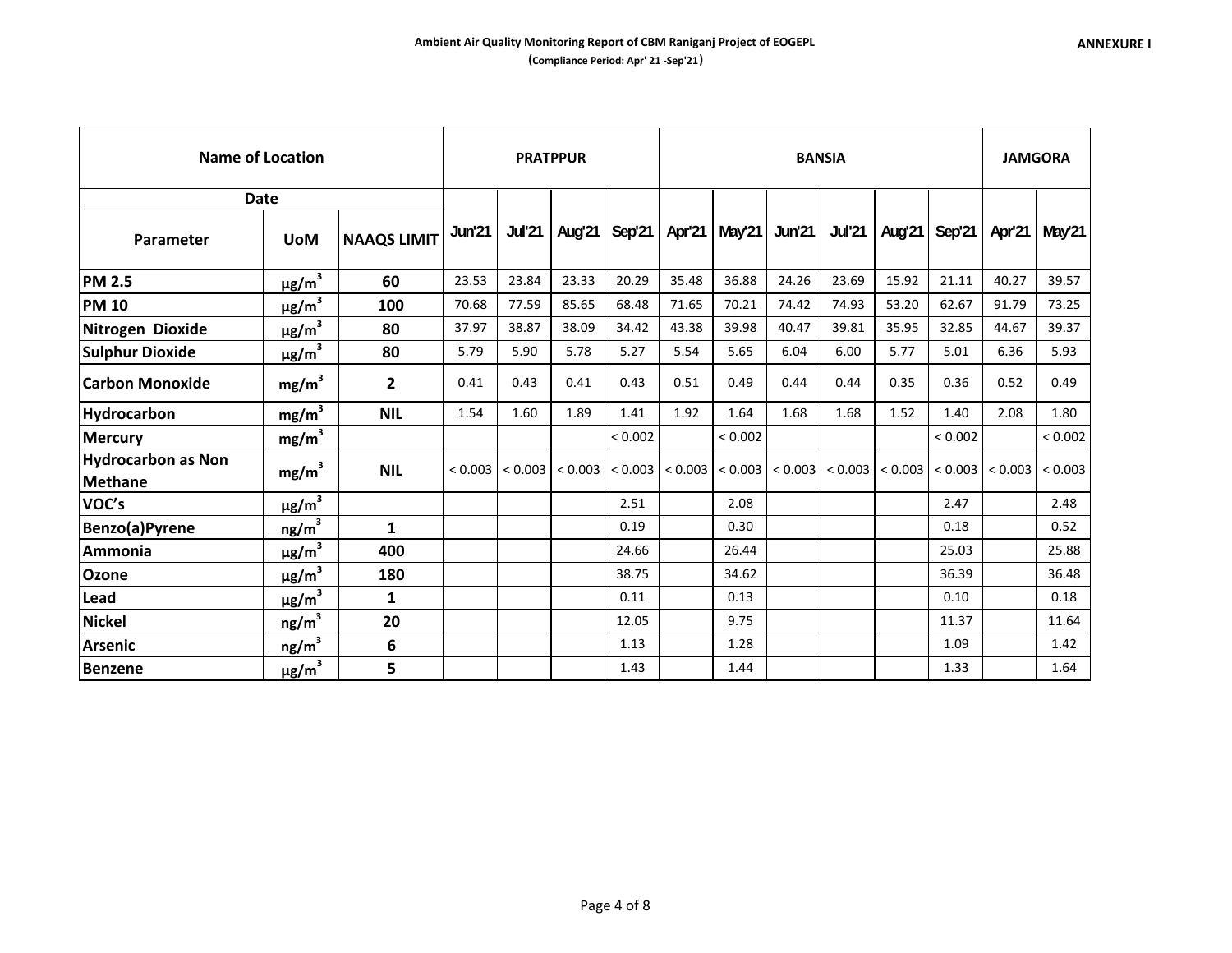ANNEXURE I

**Ambient Air Quality Monitoring Report of CBM Raniganj Project of EOGEPL**

**(Compliance Period: Apr' 21 -Sep'21)**

| Name of Location | | | PRATPPUR | | | | BANSIA | | | | | | JAMGORA | |
|---|---|---|---|---|---|---|---|---|---|---|---|---|---|---|
| Date | | | | | | | | | | | | | | |
| Parameter | UoM | NAAQS LIMIT | Jun'21 | Jul'21 | Aug'21 | Sep'21 | Apr'21 | May'21 | Jun'21 | Jul'21 | Aug'21 | Sep'21 | Apr'21 | May'21 |
| **PM 2.5** | $\mu g/m^3$ | 60 | 23.53 | 23.84 | 23.33 | 20.29 | 35.48 | 36.88 | 24.26 | 23.69 | 15.92 | 21.11 | 40.27 | 39.57 |
| **PM 10** | $\mu g/m^3$ | 100 | 70.68 | 77.59 | 85.65 | 68.48 | 71.65 | 70.21 | 74.42 | 74.93 | 53.20 | 62.67 | 91.79 | 73.25 |
| **Nitrogen Dioxide** | $\mu g/m^3$ | 80 | 37.97 | 38.87 | 38.09 | 34.42 | 43.38 | 39.98 | 40.47 | 39.81 | 35.95 | 32.85 | 44.67 | 39.37 |
| **Sulphur Dioxide** | $\mu g/m^3$ | 80 | 5.79 | 5.90 | 5.78 | 5.27 | 5.54 | 5.65 | 6.04 | 6.00 | 5.77 | 5.01 | 6.36 | 5.93 |
| **Carbon Monoxide** | $mg/m^3$ | 2 | 0.41 | 0.43 | 0.41 | 0.43 | 0.51 | 0.49 | 0.44 | 0.44 | 0.35 | 0.36 | 0.52 | 0.49 |
| **Hydrocarbon** | $mg/m^3$ | NIL | 1.54 | 1.60 | 1.89 | 1.41 | 1.92 | 1.64 | 1.68 | 1.68 | 1.52 | 1.40 | 2.08 | 1.80 |
| **Mercury** | $mg/m^3$ | | | | | < 0.002 | | < 0.002 | | | | < 0.002 | | < 0.002 |
| **Hydrocarbon as Non Methane** | $mg/m^3$ | NIL | < 0.003 | < 0.003 | < 0.003 | < 0.003 | < 0.003 | < 0.003 | < 0.003 | < 0.003 | < 0.003 | < 0.003 | < 0.003 | < 0.003 |
| **VOC's** | $\mu g/m^3$ | | | | | 2.51 | | 2.08 | | | | 2.47 | | 2.48 |
| **Benzo(a)Pyrene** | $ng/m^3$ | 1 | | | | 0.19 | | 0.30 | | | | 0.18 | | 0.52 |
| **Ammonia** | $\mu g/m^3$ | 400 | | | | 24.66 | | 26.44 | | | | 25.03 | | 25.88 |
| **Ozone** | $\mu g/m^3$ | 180 | | | | 38.75 | | 34.62 | | | | 36.39 | | 36.48 |
| **Lead** | $\mu g/m^3$ | 1 | | | | 0.11 | | 0.13 | | | | 0.10 | | 0.18 |
| **Nickel** | $ng/m^3$ | 20 | | | | 12.05 | | 9.75 | | | | 11.37 | | 11.64 |
| **Arsenic** | $ng/m^3$ | 6 | | | | 1.13 | | 1.28 | | | | 1.09 | | 1.42 |
| **Benzene** | $\mu g/m^3$ | 5 | | | | 1.43 | | 1.44 | | | | 1.33 | | 1.64 |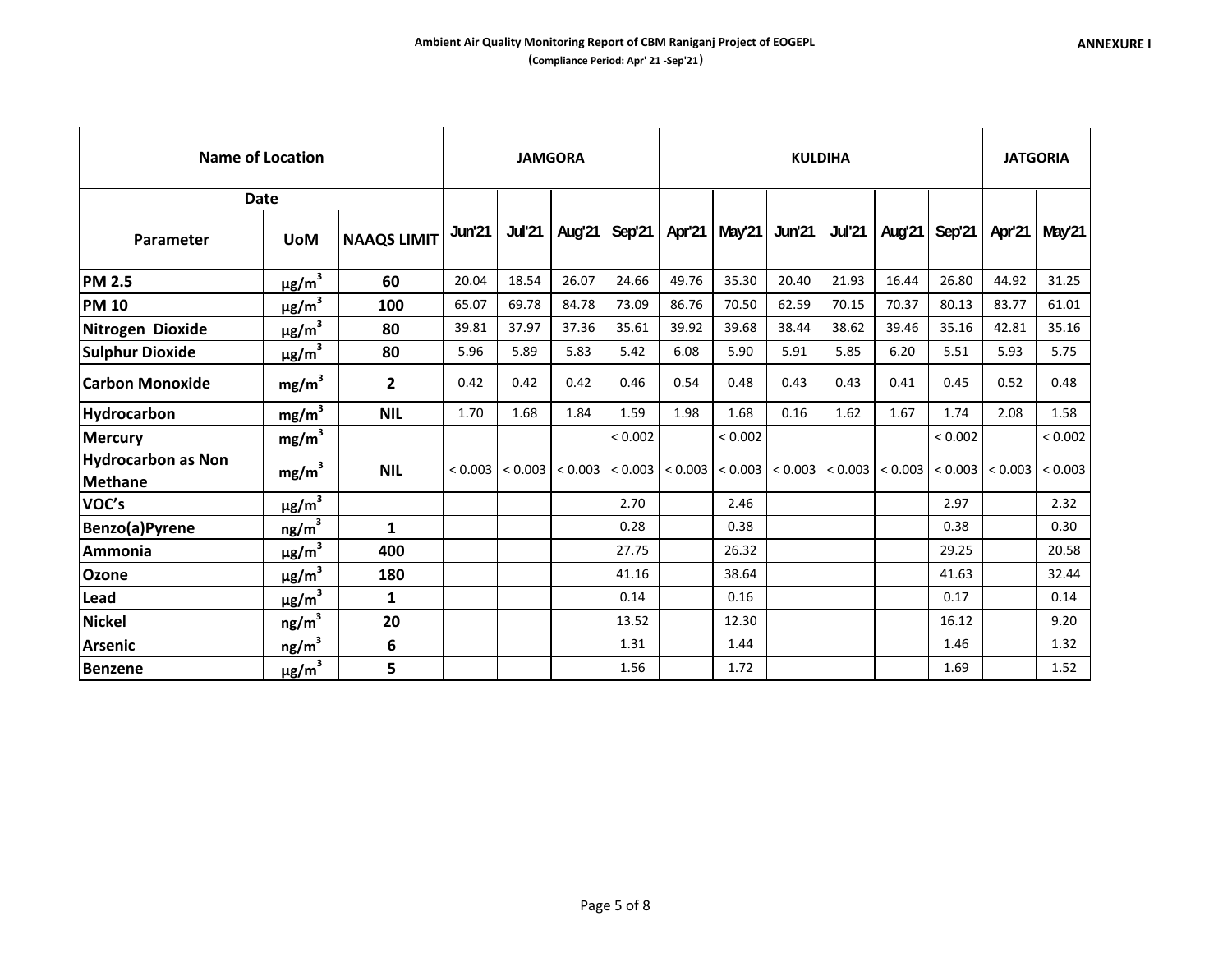**ANNEXURE I**

**Ambient Air Quality Monitoring Report of CBM Raniganj Project of EOGEPL**

**(Compliance Period: Apr' 21 -Sep'21)**

| Name of Location | | | JAMGORA | | | | KULDIHA | | | | | | JATGORIA | |
|---|---|---|---|---|---|---|---|---|---|---|---|---|---|---|
| Date | | | | | | | | | | | | | | |
| Parameter | UoM | NAAQS LIMIT | Jun'21 | Jul'21 | Aug'21 | Sep'21 | Apr'21 | May'21 | Jun'21 | Jul'21 | Aug'21 | Sep'21 | Apr'21 | May'21 |
| PM 2.5 | µg/m$^3$ | 60 | 20.04 | 18.54 | 26.07 | 24.66 | 49.76 | 35.30 | 20.40 | 21.93 | 16.44 | 26.80 | 44.92 | 31.25 |
| PM 10 | µg/m$^3$ | 100 | 65.07 | 69.78 | 84.78 | 73.09 | 86.76 | 70.50 | 62.59 | 70.15 | 70.37 | 80.13 | 83.77 | 61.01 |
| Nitrogen Dioxide | µg/m$^3$ | 80 | 39.81 | 37.97 | 37.36 | 35.61 | 39.92 | 39.68 | 38.44 | 38.62 | 39.46 | 35.16 | 42.81 | 35.16 |
| Sulphur Dioxide | µg/m$^3$ | 80 | 5.96 | 5.89 | 5.83 | 5.42 | 6.08 | 5.90 | 5.91 | 5.85 | 6.20 | 5.51 | 5.93 | 5.75 |
| Carbon Monoxide | mg/m$^3$ | 2 | 0.42 | 0.42 | 0.42 | 0.46 | 0.54 | 0.48 | 0.43 | 0.43 | 0.41 | 0.45 | 0.52 | 0.48 |
| Hydrocarbon | mg/m$^3$ | NIL | 1.70 | 1.68 | 1.84 | 1.59 | 1.98 | 1.68 | 0.16 | 1.62 | 1.67 | 1.74 | 2.08 | 1.58 |
| Mercury | mg/m$^3$ | | | | | < 0.002 | | < 0.002 | | | | < 0.002 | | < 0.002 |
| Hydrocarbon as Non Methane | mg/m$^3$ | NIL | < 0.003 | < 0.003 | < 0.003 | < 0.003 | < 0.003 | < 0.003 | < 0.003 | < 0.003 | < 0.003 | < 0.003 | < 0.003 | < 0.003 |
| VOC's | µg/m$^3$ | | | | | 2.70 | | 2.46 | | | | 2.97 | | 2.32 |
| Benzo(a)Pyrene | ng/m$^3$ | 1 | | | | 0.28 | | 0.38 | | | | 0.38 | | 0.30 |
| Ammonia | µg/m$^3$ | 400 | | | | 27.75 | | 26.32 | | | | 29.25 | | 20.58 |
| Ozone | µg/m$^3$ | 180 | | | | 41.16 | | 38.64 | | | | 41.63 | | 32.44 |
| Lead | µg/m$^3$ | 1 | | | | 0.14 | | 0.16 | | | | 0.17 | | 0.14 |
| Nickel | ng/m$^3$ | 20 | | | | 13.52 | | 12.30 | | | | 16.12 | | 9.20 |
| Arsenic | ng/m$^3$ | 6 | | | | 1.31 | | 1.44 | | | | 1.46 | | 1.32 |
| Benzene | µg/m$^3$ | 5 | | | | 1.56 | | 1.72 | | | | 1.69 | | 1.52 |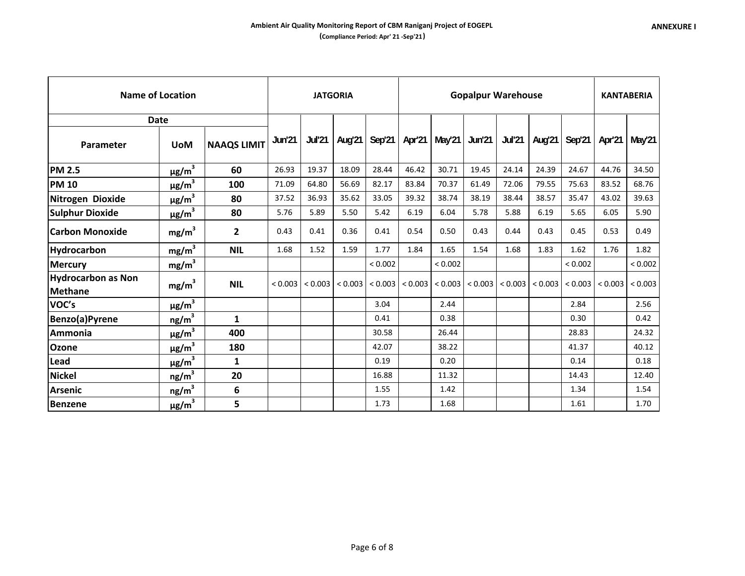**ANNEXURE I**

**Ambient Air Quality Monitoring Report of CBM Raniganj Project of EOGEPL**

**(Compliance Period: Apr' 21 -Sep'21)**

| Name of Location | | | JATGORIA | | | | Gopalpur Warehouse | | | | | | KANTABERIA | |
|---|---|---|---|---|---|---|---|---|---|---|---|---|---|---|
| Date | | | | | | | | | | | | | | |
| Parameter | UoM | NAAQS LIMIT | Jun'21 | Jul'21 | Aug'21 | Sep'21 | Apr'21 | May'21 | Jun'21 | Jul'21 | Aug'21 | Sep'21 | Apr'21 | May'21 |
| **PM 2.5** | $\mu g/m^3$ | **60** | 26.93 | 19.37 | 18.09 | 28.44 | 46.42 | 30.71 | 19.45 | 24.14 | 24.39 | 24.67 | 44.76 | 34.50 |
| **PM 10** | $\mu g/m^3$ | **100** | 71.09 | 64.80 | 56.69 | 82.17 | 83.84 | 70.37 | 61.49 | 72.06 | 79.55 | 75.63 | 83.52 | 68.76 |
| **Nitrogen Dioxide** | $\mu g/m^3$ | **80** | 37.52 | 36.93 | 35.62 | 33.05 | 39.32 | 38.74 | 38.19 | 38.44 | 38.57 | 35.47 | 43.02 | 39.63 |
| **Sulphur Dioxide** | $\mu g/m^3$ | **80** | 5.76 | 5.89 | 5.50 | 5.42 | 6.19 | 6.04 | 5.78 | 5.88 | 6.19 | 5.65 | 6.05 | 5.90 |
| **Carbon Monoxide** | $mg/m^3$ | **2** | 0.43 | 0.41 | 0.36 | 0.41 | 0.54 | 0.50 | 0.43 | 0.44 | 0.43 | 0.45 | 0.53 | 0.49 |
| **Hydrocarbon** | $mg/m^3$ | **NIL** | 1.68 | 1.52 | 1.59 | 1.77 | 1.84 | 1.65 | 1.54 | 1.68 | 1.83 | 1.62 | 1.76 | 1.82 |
| **Mercury** | $mg/m^3$ | | | | | < 0.002 | | < 0.002 | | | | < 0.002 | | < 0.002 |
| **Hydrocarbon as Non Methane** | $mg/m^3$ | **NIL** | < 0.003 | < 0.003 | < 0.003 | < 0.003 | < 0.003 | < 0.003 | < 0.003 | < 0.003 | < 0.003 | < 0.003 | < 0.003 | < 0.003 |
| **VOC's** | $\mu g/m^3$ | | | | | 3.04 | | 2.44 | | | | 2.84 | | 2.56 |
| **Benzo(a)Pyrene** | $ng/m^3$ | **1** | | | | 0.41 | | 0.38 | | | | 0.30 | | 0.42 |
| **Ammonia** | $\mu g/m^3$ | **400** | | | | 30.58 | | 26.44 | | | | 28.83 | | 24.32 |
| **Ozone** | $\mu g/m^3$ | **180** | | | | 42.07 | | 38.22 | | | | 41.37 | | 40.12 |
| **Lead** | $\mu g/m^3$ | **1** | | | | 0.19 | | 0.20 | | | | 0.14 | | 0.18 |
| **Nickel** | $ng/m^3$ | **20** | | | | 16.88 | | 11.32 | | | | 14.43 | | 12.40 |
| **Arsenic** | $ng/m^3$ | **6** | | | | 1.55 | | 1.42 | | | | 1.34 | | 1.54 |
| **Benzene** | $\mu g/m^3$ | **5** | | | | 1.73 | | 1.68 | | | | 1.61 | | 1.70 |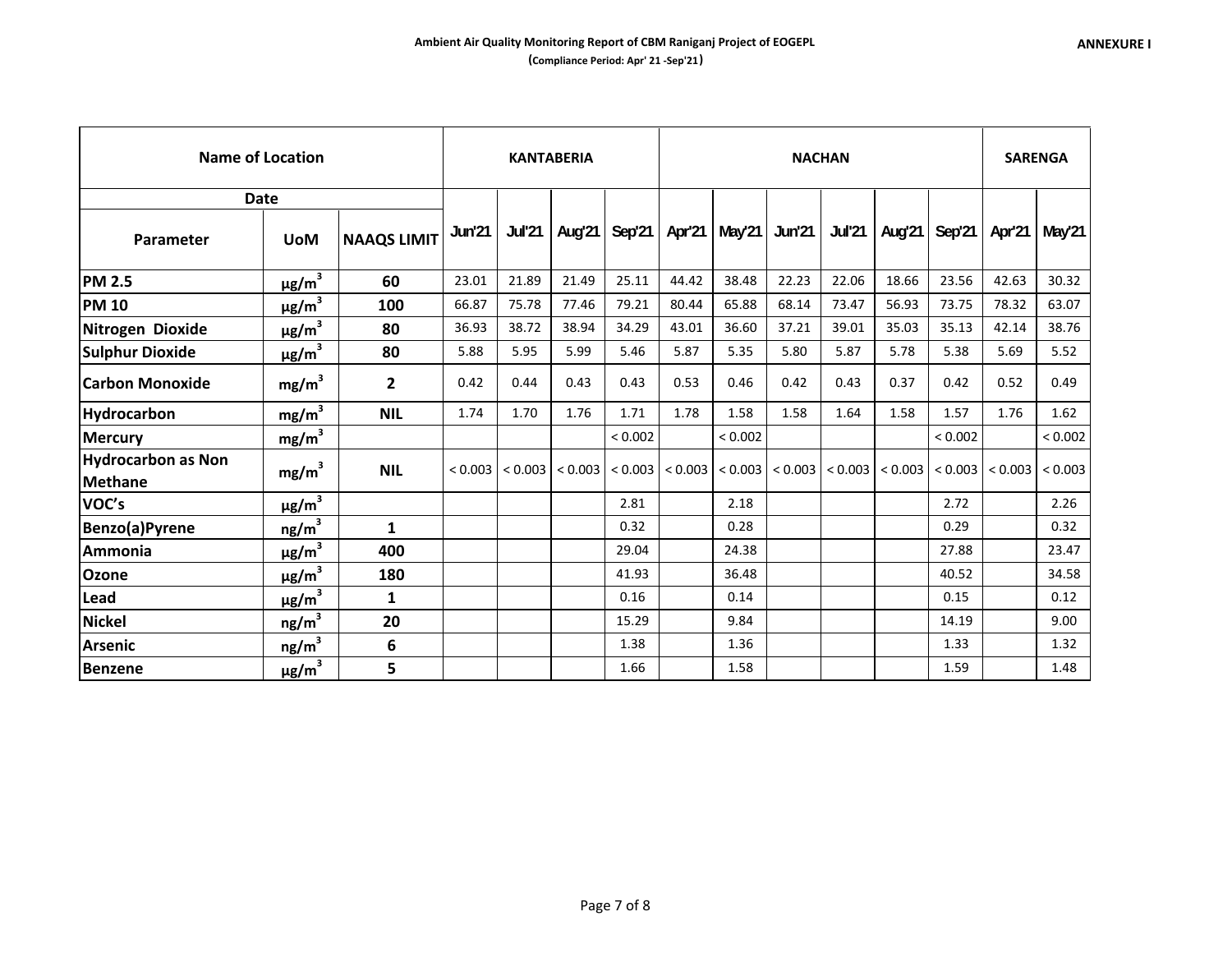**ANNEXURE I**

**Ambient Air Quality Monitoring Report of CBM Raniganj Project of EOGEPL**
**(Compliance Period: Apr' 21 -Sep'21)**

| Name of Location | | | KANTABERIA | | | | NACHAN | | | | | | SARENGA | |
|---|---|---|---|---|---|---|---|---|---|---|---|---|---|---|
| Date | | | | | | | | | | | | | | |
| Parameter | UoM | NAAQS LIMIT | Jun'21 | Jul'21 | Aug'21 | Sep'21 | Apr'21 | May'21 | Jun'21 | Jul'21 | Aug'21 | Sep'21 | Apr'21 | May'21 |
| **PM 2.5** | $\mu g/m^3$ | **60** | 23.01 | 21.89 | 21.49 | 25.11 | 44.42 | 38.48 | 22.23 | 22.06 | 18.66 | 23.56 | 42.63 | 30.32 |
| **PM 10** | $\mu g/m^3$ | **100** | 66.87 | 75.78 | 77.46 | 79.21 | 80.44 | 65.88 | 68.14 | 73.47 | 56.93 | 73.75 | 78.32 | 63.07 |
| **Nitrogen Dioxide** | $\mu g/m^3$ | **80** | 36.93 | 38.72 | 38.94 | 34.29 | 43.01 | 36.60 | 37.21 | 39.01 | 35.03 | 35.13 | 42.14 | 38.76 |
| **Sulphur Dioxide** | $\mu g/m^3$ | **80** | 5.88 | 5.95 | 5.99 | 5.46 | 5.87 | 5.35 | 5.80 | 5.87 | 5.78 | 5.38 | 5.69 | 5.52 |
| **Carbon Monoxide** | $mg/m^3$ | **2** | 0.42 | 0.44 | 0.43 | 0.43 | 0.53 | 0.46 | 0.42 | 0.43 | 0.37 | 0.42 | 0.52 | 0.49 |
| **Hydrocarbon** | $mg/m^3$ | **NIL** | 1.74 | 1.70 | 1.76 | 1.71 | 1.78 | 1.58 | 1.58 | 1.64 | 1.58 | 1.57 | 1.76 | 1.62 |
| **Mercury** | $mg/m^3$ | | | | | < 0.002 | | < 0.002 | | | | < 0.002 | | < 0.002 |
| **Hydrocarbon as Non Methane** | $mg/m^3$ | **NIL** | < 0.003 | < 0.003 | < 0.003 | < 0.003 | < 0.003 | < 0.003 | < 0.003 | < 0.003 | < 0.003 | < 0.003 | < 0.003 | < 0.003 |
| **VOC's** | $\mu g/m^3$ | | | | | 2.81 | | 2.18 | | | | 2.72 | | 2.26 |
| **Benzo(a)Pyrene** | $ng/m^3$ | **1** | | | | 0.32 | | 0.28 | | | | 0.29 | | 0.32 |
| **Ammonia** | $\mu g/m^3$ | **400** | | | | 29.04 | | 24.38 | | | | 27.88 | | 23.47 |
| **Ozone** | $\mu g/m^3$ | **180** | | | | 41.93 | | 36.48 | | | | 40.52 | | 34.58 |
| **Lead** | $\mu g/m^3$ | **1** | | | | 0.16 | | 0.14 | | | | 0.15 | | 0.12 |
| **Nickel** | $ng/m^3$ | **20** | | | | 15.29 | | 9.84 | | | | 14.19 | | 9.00 |
| **Arsenic** | $ng/m^3$ | **6** | | | | 1.38 | | 1.36 | | | | 1.33 | | 1.32 |
| **Benzene** | $\mu g/m^3$ | **5** | | | | 1.66 | | 1.58 | | | | 1.59 | | 1.48 |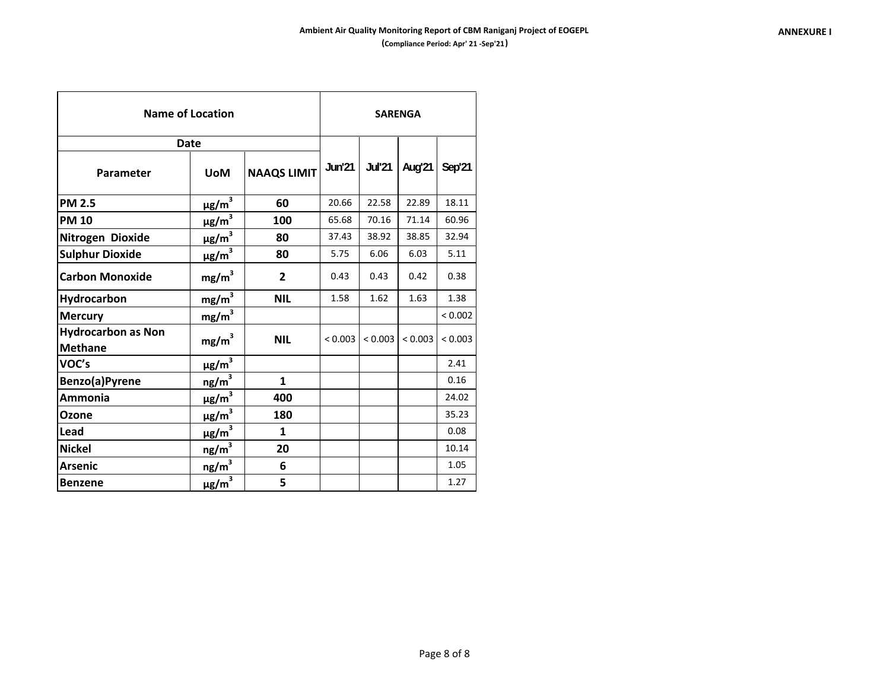**Ambient Air Quality Monitoring Report of CBM Raniganj Project of EOGEPL**

**(Compliance Period: Apr' 21 -Sep'21)**

**ANNEXURE I**

| Name of Location | | | SARENGA | | | |
|---|---|---|---|---|---|---|
| Date | | | | | | |
| Parameter | UoM | NAAQS LIMIT | Jun'21 | Jul'21 | Aug'21 | Sep'21 |
| PM 2.5 | $\mu g/m^3$ | 60 | 20.66 | 22.58 | 22.89 | 18.11 |
| PM 10 | $\mu g/m^3$ | 100 | 65.68 | 70.16 | 71.14 | 60.96 |
| Nitrogen Dioxide | $\mu g/m^3$ | 80 | 37.43 | 38.92 | 38.85 | 32.94 |
| Sulphur Dioxide | $\mu g/m^3$ | 80 | 5.75 | 6.06 | 6.03 | 5.11 |
| Carbon Monoxide | $mg/m^3$ | 2 | 0.43 | 0.43 | 0.42 | 0.38 |
| Hydrocarbon | $mg/m^3$ | NIL | 1.58 | 1.62 | 1.63 | 1.38 |
| Mercury | $mg/m^3$ | | | | | < 0.002 |
| Hydrocarbon as Non Methane | $mg/m^3$ | NIL | < 0.003 | < 0.003 | < 0.003 | < 0.003 |
| VOC's | $\mu g/m^3$ | | | | | 2.41 |
| Benzo(a)Pyrene | $ng/m^3$ | 1 | | | | 0.16 |
| Ammonia | $\mu g/m^3$ | 400 | | | | 24.02 |
| Ozone | $\mu g/m^3$ | 180 | | | | 35.23 |
| Lead | $\mu g/m^3$ | 1 | | | | 0.08 |
| Nickel | $ng/m^3$ | 20 | | | | 10.14 |
| Arsenic | $ng/m^3$ | 6 | | | | 1.05 |
| Benzene | $\mu g/m^3$ | 5 | | | | 1.27 |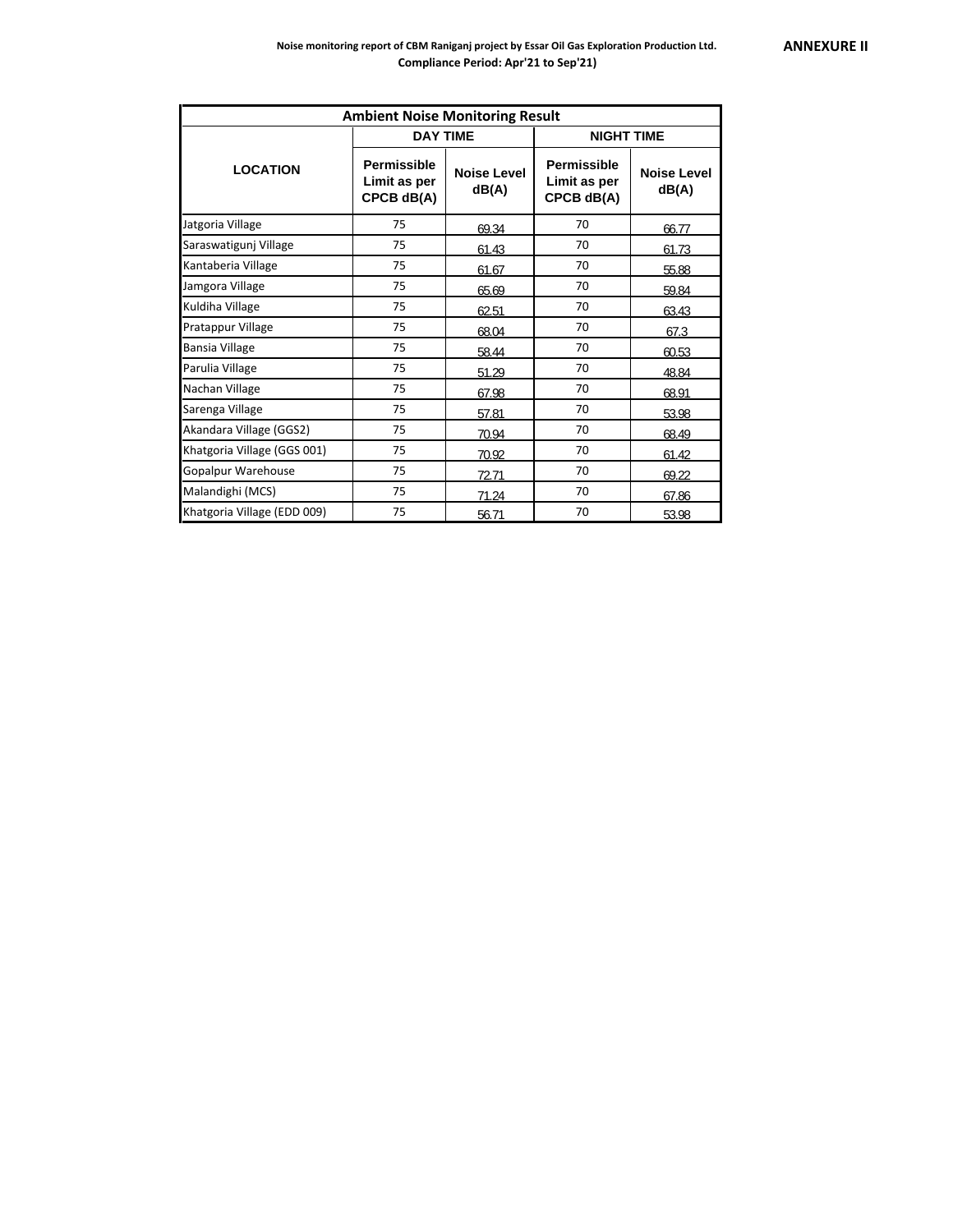**ANNEXURE II**

**Noise monitoring report of CBM Raniganj project by Essar Oil Gas Exploration Production Ltd.**
**Compliance Period: Apr'21 to Sep'21)**

| Ambient Noise Monitoring Result | | | | |
|---|---|---|---|---|
| | DAY TIME | | NIGHT TIME | |
| LOCATION | Permissible Limit as per CPCB dB(A) | Noise Level dB(A) | Permissible Limit as per CPCB dB(A) | Noise Level dB(A) |
| Jatgoria Village | 75 | 69.34 | 70 | 66.77 |
| Saraswatigunj Village | 75 | 61.43 | 70 | 61.73 |
| Kantaberia Village | 75 | 61.67 | 70 | 55.88 |
| Jamgora Village | 75 | 65.69 | 70 | 59.84 |
| Kuldiha Village | 75 | 62.51 | 70 | 63.43 |
| Pratappur Village | 75 | 68.04 | 70 | 67.3 |
| Bansia Village | 75 | 58.44 | 70 | 60.53 |
| Parulia Village | 75 | 51.29 | 70 | 48.84 |
| Nachan Village | 75 | 67.98 | 70 | 68.91 |
| Sarenga Village | 75 | 57.81 | 70 | 53.98 |
| Akandara Village (GGS2) | 75 | 70.94 | 70 | 68.49 |
| Khatgoria Village (GGS 001) | 75 | 70.92 | 70 | 61.42 |
| Gopalpur Warehouse | 75 | 72.71 | 70 | 69.22 |
| Malandighi (MCS) | 75 | 71.24 | 70 | 67.86 |
| Khatgoria Village (EDD 009) | 75 | 56.71 | 70 | 53.98 |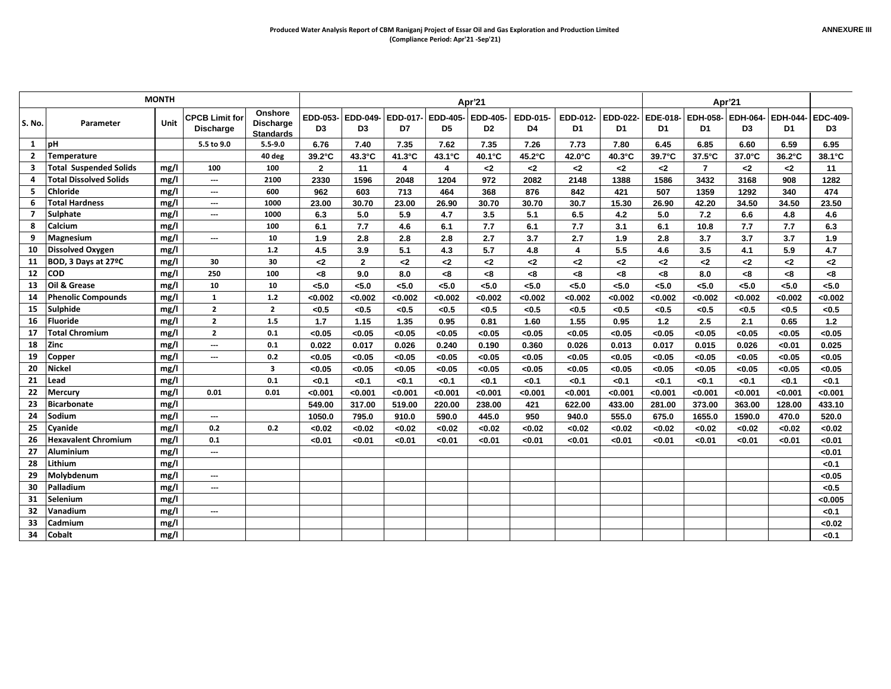**ANNEXURE III**

**Produced Water Analysis Report of CBM Raniganj Project of Essar Oil and Gas Exploration and Production Limited**
**(Compliance Period: Apr'21 -Sep'21)**

| MONTH | | | | | Apr'21 | | | | | | | | Apr'21 | | | | |
|---|---|---|---|---|---|---|---|---|---|---|---|---|---|---|---|---|---|
| S. No. | Parameter | Unit | CPCB Limit for Discharge | Onshore Discharge Standards | EDD-053-D3 | EDD-049-D3 | EDD-017-D7 | EDD-405-D5 | EDD-405-D2 | EDD-015-D4 | EDD-012-D1 | EDD-022-D1 | EDE-018-D1 | EDH-058-D1 | EDH-064-D3 | EDH-044-D1 | EDC-409-D3 |
| 1 | pH | | 5.5 to 9.0 | 5.5-9.0 | 6.76 | 7.40 | 7.35 | 7.62 | 7.35 | 7.26 | 7.73 | 7.80 | 6.45 | 6.85 | 6.60 | 6.59 | 6.95 |
| 2 | Temperature | | | 40 deg | 39.2°C | 43.3°C | 41.3°C | 43.1°C | 40.1°C | 45.2°C | 42.0°C | 40.3°C | 39.7°C | 37.5°C | 37.0°C | 36.2°C | 38.1°C |
| 3 | Total Suspended Solids | mg/l | 100 | 100 | 2 | 11 | 4 | 4 | <2 | <2 | <2 | <2 | <2 | 7 | <2 | <2 | 11 |
| 4 | Total Dissolved Solids | mg/l | --- | 2100 | 2330 | 1596 | 2048 | 1204 | 972 | 2082 | 2148 | 1388 | 1586 | 3432 | 3168 | 908 | 1282 |
| 5 | Chloride | mg/l | --- | 600 | 962 | 603 | 713 | 464 | 368 | 876 | 842 | 421 | 507 | 1359 | 1292 | 340 | 474 |
| 6 | Total Hardness | mg/l | --- | 1000 | 23.00 | 30.70 | 23.00 | 26.90 | 30.70 | 30.70 | 30.7 | 15.30 | 26.90 | 42.20 | 34.50 | 34.50 | 23.50 |
| 7 | Sulphate | mg/l | --- | 1000 | 6.3 | 5.0 | 5.9 | 4.7 | 3.5 | 5.1 | 6.5 | 4.2 | 5.0 | 7.2 | 6.6 | 4.8 | 4.6 |
| 8 | Calcium | mg/l | | 100 | 6.1 | 7.7 | 4.6 | 6.1 | 7.7 | 6.1 | 7.7 | 3.1 | 6.1 | 10.8 | 7.7 | 7.7 | 6.3 |
| 9 | Magnesium | mg/l | --- | 10 | 1.9 | 2.8 | 2.8 | 2.8 | 2.7 | 3.7 | 2.7 | 1.9 | 2.8 | 3.7 | 3.7 | 3.7 | 1.9 |
| 10 | Dissolved Oxygen | mg/l | | 1.2 | 4.5 | 3.9 | 5.1 | 4.3 | 5.7 | 4.8 | 4 | 5.5 | 4.6 | 3.5 | 4.1 | 5.9 | 4.7 |
| 11 | BOD, 3 Days at 27ºC | mg/l | 30 | 30 | <2 | 2 | <2 | <2 | <2 | <2 | <2 | <2 | <2 | <2 | <2 | <2 | <2 |
| 12 | COD | mg/l | 250 | 100 | <8 | 9.0 | 8.0 | <8 | <8 | <8 | <8 | <8 | <8 | 8.0 | <8 | <8 | <8 |
| 13 | Oil & Grease | mg/l | 10 | 10 | <5.0 | <5.0 | <5.0 | <5.0 | <5.0 | <5.0 | <5.0 | <5.0 | <5.0 | <5.0 | <5.0 | <5.0 | <5.0 |
| 14 | Phenolic Compounds | mg/l | 1 | 1.2 | <0.002 | <0.002 | <0.002 | <0.002 | <0.002 | <0.002 | <0.002 | <0.002 | <0.002 | <0.002 | <0.002 | <0.002 | <0.002 |
| 15 | Sulphide | mg/l | 2 | 2 | <0.5 | <0.5 | <0.5 | <0.5 | <0.5 | <0.5 | <0.5 | <0.5 | <0.5 | <0.5 | <0.5 | <0.5 | <0.5 |
| 16 | Fluoride | mg/l | 2 | 1.5 | 1.7 | 1.15 | 1.35 | 0.95 | 0.81 | 1.60 | 1.55 | 0.95 | 1.2 | 2.5 | 2.1 | 0.65 | 1.2 |
| 17 | Total Chromium | mg/l | 2 | 0.1 | <0.05 | <0.05 | <0.05 | <0.05 | <0.05 | <0.05 | <0.05 | <0.05 | <0.05 | <0.05 | <0.05 | <0.05 | <0.05 |
| 18 | Zinc | mg/l | --- | 0.1 | 0.022 | 0.017 | 0.026 | 0.240 | 0.190 | 0.360 | 0.026 | 0.013 | 0.017 | 0.015 | 0.026 | <0.01 | 0.025 |
| 19 | Copper | mg/l | --- | 0.2 | <0.05 | <0.05 | <0.05 | <0.05 | <0.05 | <0.05 | <0.05 | <0.05 | <0.05 | <0.05 | <0.05 | <0.05 | <0.05 |
| 20 | Nickel | mg/l | | 3 | <0.05 | <0.05 | <0.05 | <0.05 | <0.05 | <0.05 | <0.05 | <0.05 | <0.05 | <0.05 | <0.05 | <0.05 | <0.05 |
| 21 | Lead | mg/l | | 0.1 | <0.1 | <0.1 | <0.1 | <0.1 | <0.1 | <0.1 | <0.1 | <0.1 | <0.1 | <0.1 | <0.1 | <0.1 | <0.1 |
| 22 | Mercury | mg/l | 0.01 | 0.01 | <0.001 | <0.001 | <0.001 | <0.001 | <0.001 | <0.001 | <0.001 | <0.001 | <0.001 | <0.001 | <0.001 | <0.001 | <0.001 |
| 23 | Bicarbonate | mg/l | | | 549.00 | 317.00 | 519.00 | 220.00 | 238.00 | 421 | 622.00 | 433.00 | 281.00 | 373.00 | 363.00 | 128.00 | 433.10 |
| 24 | Sodium | mg/l | --- | | 1050.0 | 795.0 | 910.0 | 590.0 | 445.0 | 950 | 940.0 | 555.0 | 675.0 | 1655.0 | 1590.0 | 470.0 | 520.0 |
| 25 | Cyanide | mg/l | 0.2 | 0.2 | <0.02 | <0.02 | <0.02 | <0.02 | <0.02 | <0.02 | <0.02 | <0.02 | <0.02 | <0.02 | <0.02 | <0.02 | <0.02 |
| 26 | Hexavalent Chromium | mg/l | 0.1 | | <0.01 | <0.01 | <0.01 | <0.01 | <0.01 | <0.01 | <0.01 | <0.01 | <0.01 | <0.01 | <0.01 | <0.01 | <0.01 |
| 27 | Aluminium | mg/l | --- | | | | | | | | | | | | | | <0.01 |
| 28 | Lithium | mg/l | | | | | | | | | | | | | | | <0.1 |
| 29 | Molybdenum | mg/l | --- | | | | | | | | | | | | | | <0.05 |
| 30 | Palladium | mg/l | --- | | | | | | | | | | | | | | <0.5 |
| 31 | Selenium | mg/l | | | | | | | | | | | | | | | <0.005 |
| 32 | Vanadium | mg/l | --- | | | | | | | | | | | | | | <0.1 |
| 33 | Cadmium | mg/l | | | | | | | | | | | | | | | <0.02 |
| 34 | Cobalt | mg/l | | | | | | | | | | | | | | | <0.1 |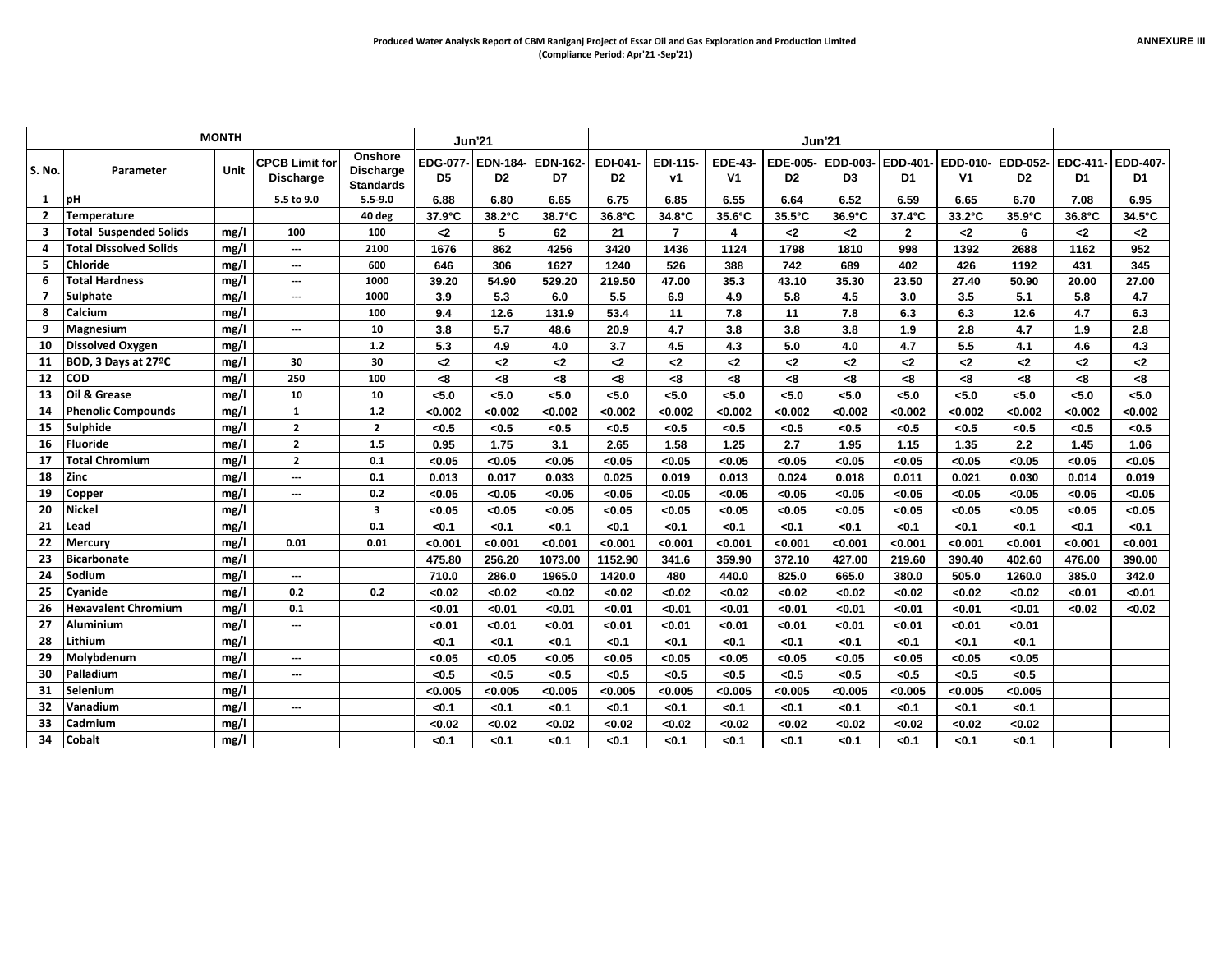**Produced Water Analysis Report of CBM Raniganj Project of Essar Oil and Gas Exploration and Production Limited**
**(Compliance Period: Apr'21 -Sep'21)**

**ANNEXURE III**

| MONTH | | | | | Jun'21 | | | Jun'21 | | | | | | | | | | |
|---|---|---|---|---|---|---|---|---|---|---|---|---|---|---|---|---|---|---|
| S. No. | Parameter | Unit | CPCB Limit for Discharge | Onshore Discharge Standards | EDG-077-D5 | EDN-184-D2 | EDN-162-D7 | EDI-041-D2 | EDI-115-v1 | EDE-43-V1 | EDE-005-D2 | EDD-003-D3 | EDD-401-D1 | EDD-010-V1 | EDD-052-D2 | EDC-411-D1 | EDD-407-D1 |
| 1 | pH | | 5.5 to 9.0 | 5.5-9.0 | 6.88 | 6.80 | 6.65 | 6.75 | 6.85 | 6.55 | 6.64 | 6.52 | 6.59 | 6.65 | 6.70 | 7.08 | 6.95 |
| 2 | Temperature | | | 40 deg | 37.9°C | 38.2°C | 38.7°C | 36.8°C | 34.8°C | 35.6°C | 35.5°C | 36.9°C | 37.4°C | 33.2°C | 35.9°C | 36.8°C | 34.5°C |
| 3 | Total Suspended Solids | mg/l | 100 | 100 | <2 | 5 | 62 | 21 | 7 | 4 | <2 | <2 | 2 | <2 | 6 | <2 | <2 |
| 4 | Total Dissolved Solids | mg/l | --- | 2100 | 1676 | 862 | 4256 | 3420 | 1436 | 1124 | 1798 | 1810 | 998 | 1392 | 2688 | 1162 | 952 |
| 5 | Chloride | mg/l | --- | 600 | 646 | 306 | 1627 | 1240 | 526 | 388 | 742 | 689 | 402 | 426 | 1192 | 431 | 345 |
| 6 | Total Hardness | mg/l | --- | 1000 | 39.20 | 54.90 | 529.20 | 219.50 | 47.00 | 35.3 | 43.10 | 35.30 | 23.50 | 27.40 | 50.90 | 20.00 | 27.00 |
| 7 | Sulphate | mg/l | --- | 1000 | 3.9 | 5.3 | 6.0 | 5.5 | 6.9 | 4.9 | 5.8 | 4.5 | 3.0 | 3.5 | 5.1 | 5.8 | 4.7 |
| 8 | Calcium | mg/l | | 100 | 9.4 | 12.6 | 131.9 | 53.4 | 11 | 7.8 | 11 | 7.8 | 6.3 | 6.3 | 12.6 | 4.7 | 6.3 |
| 9 | Magnesium | mg/l | --- | 10 | 3.8 | 5.7 | 48.6 | 20.9 | 4.7 | 3.8 | 3.8 | 3.8 | 1.9 | 2.8 | 4.7 | 1.9 | 2.8 |
| 10 | Dissolved Oxygen | mg/l | | 1.2 | 5.3 | 4.9 | 4.0 | 3.7 | 4.5 | 4.3 | 5.0 | 4.0 | 4.7 | 5.5 | 4.1 | 4.6 | 4.3 |
| 11 | BOD, 3 Days at 27ºC | mg/l | 30 | 30 | <2 | <2 | <2 | <2 | <2 | <2 | <2 | <2 | <2 | <2 | <2 | <2 | <2 |
| 12 | COD | mg/l | 250 | 100 | <8 | <8 | <8 | <8 | <8 | <8 | <8 | <8 | <8 | <8 | <8 | <8 | <8 |
| 13 | Oil & Grease | mg/l | 10 | 10 | <5.0 | <5.0 | <5.0 | <5.0 | <5.0 | <5.0 | <5.0 | <5.0 | <5.0 | <5.0 | <5.0 | <5.0 | <5.0 |
| 14 | Phenolic Compounds | mg/l | 1 | 1.2 | <0.002 | <0.002 | <0.002 | <0.002 | <0.002 | <0.002 | <0.002 | <0.002 | <0.002 | <0.002 | <0.002 | <0.002 | <0.002 |
| 15 | Sulphide | mg/l | 2 | 2 | <0.5 | <0.5 | <0.5 | <0.5 | <0.5 | <0.5 | <0.5 | <0.5 | <0.5 | <0.5 | <0.5 | <0.5 | <0.5 |
| 16 | Fluoride | mg/l | 2 | 1.5 | 0.95 | 1.75 | 3.1 | 2.65 | 1.58 | 1.25 | 2.7 | 1.95 | 1.15 | 1.35 | 2.2 | 1.45 | 1.06 |
| 17 | Total Chromium | mg/l | 2 | 0.1 | <0.05 | <0.05 | <0.05 | <0.05 | <0.05 | <0.05 | <0.05 | <0.05 | <0.05 | <0.05 | <0.05 | <0.05 | <0.05 |
| 18 | Zinc | mg/l | --- | 0.1 | 0.013 | 0.017 | 0.033 | 0.025 | 0.019 | 0.013 | 0.024 | 0.018 | 0.011 | 0.021 | 0.030 | 0.014 | 0.019 |
| 19 | Copper | mg/l | --- | 0.2 | <0.05 | <0.05 | <0.05 | <0.05 | <0.05 | <0.05 | <0.05 | <0.05 | <0.05 | <0.05 | <0.05 | <0.05 | <0.05 |
| 20 | Nickel | mg/l | | 3 | <0.05 | <0.05 | <0.05 | <0.05 | <0.05 | <0.05 | <0.05 | <0.05 | <0.05 | <0.05 | <0.05 | <0.05 | <0.05 |
| 21 | Lead | mg/l | | 0.1 | <0.1 | <0.1 | <0.1 | <0.1 | <0.1 | <0.1 | <0.1 | <0.1 | <0.1 | <0.1 | <0.1 | <0.1 | <0.1 |
| 22 | Mercury | mg/l | 0.01 | 0.01 | <0.001 | <0.001 | <0.001 | <0.001 | <0.001 | <0.001 | <0.001 | <0.001 | <0.001 | <0.001 | <0.001 | <0.001 | <0.001 |
| 23 | Bicarbonate | mg/l | | | 475.80 | 256.20 | 1073.00 | 1152.90 | 341.6 | 359.90 | 372.10 | 427.00 | 219.60 | 390.40 | 402.60 | 476.00 | 390.00 |
| 24 | Sodium | mg/l | --- | | 710.0 | 286.0 | 1965.0 | 1420.0 | 480 | 440.0 | 825.0 | 665.0 | 380.0 | 505.0 | 1260.0 | 385.0 | 342.0 |
| 25 | Cyanide | mg/l | 0.2 | 0.2 | <0.02 | <0.02 | <0.02 | <0.02 | <0.02 | <0.02 | <0.02 | <0.02 | <0.02 | <0.02 | <0.02 | <0.01 | <0.01 |
| 26 | Hexavalent Chromium | mg/l | 0.1 | | <0.01 | <0.01 | <0.01 | <0.01 | <0.01 | <0.01 | <0.01 | <0.01 | <0.01 | <0.01 | <0.01 | <0.02 | <0.02 |
| 27 | Aluminium | mg/l | --- | | <0.01 | <0.01 | <0.01 | <0.01 | <0.01 | <0.01 | <0.01 | <0.01 | <0.01 | <0.01 | <0.01 | | |
| 28 | Lithium | mg/l | | | <0.1 | <0.1 | <0.1 | <0.1 | <0.1 | <0.1 | <0.1 | <0.1 | <0.1 | <0.1 | <0.1 | | |
| 29 | Molybdenum | mg/l | --- | | <0.05 | <0.05 | <0.05 | <0.05 | <0.05 | <0.05 | <0.05 | <0.05 | <0.05 | <0.05 | <0.05 | | |
| 30 | Palladium | mg/l | --- | | <0.5 | <0.5 | <0.5 | <0.5 | <0.5 | <0.5 | <0.5 | <0.5 | <0.5 | <0.5 | <0.5 | | |
| 31 | Selenium | mg/l | | | <0.005 | <0.005 | <0.005 | <0.005 | <0.005 | <0.005 | <0.005 | <0.005 | <0.005 | <0.005 | <0.005 | | |
| 32 | Vanadium | mg/l | --- | | <0.1 | <0.1 | <0.1 | <0.1 | <0.1 | <0.1 | <0.1 | <0.1 | <0.1 | <0.1 | <0.1 | | |
| 33 | Cadmium | mg/l | | | <0.02 | <0.02 | <0.02 | <0.02 | <0.02 | <0.02 | <0.02 | <0.02 | <0.02 | <0.02 | <0.02 | | |
| 34 | Cobalt | mg/l | | | <0.1 | <0.1 | <0.1 | <0.1 | <0.1 | <0.1 | <0.1 | <0.1 | <0.1 | <0.1 | <0.1 | | |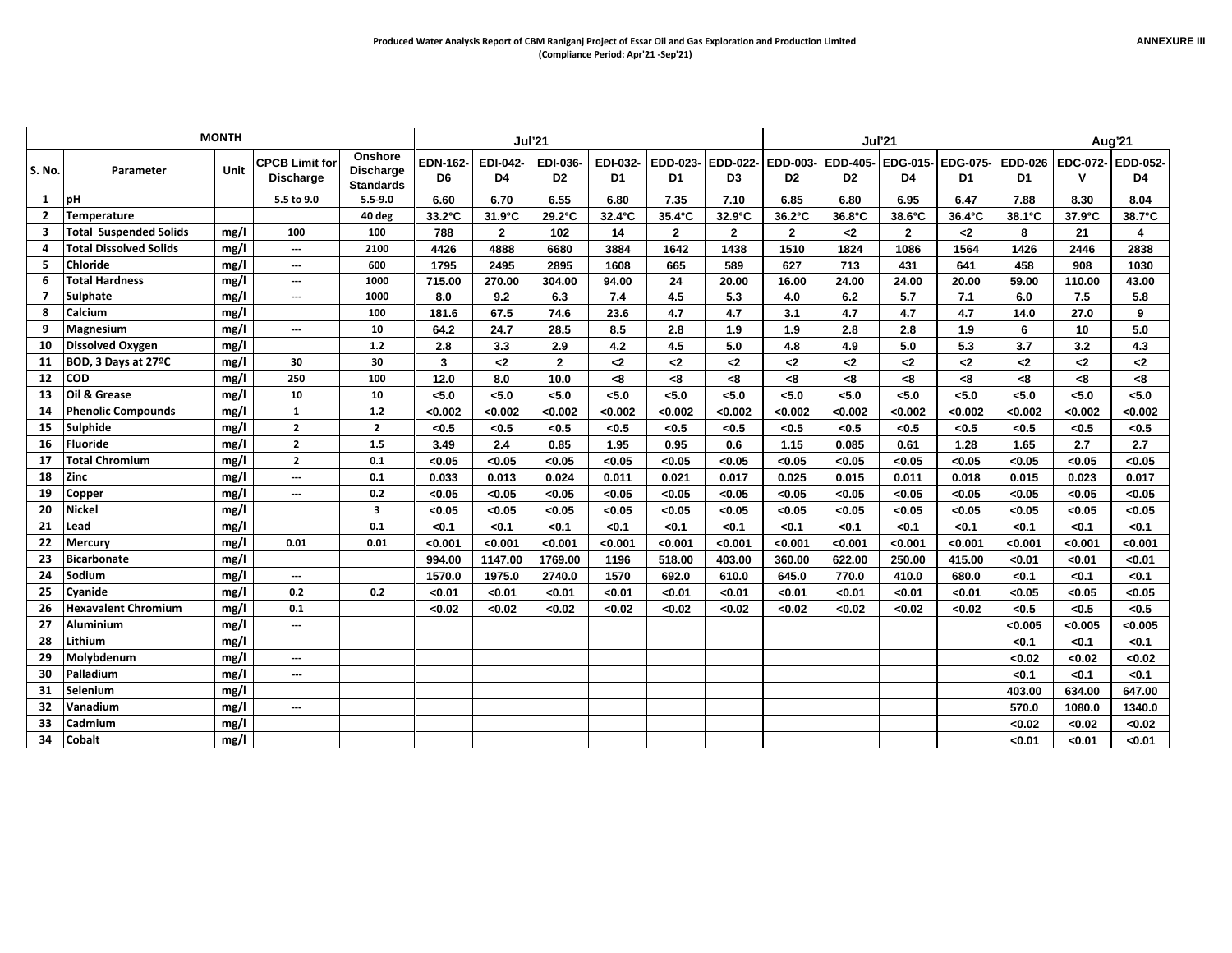**Produced Water Analysis Report of CBM Raniganj Project of Essar Oil and Gas Exploration and Production Limited**
**(Compliance Period: Apr'21 -Sep'21)**

ANNEXURE III

| MONTH | | | | | Jul'21 | | | | | | Jul'21 | | | | Aug'21 | | |
|---|---|---|---|---|---|---|---|---|---|---|---|---|---|---|---|---|---|
| S. No. | Parameter | Unit | CPCB Limit for Discharge | Onshore Discharge Standards | EDN-162-D6 | EDI-042-D4 | EDI-036-D2 | EDI-032-D1 | EDD-023-D1 | EDD-022-D3 | EDD-003-D2 | EDD-405-D2 | EDG-015-D4 | EDG-075-D1 | EDD-026 D1 | EDC-072-V | EDD-052-D4 |
| 1 | pH | | 5.5 to 9.0 | 5.5-9.0 | 6.60 | 6.70 | 6.55 | 6.80 | 7.35 | 7.10 | 6.85 | 6.80 | 6.95 | 6.47 | 7.88 | 8.30 | 8.04 |
| 2 | Temperature | | | 40 deg | 33.2°C | 31.9°C | 29.2°C | 32.4°C | 35.4°C | 32.9°C | 36.2°C | 36.8°C | 38.6°C | 36.4°C | 38.1°C | 37.9°C | 38.7°C |
| 3 | Total Suspended Solids | mg/l | 100 | 100 | 788 | 2 | 102 | 14 | 2 | 2 | 2 | <2 | 2 | <2 | 8 | 21 | 4 |
| 4 | Total Dissolved Solids | mg/l | --- | 2100 | 4426 | 4888 | 6680 | 3884 | 1642 | 1438 | 1510 | 1824 | 1086 | 1564 | 1426 | 2446 | 2838 |
| 5 | Chloride | mg/l | --- | 600 | 1795 | 2495 | 2895 | 1608 | 665 | 589 | 627 | 713 | 431 | 641 | 458 | 908 | 1030 |
| 6 | Total Hardness | mg/l | --- | 1000 | 715.00 | 270.00 | 304.00 | 94.00 | 24 | 20.00 | 16.00 | 24.00 | 24.00 | 20.00 | 59.00 | 110.00 | 43.00 |
| 7 | Sulphate | mg/l | --- | 1000 | 8.0 | 9.2 | 6.3 | 7.4 | 4.5 | 5.3 | 4.0 | 6.2 | 5.7 | 7.1 | 6.0 | 7.5 | 5.8 |
| 8 | Calcium | mg/l | | 100 | 181.6 | 67.5 | 74.6 | 23.6 | 4.7 | 4.7 | 3.1 | 4.7 | 4.7 | 4.7 | 14.0 | 27.0 | 9 |
| 9 | Magnesium | mg/l | --- | 10 | 64.2 | 24.7 | 28.5 | 8.5 | 2.8 | 1.9 | 1.9 | 2.8 | 2.8 | 1.9 | 6 | 10 | 5.0 |
| 10 | Dissolved Oxygen | mg/l | | 1.2 | 2.8 | 3.3 | 2.9 | 4.2 | 4.5 | 5.0 | 4.8 | 4.9 | 5.0 | 5.3 | 3.7 | 3.2 | 4.3 |
| 11 | BOD, 3 Days at 27ºC | mg/l | 30 | 30 | 3 | <2 | 2 | <2 | <2 | <2 | <2 | <2 | <2 | <2 | <2 | <2 | <2 |
| 12 | COD | mg/l | 250 | 100 | 12.0 | 8.0 | 10.0 | <8 | <8 | <8 | <8 | <8 | <8 | <8 | <8 | <8 | <8 |
| 13 | Oil & Grease | mg/l | 10 | 10 | <5.0 | <5.0 | <5.0 | <5.0 | <5.0 | <5.0 | <5.0 | <5.0 | <5.0 | <5.0 | <5.0 | <5.0 | <5.0 |
| 14 | Phenolic Compounds | mg/l | 1 | 1.2 | <0.002 | <0.002 | <0.002 | <0.002 | <0.002 | <0.002 | <0.002 | <0.002 | <0.002 | <0.002 | <0.002 | <0.002 | <0.002 |
| 15 | Sulphide | mg/l | 2 | 2 | <0.5 | <0.5 | <0.5 | <0.5 | <0.5 | <0.5 | <0.5 | <0.5 | <0.5 | <0.5 | <0.5 | <0.5 | <0.5 |
| 16 | Fluoride | mg/l | 2 | 1.5 | 3.49 | 2.4 | 0.85 | 1.95 | 0.95 | 0.6 | 1.15 | 0.085 | 0.61 | 1.28 | 1.65 | 2.7 | 2.7 |
| 17 | Total Chromium | mg/l | 2 | 0.1 | <0.05 | <0.05 | <0.05 | <0.05 | <0.05 | <0.05 | <0.05 | <0.05 | <0.05 | <0.05 | <0.05 | <0.05 | <0.05 |
| 18 | Zinc | mg/l | --- | 0.1 | 0.033 | 0.013 | 0.024 | 0.011 | 0.021 | 0.017 | 0.025 | 0.015 | 0.011 | 0.018 | 0.015 | 0.023 | 0.017 |
| 19 | Copper | mg/l | --- | 0.2 | <0.05 | <0.05 | <0.05 | <0.05 | <0.05 | <0.05 | <0.05 | <0.05 | <0.05 | <0.05 | <0.05 | <0.05 | <0.05 |
| 20 | Nickel | mg/l | | 3 | <0.05 | <0.05 | <0.05 | <0.05 | <0.05 | <0.05 | <0.05 | <0.05 | <0.05 | <0.05 | <0.05 | <0.05 | <0.05 |
| 21 | Lead | mg/l | | 0.1 | <0.1 | <0.1 | <0.1 | <0.1 | <0.1 | <0.1 | <0.1 | <0.1 | <0.1 | <0.1 | <0.1 | <0.1 | <0.1 |
| 22 | Mercury | mg/l | 0.01 | 0.01 | <0.001 | <0.001 | <0.001 | <0.001 | <0.001 | <0.001 | <0.001 | <0.001 | <0.001 | <0.001 | <0.001 | <0.001 | <0.001 |
| 23 | Bicarbonate | mg/l | | | 994.00 | 1147.00 | 1769.00 | 1196 | 518.00 | 403.00 | 360.00 | 622.00 | 250.00 | 415.00 | <0.01 | <0.01 | <0.01 |
| 24 | Sodium | mg/l | --- | | 1570.0 | 1975.0 | 2740.0 | 1570 | 692.0 | 610.0 | 645.0 | 770.0 | 410.0 | 680.0 | <0.1 | <0.1 | <0.1 |
| 25 | Cyanide | mg/l | 0.2 | 0.2 | <0.01 | <0.01 | <0.01 | <0.01 | <0.01 | <0.01 | <0.01 | <0.01 | <0.01 | <0.01 | <0.05 | <0.05 | <0.05 |
| 26 | Hexavalent Chromium | mg/l | 0.1 | | <0.02 | <0.02 | <0.02 | <0.02 | <0.02 | <0.02 | <0.02 | <0.02 | <0.02 | <0.02 | <0.5 | <0.5 | <0.5 |
| 27 | Aluminium | mg/l | --- | | | | | | | | | | | | <0.005 | <0.005 | <0.005 |
| 28 | Lithium | mg/l | | | | | | | | | | | | | <0.1 | <0.1 | <0.1 |
| 29 | Molybdenum | mg/l | --- | | | | | | | | | | | | <0.02 | <0.02 | <0.02 |
| 30 | Palladium | mg/l | --- | | | | | | | | | | | | <0.1 | <0.1 | <0.1 |
| 31 | Selenium | mg/l | | | | | | | | | | | | | 403.00 | 634.00 | 647.00 |
| 32 | Vanadium | mg/l | --- | | | | | | | | | | | | 570.0 | 1080.0 | 1340.0 |
| 33 | Cadmium | mg/l | | | | | | | | | | | | | <0.02 | <0.02 | <0.02 |
| 34 | Cobalt | mg/l | | | | | | | | | | | | | <0.01 | <0.01 | <0.01 |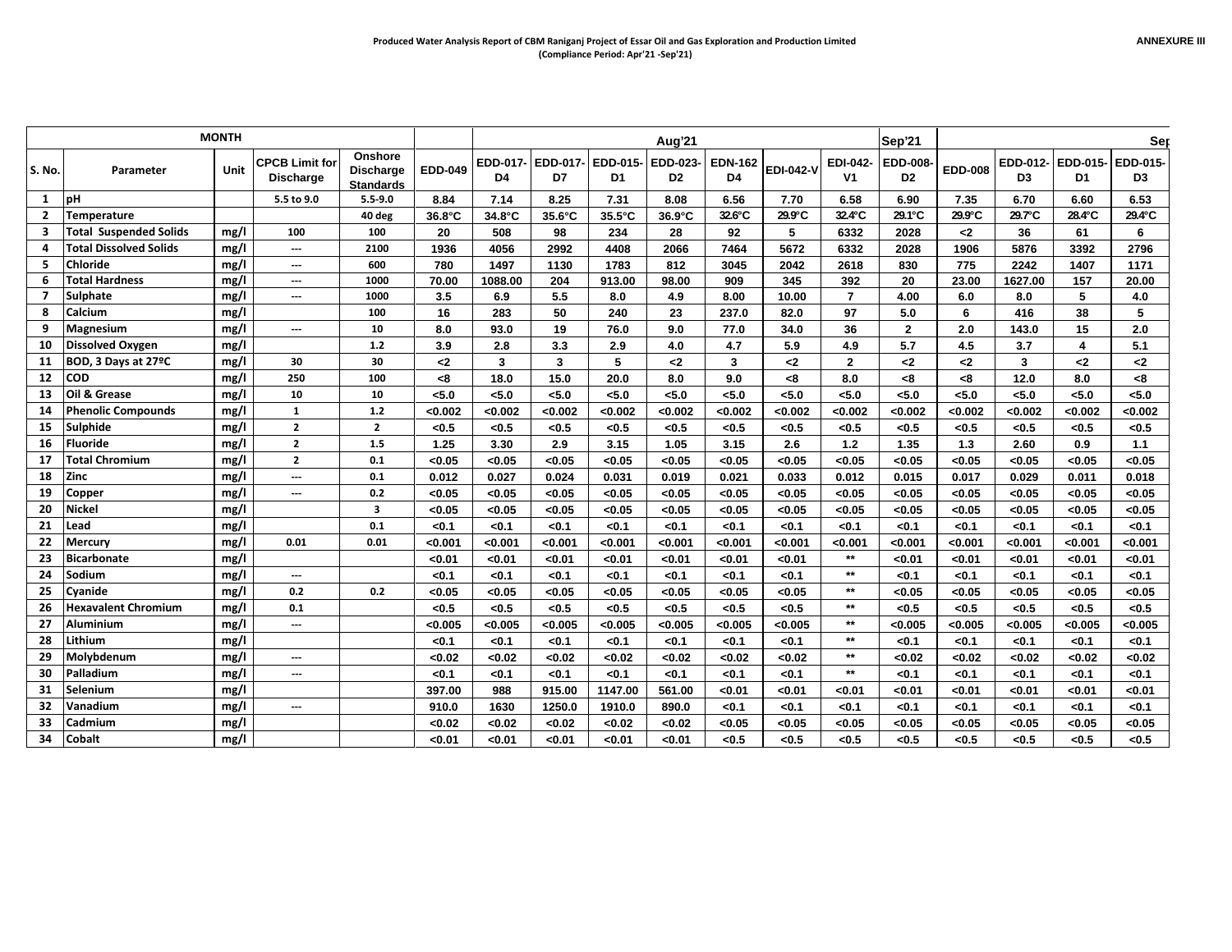**Produced Water Analysis Report of CBM Raniganj Project of Essar Oil and Gas Exploration and Production Limited**
**(Compliance Period: Apr'21 -Sep'21)**

**ANNEXURE III**

| MONTH | | | | | | Aug'21 | | | | | | | Sep'21 | | | | Sep |
|---|---|---|---|---|---|---|---|---|---|---|---|---|---|---|---|---|---|
| S. No. | Parameter | Unit | CPCB Limit for Discharge | Onshore Discharge Standards | EDD-049 | EDD-017-D4 | EDD-017-D7 | EDD-015-D1 | EDD-023-D2 | EDN-162 D4 | EDI-042-V | EDI-042-V1 | EDD-008-D2 | EDD-008 | EDD-012-D3 | EDD-015-D1 | EDD-015-D3 |
| 1 | pH | | 5.5 to 9.0 | 5.5-9.0 | 8.84 | 7.14 | 8.25 | 7.31 | 8.08 | 6.56 | 7.70 | 6.58 | 6.90 | 7.35 | 6.70 | 6.60 | 6.53 |
| 2 | Temperature | | | 40 deg | 36.8°C | 34.8°C | 35.6°C | 35.5°C | 36.9°C | 32.6°C | 29.9°C | 32.4°C | 29.1°C | 29.9°C | 29.7°C | 28.4°C | 29.4°C |
| 3 | Total Suspended Solids | mg/l | 100 | 100 | 20 | 508 | 98 | 234 | 28 | 92 | 5 | 6332 | 2028 | <2 | 36 | 61 | 6 |
| 4 | Total Dissolved Solids | mg/l | --- | 2100 | 1936 | 4056 | 2992 | 4408 | 2066 | 7464 | 5672 | 6332 | 2028 | 1906 | 5876 | 3392 | 2796 |
| 5 | Chloride | mg/l | --- | 600 | 780 | 1497 | 1130 | 1783 | 812 | 3045 | 2042 | 2618 | 830 | 775 | 2242 | 1407 | 1171 |
| 6 | Total Hardness | mg/l | --- | 1000 | 70.00 | 1088.00 | 204 | 913.00 | 98.00 | 909 | 345 | 392 | 20 | 23.00 | 1627.00 | 157 | 20.00 |
| 7 | Sulphate | mg/l | --- | 1000 | 3.5 | 6.9 | 5.5 | 8.0 | 4.9 | 8.00 | 10.00 | 7 | 4.00 | 6.0 | 8.0 | 5 | 4.0 |
| 8 | Calcium | mg/l | | 100 | 16 | 283 | 50 | 240 | 23 | 237.0 | 82.0 | 97 | 5.0 | 6 | 416 | 38 | 5 |
| 9 | Magnesium | mg/l | --- | 10 | 8.0 | 93.0 | 19 | 76.0 | 9.0 | 77.0 | 34.0 | 36 | 2 | 2.0 | 143.0 | 15 | 2.0 |
| 10 | Dissolved Oxygen | mg/l | | 1.2 | 3.9 | 2.8 | 3.3 | 2.9 | 4.0 | 4.7 | 5.9 | 4.9 | 5.7 | 4.5 | 3.7 | 4 | 5.1 |
| 11 | BOD, 3 Days at 27ºC | mg/l | 30 | 30 | <2 | 3 | 3 | 5 | <2 | 3 | <2 | 2 | <2 | <2 | 3 | <2 | <2 |
| 12 | COD | mg/l | 250 | 100 | <8 | 18.0 | 15.0 | 20.0 | 8.0 | 9.0 | <8 | 8.0 | <8 | <8 | 12.0 | 8.0 | <8 |
| 13 | Oil & Grease | mg/l | 10 | 10 | <5.0 | <5.0 | <5.0 | <5.0 | <5.0 | <5.0 | <5.0 | <5.0 | <5.0 | <5.0 | <5.0 | <5.0 | <5.0 |
| 14 | Phenolic Compounds | mg/l | 1 | 1.2 | <0.002 | <0.002 | <0.002 | <0.002 | <0.002 | <0.002 | <0.002 | <0.002 | <0.002 | <0.002 | <0.002 | <0.002 | <0.002 |
| 15 | Sulphide | mg/l | 2 | 2 | <0.5 | <0.5 | <0.5 | <0.5 | <0.5 | <0.5 | <0.5 | <0.5 | <0.5 | <0.5 | <0.5 | <0.5 | <0.5 |
| 16 | Fluoride | mg/l | 2 | 1.5 | 1.25 | 3.30 | 2.9 | 3.15 | 1.05 | 3.15 | 2.6 | 1.2 | 1.35 | 1.3 | 2.60 | 0.9 | 1.1 |
| 17 | Total Chromium | mg/l | 2 | 0.1 | <0.05 | <0.05 | <0.05 | <0.05 | <0.05 | <0.05 | <0.05 | <0.05 | <0.05 | <0.05 | <0.05 | <0.05 | <0.05 |
| 18 | Zinc | mg/l | --- | 0.1 | 0.012 | 0.027 | 0.024 | 0.031 | 0.019 | 0.021 | 0.033 | 0.012 | 0.015 | 0.017 | 0.029 | 0.011 | 0.018 |
| 19 | Copper | mg/l | --- | 0.2 | <0.05 | <0.05 | <0.05 | <0.05 | <0.05 | <0.05 | <0.05 | <0.05 | <0.05 | <0.05 | <0.05 | <0.05 | <0.05 |
| 20 | Nickel | mg/l | | 3 | <0.05 | <0.05 | <0.05 | <0.05 | <0.05 | <0.05 | <0.05 | <0.05 | <0.05 | <0.05 | <0.05 | <0.05 | <0.05 |
| 21 | Lead | mg/l | | 0.1 | <0.1 | <0.1 | <0.1 | <0.1 | <0.1 | <0.1 | <0.1 | <0.1 | <0.1 | <0.1 | <0.1 | <0.1 | <0.1 |
| 22 | Mercury | mg/l | 0.01 | 0.01 | <0.001 | <0.001 | <0.001 | <0.001 | <0.001 | <0.001 | <0.001 | <0.001 | <0.001 | <0.001 | <0.001 | <0.001 | <0.001 |
| 23 | Bicarbonate | mg/l | | | <0.01 | <0.01 | <0.01 | <0.01 | <0.01 | <0.01 | <0.01 | ** | <0.01 | <0.01 | <0.01 | <0.01 | <0.01 |
| 24 | Sodium | mg/l | --- | | <0.1 | <0.1 | <0.1 | <0.1 | <0.1 | <0.1 | <0.1 | ** | <0.1 | <0.1 | <0.1 | <0.1 | <0.1 |
| 25 | Cyanide | mg/l | 0.2 | 0.2 | <0.05 | <0.05 | <0.05 | <0.05 | <0.05 | <0.05 | <0.05 | ** | <0.05 | <0.05 | <0.05 | <0.05 | <0.05 |
| 26 | Hexavalent Chromium | mg/l | 0.1 | | <0.5 | <0.5 | <0.5 | <0.5 | <0.5 | <0.5 | <0.5 | ** | <0.5 | <0.5 | <0.5 | <0.5 | <0.5 |
| 27 | Aluminium | mg/l | --- | | <0.005 | <0.005 | <0.005 | <0.005 | <0.005 | <0.005 | <0.005 | ** | <0.005 | <0.005 | <0.005 | <0.005 | <0.005 |
| 28 | Lithium | mg/l | | | <0.1 | <0.1 | <0.1 | <0.1 | <0.1 | <0.1 | <0.1 | ** | <0.1 | <0.1 | <0.1 | <0.1 | <0.1 |
| 29 | Molybdenum | mg/l | --- | | <0.02 | <0.02 | <0.02 | <0.02 | <0.02 | <0.02 | <0.02 | ** | <0.02 | <0.02 | <0.02 | <0.02 | <0.02 |
| 30 | Palladium | mg/l | --- | | <0.1 | <0.1 | <0.1 | <0.1 | <0.1 | <0.1 | <0.1 | ** | <0.1 | <0.1 | <0.1 | <0.1 | <0.1 |
| 31 | Selenium | mg/l | | | 397.00 | 988 | 915.00 | 1147.00 | 561.00 | <0.01 | <0.01 | <0.01 | <0.01 | <0.01 | <0.01 | <0.01 | <0.01 |
| 32 | Vanadium | mg/l | --- | | 910.0 | 1630 | 1250.0 | 1910.0 | 890.0 | <0.1 | <0.1 | <0.1 | <0.1 | <0.1 | <0.1 | <0.1 | <0.1 |
| 33 | Cadmium | mg/l | | | <0.02 | <0.02 | <0.02 | <0.02 | <0.02 | <0.05 | <0.05 | <0.05 | <0.05 | <0.05 | <0.05 | <0.05 | <0.05 |
| 34 | Cobalt | mg/l | | | <0.01 | <0.01 | <0.01 | <0.01 | <0.01 | <0.5 | <0.5 | <0.5 | <0.5 | <0.5 | <0.5 | <0.5 | <0.5 |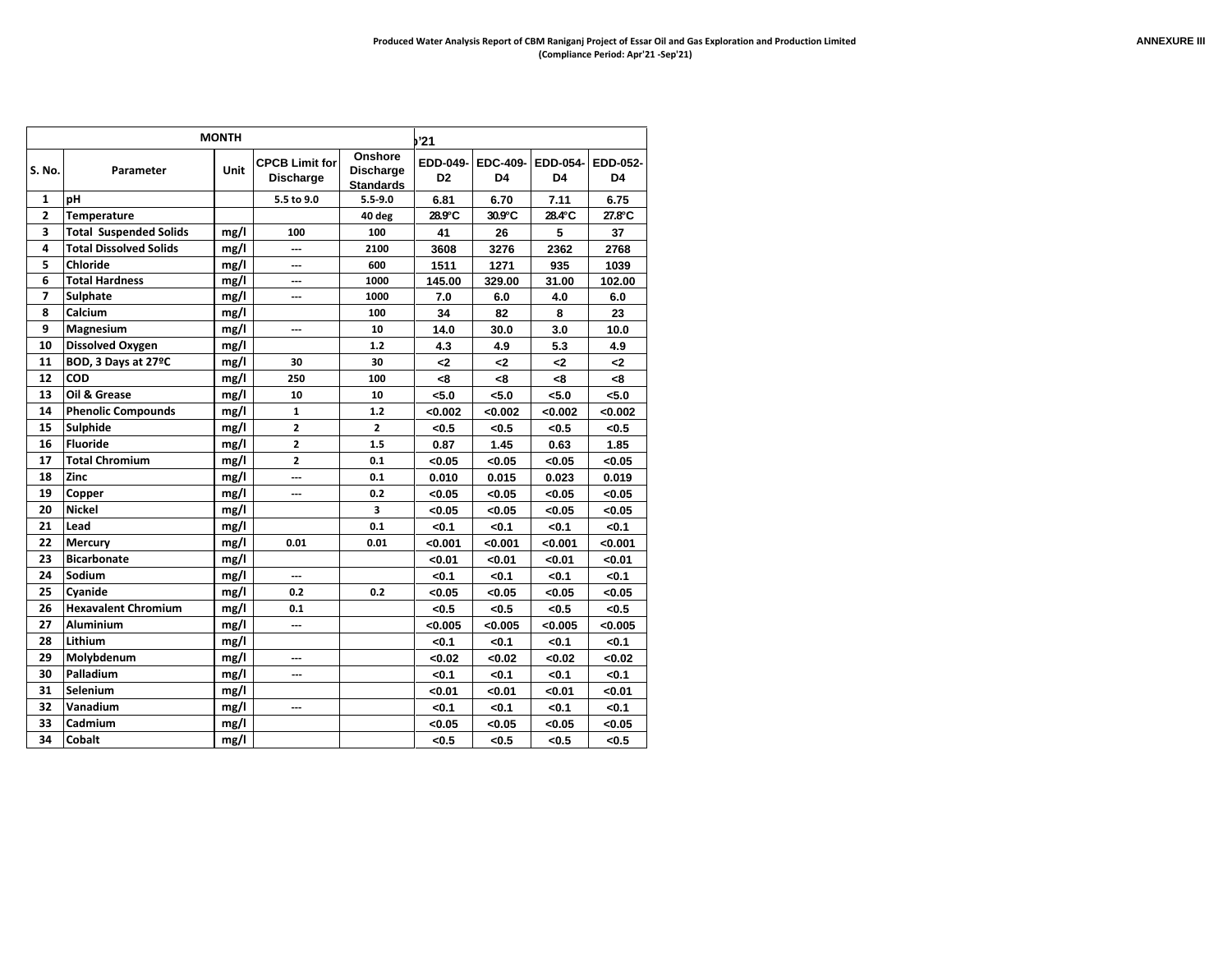**Produced Water Analysis Report of CBM Raniganj Project of Essar Oil and Gas Exploration and Production Limited**
**(Compliance Period: Apr'21 -Sep'21)**

**ANNEXURE III**

| MONTH | | | | | ›'21 | | | |
|---|---|---|---|---|---|---|---|---|
| S. No. | Parameter | Unit | CPCB Limit for Discharge | Onshore Discharge Standards | EDD-049-D2 | EDC-409-D4 | EDD-054-D4 | EDD-052-D4 |
| 1 | pH | | 5.5 to 9.0 | 5.5-9.0 | 6.81 | 6.70 | 7.11 | 6.75 |
| 2 | Temperature | | | 40 deg | 28.9°C | 30.9°C | 28.4°C | 27.8°C |
| 3 | Total Suspended Solids | mg/l | 100 | 100 | 41 | 26 | 5 | 37 |
| 4 | Total Dissolved Solids | mg/l | --- | 2100 | 3608 | 3276 | 2362 | 2768 |
| 5 | Chloride | mg/l | --- | 600 | 1511 | 1271 | 935 | 1039 |
| 6 | Total Hardness | mg/l | --- | 1000 | 145.00 | 329.00 | 31.00 | 102.00 |
| 7 | Sulphate | mg/l | --- | 1000 | 7.0 | 6.0 | 4.0 | 6.0 |
| 8 | Calcium | mg/l | | 100 | 34 | 82 | 8 | 23 |
| 9 | Magnesium | mg/l | --- | 10 | 14.0 | 30.0 | 3.0 | 10.0 |
| 10 | Dissolved Oxygen | mg/l | | 1.2 | 4.3 | 4.9 | 5.3 | 4.9 |
| 11 | BOD, 3 Days at 27ºC | mg/l | 30 | 30 | <2 | <2 | <2 | <2 |
| 12 | COD | mg/l | 250 | 100 | <8 | <8 | <8 | <8 |
| 13 | Oil & Grease | mg/l | 10 | 10 | <5.0 | <5.0 | <5.0 | <5.0 |
| 14 | Phenolic Compounds | mg/l | 1 | 1.2 | <0.002 | <0.002 | <0.002 | <0.002 |
| 15 | Sulphide | mg/l | 2 | 2 | <0.5 | <0.5 | <0.5 | <0.5 |
| 16 | Fluoride | mg/l | 2 | 1.5 | 0.87 | 1.45 | 0.63 | 1.85 |
| 17 | Total Chromium | mg/l | 2 | 0.1 | <0.05 | <0.05 | <0.05 | <0.05 |
| 18 | Zinc | mg/l | --- | 0.1 | 0.010 | 0.015 | 0.023 | 0.019 |
| 19 | Copper | mg/l | --- | 0.2 | <0.05 | <0.05 | <0.05 | <0.05 |
| 20 | Nickel | mg/l | | 3 | <0.05 | <0.05 | <0.05 | <0.05 |
| 21 | Lead | mg/l | | 0.1 | <0.1 | <0.1 | <0.1 | <0.1 |
| 22 | Mercury | mg/l | 0.01 | 0.01 | <0.001 | <0.001 | <0.001 | <0.001 |
| 23 | Bicarbonate | mg/l | | | <0.01 | <0.01 | <0.01 | <0.01 |
| 24 | Sodium | mg/l | --- | | <0.1 | <0.1 | <0.1 | <0.1 |
| 25 | Cyanide | mg/l | 0.2 | 0.2 | <0.05 | <0.05 | <0.05 | <0.05 |
| 26 | Hexavalent Chromium | mg/l | 0.1 | | <0.5 | <0.5 | <0.5 | <0.5 |
| 27 | Aluminium | mg/l | --- | | <0.005 | <0.005 | <0.005 | <0.005 |
| 28 | Lithium | mg/l | | | <0.1 | <0.1 | <0.1 | <0.1 |
| 29 | Molybdenum | mg/l | --- | | <0.02 | <0.02 | <0.02 | <0.02 |
| 30 | Palladium | mg/l | --- | | <0.1 | <0.1 | <0.1 | <0.1 |
| 31 | Selenium | mg/l | | | <0.01 | <0.01 | <0.01 | <0.01 |
| 32 | Vanadium | mg/l | --- | | <0.1 | <0.1 | <0.1 | <0.1 |
| 33 | Cadmium | mg/l | | | <0.05 | <0.05 | <0.05 | <0.05 |
| 34 | Cobalt | mg/l | | | <0.5 | <0.5 | <0.5 | <0.5 |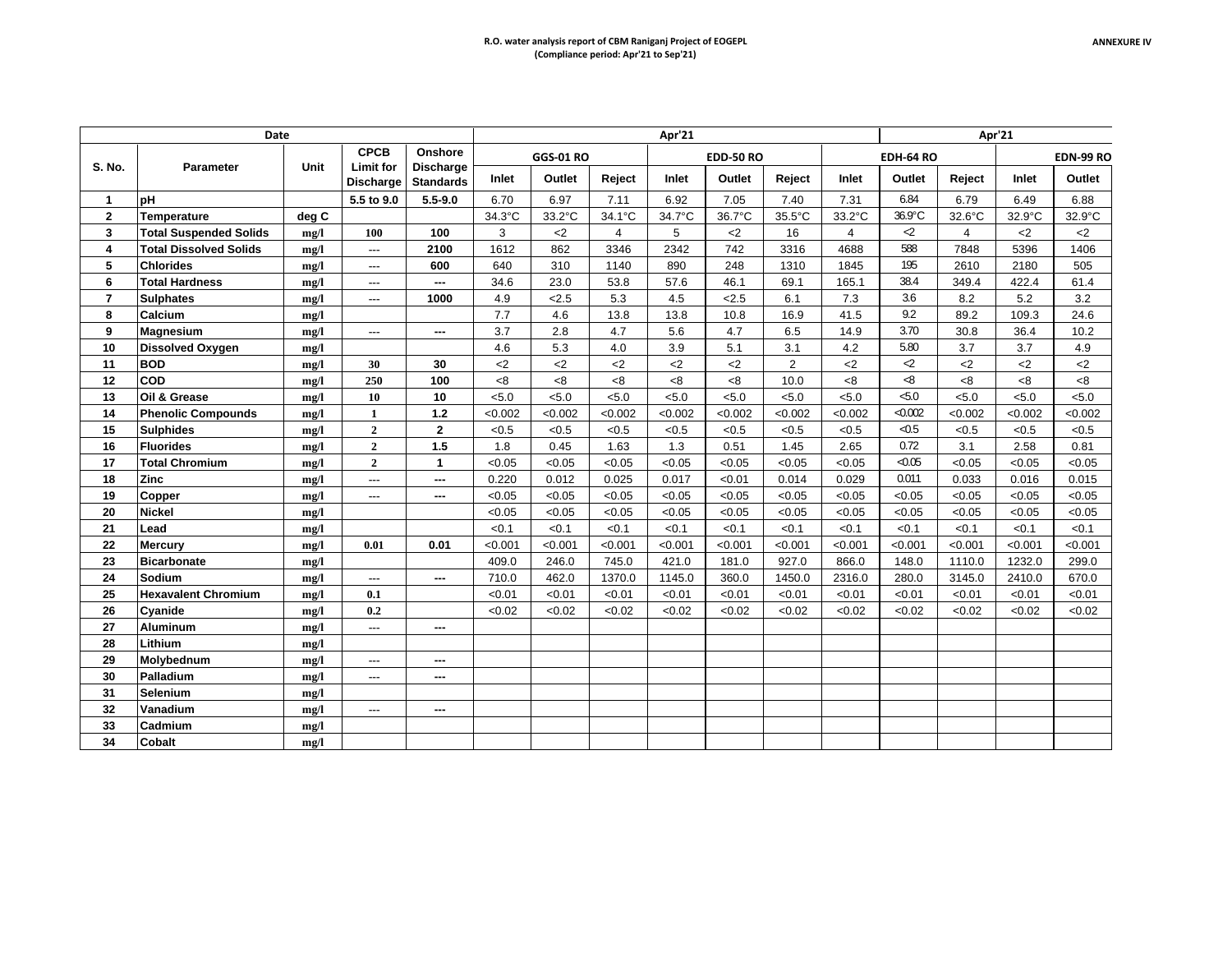**R.O. water analysis report of CBM Raniganj Project of EOGEPL**
**(Compliance period: Apr'21 to Sep'21)**

**ANNEXURE IV**

| S. No. | Parameter | Unit | CPCB Limit for Discharge | Onshore Discharge Standards | Apr'21 | | | | | | | | | Apr'21 | |
|---|---|---|---|---|---|---|---|---|---|---|---|---|---|---|---|
| | | | | | GGS-01 RO | | | EDD-50 RO | | | EDH-64 RO | | | EDN-99 RO | |
| | | | | | Inlet | Outlet | Reject | Inlet | Outlet | Reject | Inlet | Outlet | Reject | Inlet | Outlet |
| 1 | pH | | 5.5 to 9.0 | 5.5-9.0 | 6.70 | 6.97 | 7.11 | 6.92 | 7.05 | 7.40 | 7.31 | 6.84 | 6.79 | 6.49 | 6.88 |
| 2 | Temperature | deg C | | | 34.3°C | 33.2°C | 34.1°C | 34.7°C | 36.7°C | 35.5°C | 33.2°C | 36.9°C | 32.6°C | 32.9°C | 32.9°C |
| 3 | Total Suspended Solids | mg/l | 100 | 100 | 3 | <2 | 4 | 5 | <2 | 16 | 4 | <2 | 4 | <2 | <2 |
| 4 | Total Dissolved Solids | mg/l | --- | 2100 | 1612 | 862 | 3346 | 2342 | 742 | 3316 | 4688 | 588 | 7848 | 5396 | 1406 |
| 5 | Chlorides | mg/l | --- | 600 | 640 | 310 | 1140 | 890 | 248 | 1310 | 1845 | 195 | 2610 | 2180 | 505 |
| 6 | Total Hardness | mg/l | --- | --- | 34.6 | 23.0 | 53.8 | 57.6 | 46.1 | 69.1 | 165.1 | 38.4 | 349.4 | 422.4 | 61.4 |
| 7 | Sulphates | mg/l | --- | 1000 | 4.9 | <2.5 | 5.3 | 4.5 | <2.5 | 6.1 | 7.3 | 3.6 | 8.2 | 5.2 | 3.2 |
| 8 | Calcium | mg/l | | | 7.7 | 4.6 | 13.8 | 13.8 | 10.8 | 16.9 | 41.5 | 9.2 | 89.2 | 109.3 | 24.6 |
| 9 | Magnesium | mg/l | --- | --- | 3.7 | 2.8 | 4.7 | 5.6 | 4.7 | 6.5 | 14.9 | 3.70 | 30.8 | 36.4 | 10.2 |
| 10 | Dissolved Oxygen | mg/l | | | 4.6 | 5.3 | 4.0 | 3.9 | 5.1 | 3.1 | 4.2 | 5.80 | 3.7 | 3.7 | 4.9 |
| 11 | BOD | mg/l | 30 | 30 | <2 | <2 | <2 | <2 | <2 | 2 | <2 | <2 | <2 | <2 | <2 |
| 12 | COD | mg/l | 250 | 100 | <8 | <8 | <8 | <8 | <8 | 10.0 | <8 | <8 | <8 | <8 | <8 |
| 13 | Oil & Grease | mg/l | 10 | 10 | <5.0 | <5.0 | <5.0 | <5.0 | <5.0 | <5.0 | <5.0 | <5.0 | <5.0 | <5.0 | <5.0 |
| 14 | Phenolic Compounds | mg/l | 1 | 1.2 | <0.002 | <0.002 | <0.002 | <0.002 | <0.002 | <0.002 | <0.002 | <0.002 | <0.002 | <0.002 | <0.002 |
| 15 | Sulphides | mg/l | 2 | 2 | <0.5 | <0.5 | <0.5 | <0.5 | <0.5 | <0.5 | <0.5 | <0.5 | <0.5 | <0.5 | <0.5 |
| 16 | Fluorides | mg/l | 2 | 1.5 | 1.8 | 0.45 | 1.63 | 1.3 | 0.51 | 1.45 | 2.65 | 0.72 | 3.1 | 2.58 | 0.81 |
| 17 | Total Chromium | mg/l | 2 | 1 | <0.05 | <0.05 | <0.05 | <0.05 | <0.05 | <0.05 | <0.05 | <0.05 | <0.05 | <0.05 | <0.05 |
| 18 | Zinc | mg/l | --- | --- | 0.220 | 0.012 | 0.025 | 0.017 | <0.01 | 0.014 | 0.029 | 0.011 | 0.033 | 0.016 | 0.015 |
| 19 | Copper | mg/l | --- | --- | <0.05 | <0.05 | <0.05 | <0.05 | <0.05 | <0.05 | <0.05 | <0.05 | <0.05 | <0.05 | <0.05 |
| 20 | Nickel | mg/l | | | <0.05 | <0.05 | <0.05 | <0.05 | <0.05 | <0.05 | <0.05 | <0.05 | <0.05 | <0.05 | <0.05 |
| 21 | Lead | mg/l | | | <0.1 | <0.1 | <0.1 | <0.1 | <0.1 | <0.1 | <0.1 | <0.1 | <0.1 | <0.1 | <0.1 |
| 22 | Mercury | mg/l | 0.01 | 0.01 | <0.001 | <0.001 | <0.001 | <0.001 | <0.001 | <0.001 | <0.001 | <0.001 | <0.001 | <0.001 | <0.001 |
| 23 | Bicarbonate | mg/l | | | 409.0 | 246.0 | 745.0 | 421.0 | 181.0 | 927.0 | 866.0 | 148.0 | 1110.0 | 1232.0 | 299.0 |
| 24 | Sodium | mg/l | --- | --- | 710.0 | 462.0 | 1370.0 | 1145.0 | 360.0 | 1450.0 | 2316.0 | 280.0 | 3145.0 | 2410.0 | 670.0 |
| 25 | Hexavalent Chromium | mg/l | 0.1 | | <0.01 | <0.01 | <0.01 | <0.01 | <0.01 | <0.01 | <0.01 | <0.01 | <0.01 | <0.01 | <0.01 |
| 26 | Cyanide | mg/l | 0.2 | | <0.02 | <0.02 | <0.02 | <0.02 | <0.02 | <0.02 | <0.02 | <0.02 | <0.02 | <0.02 | <0.02 |
| 27 | Aluminum | mg/l | --- | --- | | | | | | | | | | | |
| 28 | Lithium | mg/l | | | | | | | | | | | | | |
| 29 | Molybednum | mg/l | --- | --- | | | | | | | | | | | |
| 30 | Palladium | mg/l | --- | --- | | | | | | | | | | | |
| 31 | Selenium | mg/l | | | | | | | | | | | | | |
| 32 | Vanadium | mg/l | --- | --- | | | | | | | | | | | |
| 33 | Cadmium | mg/l | | | | | | | | | | | | | |
| 34 | Cobalt | mg/l | | | | | | | | | | | | | |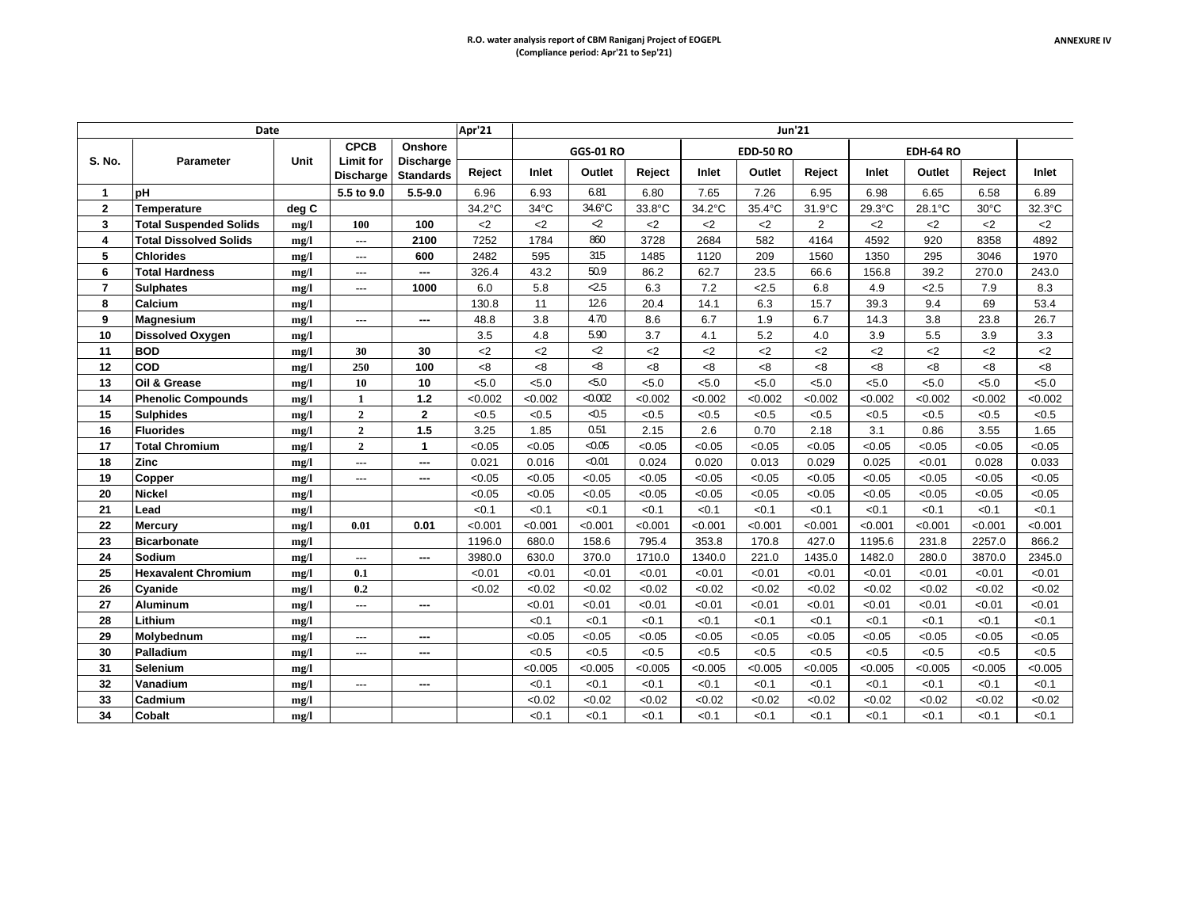**R.O. water analysis report of CBM Raniganj Project of EOGEPL**
**(Compliance period: Apr'21 to Sep'21)**

ANNEXURE IV

| Date | | | | | Apr'21 | Jun'21 | | | | | | | | | | |
|---|---|---|---|---|---|---|---|---|---|---|---|---|---|---|---|---|
| S. No. | Parameter | Unit | CPCB Limit for Discharge | Onshore Discharge Standards | | GGS-01 RO | | | EDD-50 RO | | | EDH-64 RO | | | | |
| | | | | | Reject | Inlet | Outlet | Reject | Inlet | Outlet | Reject | Inlet | Outlet | Reject | Inlet |
| 1 | pH | | 5.5 to 9.0 | 5.5-9.0 | 6.96 | 6.93 | 6.81 | 6.80 | 7.65 | 7.26 | 6.95 | 6.98 | 6.65 | 6.58 | 6.89 |
| 2 | Temperature | deg C | | | 34.2°C | 34°C | 34.6°C | 33.8°C | 34.2°C | 35.4°C | 31.9°C | 29.3°C | 28.1°C | 30°C | 32.3°C |
| 3 | Total Suspended Solids | mg/l | 100 | 100 | <2 | <2 | <2 | <2 | <2 | <2 | 2 | <2 | <2 | <2 | <2 |
| 4 | Total Dissolved Solids | mg/l | --- | 2100 | 7252 | 1784 | 860 | 3728 | 2684 | 582 | 4164 | 4592 | 920 | 8358 | 4892 |
| 5 | Chlorides | mg/l | --- | 600 | 2482 | 595 | 315 | 1485 | 1120 | 209 | 1560 | 1350 | 295 | 3046 | 1970 |
| 6 | Total Hardness | mg/l | --- | --- | 326.4 | 43.2 | 50.9 | 86.2 | 62.7 | 23.5 | 66.6 | 156.8 | 39.2 | 270.0 | 243.0 |
| 7 | Sulphates | mg/l | --- | 1000 | 6.0 | 5.8 | <2.5 | 6.3 | 7.2 | <2.5 | 6.8 | 4.9 | <2.5 | 7.9 | 8.3 |
| 8 | Calcium | mg/l | | | 130.8 | 11 | 12.6 | 20.4 | 14.1 | 6.3 | 15.7 | 39.3 | 9.4 | 69 | 53.4 |
| 9 | Magnesium | mg/l | --- | --- | 48.8 | 3.8 | 4.70 | 8.6 | 6.7 | 1.9 | 6.7 | 14.3 | 3.8 | 23.8 | 26.7 |
| 10 | Dissolved Oxygen | mg/l | | | 3.5 | 4.8 | 5.90 | 3.7 | 4.1 | 5.2 | 4.0 | 3.9 | 5.5 | 3.9 | 3.3 |
| 11 | BOD | mg/l | 30 | 30 | <2 | <2 | <2 | <2 | <2 | <2 | <2 | <2 | <2 | <2 | <2 |
| 12 | COD | mg/l | 250 | 100 | <8 | <8 | <8 | <8 | <8 | <8 | <8 | <8 | <8 | <8 | <8 |
| 13 | Oil & Grease | mg/l | 10 | 10 | <5.0 | <5.0 | <5.0 | <5.0 | <5.0 | <5.0 | <5.0 | <5.0 | <5.0 | <5.0 | <5.0 |
| 14 | Phenolic Compounds | mg/l | 1 | 1.2 | <0.002 | <0.002 | <0.002 | <0.002 | <0.002 | <0.002 | <0.002 | <0.002 | <0.002 | <0.002 | <0.002 |
| 15 | Sulphides | mg/l | 2 | 2 | <0.5 | <0.5 | <0.5 | <0.5 | <0.5 | <0.5 | <0.5 | <0.5 | <0.5 | <0.5 | <0.5 |
| 16 | Fluorides | mg/l | 2 | 1.5 | 3.25 | 1.85 | 0.51 | 2.15 | 2.6 | 0.70 | 2.18 | 3.1 | 0.86 | 3.55 | 1.65 |
| 17 | Total Chromium | mg/l | 2 | 1 | <0.05 | <0.05 | <0.05 | <0.05 | <0.05 | <0.05 | <0.05 | <0.05 | <0.05 | <0.05 | <0.05 |
| 18 | Zinc | mg/l | --- | --- | 0.021 | 0.016 | <0.01 | 0.024 | 0.020 | 0.013 | 0.029 | 0.025 | <0.01 | 0.028 | 0.033 |
| 19 | Copper | mg/l | --- | --- | <0.05 | <0.05 | <0.05 | <0.05 | <0.05 | <0.05 | <0.05 | <0.05 | <0.05 | <0.05 | <0.05 |
| 20 | Nickel | mg/l | | | <0.05 | <0.05 | <0.05 | <0.05 | <0.05 | <0.05 | <0.05 | <0.05 | <0.05 | <0.05 | <0.05 |
| 21 | Lead | mg/l | | | <0.1 | <0.1 | <0.1 | <0.1 | <0.1 | <0.1 | <0.1 | <0.1 | <0.1 | <0.1 | <0.1 |
| 22 | Mercury | mg/l | 0.01 | 0.01 | <0.001 | <0.001 | <0.001 | <0.001 | <0.001 | <0.001 | <0.001 | <0.001 | <0.001 | <0.001 | <0.001 |
| 23 | Bicarbonate | mg/l | | | 1196.0 | 680.0 | 158.6 | 795.4 | 353.8 | 170.8 | 427.0 | 1195.6 | 231.8 | 2257.0 | 866.2 |
| 24 | Sodium | mg/l | --- | --- | 3980.0 | 630.0 | 370.0 | 1710.0 | 1340.0 | 221.0 | 1435.0 | 1482.0 | 280.0 | 3870.0 | 2345.0 |
| 25 | Hexavalent Chromium | mg/l | 0.1 | | <0.01 | <0.01 | <0.01 | <0.01 | <0.01 | <0.01 | <0.01 | <0.01 | <0.01 | <0.01 | <0.01 |
| 26 | Cyanide | mg/l | 0.2 | | <0.02 | <0.02 | <0.02 | <0.02 | <0.02 | <0.02 | <0.02 | <0.02 | <0.02 | <0.02 | <0.02 |
| 27 | Aluminum | mg/l | --- | --- | | <0.01 | <0.01 | <0.01 | <0.01 | <0.01 | <0.01 | <0.01 | <0.01 | <0.01 | <0.01 |
| 28 | Lithium | mg/l | | | | <0.1 | <0.1 | <0.1 | <0.1 | <0.1 | <0.1 | <0.1 | <0.1 | <0.1 | <0.1 |
| 29 | Molybednum | mg/l | --- | --- | | <0.05 | <0.05 | <0.05 | <0.05 | <0.05 | <0.05 | <0.05 | <0.05 | <0.05 | <0.05 |
| 30 | Palladium | mg/l | --- | --- | | <0.5 | <0.5 | <0.5 | <0.5 | <0.5 | <0.5 | <0.5 | <0.5 | <0.5 | <0.5 |
| 31 | Selenium | mg/l | | | | <0.005 | <0.005 | <0.005 | <0.005 | <0.005 | <0.005 | <0.005 | <0.005 | <0.005 | <0.005 |
| 32 | Vanadium | mg/l | --- | --- | | <0.1 | <0.1 | <0.1 | <0.1 | <0.1 | <0.1 | <0.1 | <0.1 | <0.1 | <0.1 |
| 33 | Cadmium | mg/l | | | | <0.02 | <0.02 | <0.02 | <0.02 | <0.02 | <0.02 | <0.02 | <0.02 | <0.02 | <0.02 |
| 34 | Cobalt | mg/l | | | | <0.1 | <0.1 | <0.1 | <0.1 | <0.1 | <0.1 | <0.1 | <0.1 | <0.1 | <0.1 |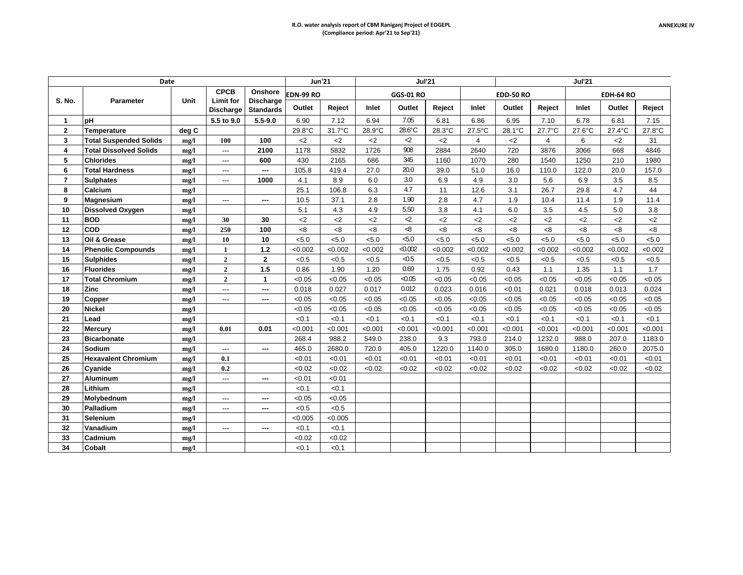ANNEXURE IV

**R.O. water analysis report of CBM Raniganj Project of EOGEPL**
**(Compliance period: Apr'21 to Sep'21)**

| Date | | | | | Jun'21 | | Jul'21 | | | | | | Jul'21 | | |
|---|---|---|---|---|---|---|---|---|---|---|---|---|---|---|---|
| S. No. | Parameter | Unit | CPCB Limit for Discharge | Onshore Discharge Standards | EDN-99 RO | | GGS-01 RO | | | EDD-50 RO | | | EDH-64 RO | | |
| | | | | | Outlet | Reject | Inlet | Outlet | Reject | Inlet | Outlet | Reject | Inlet | Outlet | Reject |
| 1 | pH | | 5.5 to 9.0 | 5.5-9.0 | 6.90 | 7.12 | 6.94 | 7.05 | 6.81 | 6.86 | 6.95 | 7.10 | 6.78 | 6.81 | 7.15 |
| 2 | Temperature | deg C | | | 29.8°C | 31.7°C | 28.9°C | 28.6°C | 28.3°C | 27.5°C | 28.1°C | 27.7°C | 27.6°C | 27.4°C | 27.8°C |
| 3 | Total Suspended Solids | mg/l | 100 | 100 | <2 | <2 | <2 | <2 | <2 | 4 | <2 | 4 | 6 | <2 | 31 |
| 4 | Total Dissolved Solids | mg/l | --- | 2100 | 1178 | 5832 | 1726 | 908 | 2884 | 2640 | 720 | 3876 | 3066 | 668 | 4846 |
| 5 | Chlorides | mg/l | --- | 600 | 430 | 2165 | 686 | 345 | 1160 | 1070 | 280 | 1540 | 1250 | 210 | 1980 |
| 6 | Total Hardness | mg/l | --- | --- | 105.8 | 419.4 | 27.0 | 20.0 | 39.0 | 51.0 | 16.0 | 110.0 | 122.0 | 20.0 | 157.0 |
| 7 | Sulphates | mg/l | --- | 1000 | 4.1 | 8.9 | 6.0 | 3.0 | 6.9 | 4.9 | 3.0 | 5.6 | 6.9 | 3.5 | 8.5 |
| 8 | Calcium | mg/l | | | 25.1 | 106.8 | 6.3 | 4.7 | 11 | 12.6 | 3.1 | 26.7 | 29.8 | 4.7 | 44 |
| 9 | Magnesium | mg/l | --- | --- | 10.5 | 37.1 | 2.8 | 1.90 | 2.8 | 4.7 | 1.9 | 10.4 | 11.4 | 1.9 | 11.4 |
| 10 | Dissolved Oxygen | mg/l | | | 5.1 | 4.3 | 4.9 | 5.50 | 3.8 | 4.1 | 6.0 | 3.5 | 4.5 | 5.0 | 3.8 |
| 11 | BOD | mg/l | 30 | 30 | <2 | <2 | <2 | <2 | <2 | <2 | <2 | <2 | <2 | <2 | <2 |
| 12 | COD | mg/l | 250 | 100 | <8 | <8 | <8 | <8 | <8 | <8 | <8 | <8 | <8 | <8 | <8 |
| 13 | Oil & Grease | mg/l | 10 | 10 | <5.0 | <5.0 | <5.0 | <5.0 | <5.0 | <5.0 | <5.0 | <5.0 | <5.0 | <5.0 | <5.0 |
| 14 | Phenolic Compounds | mg/l | 1 | 1.2 | <0.002 | <0.002 | <0.002 | <0.002 | <0.002 | <0.002 | <0.002 | <0.002 | <0.002 | <0.002 | <0.002 |
| 15 | Sulphides | mg/l | 2 | 2 | <0.5 | <0.5 | <0.5 | <0.5 | <0.5 | <0.5 | <0.5 | <0.5 | <0.5 | <0.5 | <0.5 |
| 16 | Fluorides | mg/l | 2 | 1.5 | 0.86 | 1.90 | 1.20 | 0.69 | 1.75 | 0.92 | 0.43 | 1.1 | 1.35 | 1.1 | 1.7 |
| 17 | Total Chromium | mg/l | 2 | 1 | <0.05 | <0.05 | <0.05 | <0.05 | <0.05 | <0.05 | <0.05 | <0.05 | <0.05 | <0.05 | <0.05 |
| 18 | Zinc | mg/l | --- | --- | 0.018 | 0.027 | 0.017 | 0.012 | 0.023 | 0.016 | <0.01 | 0.021 | 0.018 | 0.013 | 0.024 |
| 19 | Copper | mg/l | --- | --- | <0.05 | <0.05 | <0.05 | <0.05 | <0.05 | <0.05 | <0.05 | <0.05 | <0.05 | <0.05 | <0.05 |
| 20 | Nickel | mg/l | | | <0.05 | <0.05 | <0.05 | <0.05 | <0.05 | <0.05 | <0.05 | <0.05 | <0.05 | <0.05 | <0.05 |
| 21 | Lead | mg/l | | | <0.1 | <0.1 | <0.1 | <0.1 | <0.1 | <0.1 | <0.1 | <0.1 | <0.1 | <0.1 | <0.1 |
| 22 | Mercury | mg/l | 0.01 | 0.01 | <0.001 | <0.001 | <0.001 | <0.001 | <0.001 | <0.001 | <0.001 | <0.001 | <0.001 | <0.001 | <0.001 |
| 23 | Bicarbonate | mg/l | | | 268.4 | 988.2 | 549.0 | 238.0 | 9.3 | 793.0 | 214.0 | 1232.0 | 988.0 | 207.0 | 1183.0 |
| 24 | Sodium | mg/l | --- | --- | 465.0 | 2680.0 | 720.0 | 405.0 | 1220.0 | 1140.0 | 305.0 | 1680.0 | 1180.0 | 260.0 | 2075.0 |
| 25 | Hexavalent Chromium | mg/l | 0.1 | | <0.01 | <0.01 | <0.01 | <0.01 | <0.01 | <0.01 | <0.01 | <0.01 | <0.01 | <0.01 | <0.01 |
| 26 | Cyanide | mg/l | 0.2 | | <0.02 | <0.02 | <0.02 | <0.02 | <0.02 | <0.02 | <0.02 | <0.02 | <0.02 | <0.02 | <0.02 |
| 27 | Aluminum | mg/l | --- | --- | <0.01 | <0.01 | | | | | | | | | |
| 28 | Lithium | mg/l | | | <0.1 | <0.1 | | | | | | | | | |
| 29 | Molybednum | mg/l | --- | --- | <0.05 | <0.05 | | | | | | | | | |
| 30 | Palladium | mg/l | --- | --- | <0.5 | <0.5 | | | | | | | | | |
| 31 | Selenium | mg/l | | | <0.005 | <0.005 | | | | | | | | | |
| 32 | Vanadium | mg/l | --- | --- | <0.1 | <0.1 | | | | | | | | | |
| 33 | Cadmium | mg/l | | | <0.02 | <0.02 | | | | | | | | | |
| 34 | Cobalt | mg/l | | | <0.1 | <0.1 | | | | | | | | | |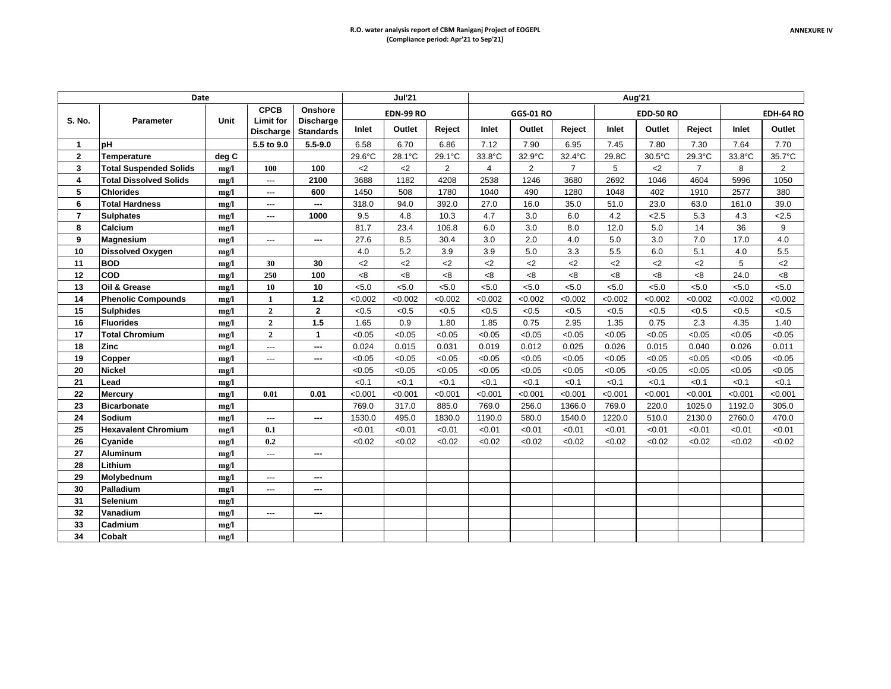**R.O. water analysis report of CBM Raniganj Project of EOGEPL**
**(Compliance period: Apr'21 to Sep'21)**

**ANNEXURE IV**

| Date | | | | | Jul'21 | | | Aug'21 | | | | | | | |
|---|---|---|---|---|---|---|---|---|---|---|---|---|---|---|---|
| S. No. | Parameter | Unit | CPCB Limit for Discharge | Onshore Discharge Standards | EDN-99 RO | | | GGS-01 RO | | | EDD-50 RO | | | EDH-64 RO | |
| | | | | | Inlet | Outlet | Reject | Inlet | Outlet | Reject | Inlet | Outlet | Reject | Inlet | Outlet |
| 1 | pH | | 5.5 to 9.0 | 5.5-9.0 | 6.58 | 6.70 | 6.86 | 7.12 | 7.90 | 6.95 | 7.45 | 7.80 | 7.30 | 7.64 | 7.70 |
| 2 | Temperature | deg C | | | 29.6°C | 28.1°C | 29.1°C | 33.8°C | 32.9°C | 32.4°C | 29.8C | 30.5°C | 29.3°C | 33.8°C | 35.7°C |
| 3 | Total Suspended Solids | mg/l | 100 | 100 | <2 | <2 | 2 | 4 | 2 | 7 | 5 | <2 | 7 | 8 | 2 |
| 4 | Total Dissolved Solids | mg/l | --- | 2100 | 3688 | 1182 | 4208 | 2538 | 1246 | 3680 | 2692 | 1046 | 4604 | 5996 | 1050 |
| 5 | Chlorides | mg/l | --- | 600 | 1450 | 508 | 1780 | 1040 | 490 | 1280 | 1048 | 402 | 1910 | 2577 | 380 |
| 6 | Total Hardness | mg/l | --- | --- | 318.0 | 94.0 | 392.0 | 27.0 | 16.0 | 35.0 | 51.0 | 23.0 | 63.0 | 161.0 | 39.0 |
| 7 | Sulphates | mg/l | --- | 1000 | 9.5 | 4.8 | 10.3 | 4.7 | 3.0 | 6.0 | 4.2 | <2.5 | 5.3 | 4.3 | <2.5 |
| 8 | Calcium | mg/l | | | 81.7 | 23.4 | 106.8 | 6.0 | 3.0 | 8.0 | 12.0 | 5.0 | 14 | 36 | 9 |
| 9 | Magnesium | mg/l | --- | --- | 27.6 | 8.5 | 30.4 | 3.0 | 2.0 | 4.0 | 5.0 | 3.0 | 7.0 | 17.0 | 4.0 |
| 10 | Dissolved Oxygen | mg/l | | | 4.0 | 5.2 | 3.9 | 3.9 | 5.0 | 3.3 | 5.5 | 6.0 | 5.1 | 4.0 | 5.5 |
| 11 | BOD | mg/l | 30 | 30 | <2 | <2 | <2 | <2 | <2 | <2 | <2 | <2 | <2 | 5 | <2 |
| 12 | COD | mg/l | 250 | 100 | <8 | <8 | <8 | <8 | <8 | <8 | <8 | <8 | <8 | 24.0 | <8 |
| 13 | Oil & Grease | mg/l | 10 | 10 | <5.0 | <5.0 | <5.0 | <5.0 | <5.0 | <5.0 | <5.0 | <5.0 | <5.0 | <5.0 | <5.0 |
| 14 | Phenolic Compounds | mg/l | 1 | 1.2 | <0.002 | <0.002 | <0.002 | <0.002 | <0.002 | <0.002 | <0.002 | <0.002 | <0.002 | <0.002 | <0.002 |
| 15 | Sulphides | mg/l | 2 | 2 | <0.5 | <0.5 | <0.5 | <0.5 | <0.5 | <0.5 | <0.5 | <0.5 | <0.5 | <0.5 | <0.5 |
| 16 | Fluorides | mg/l | 2 | 1.5 | 1.65 | 0.9 | 1.80 | 1.85 | 0.75 | 2.95 | 1.35 | 0.75 | 2.3 | 4.35 | 1.40 |
| 17 | Total Chromium | mg/l | 2 | 1 | <0.05 | <0.05 | <0.05 | <0.05 | <0.05 | <0.05 | <0.05 | <0.05 | <0.05 | <0.05 | <0.05 |
| 18 | Zinc | mg/l | --- | --- | 0.024 | 0.015 | 0.031 | 0.019 | 0.012 | 0.025 | 0.026 | 0.015 | 0.040 | 0.026 | 0.011 |
| 19 | Copper | mg/l | --- | --- | <0.05 | <0.05 | <0.05 | <0.05 | <0.05 | <0.05 | <0.05 | <0.05 | <0.05 | <0.05 | <0.05 |
| 20 | Nickel | mg/l | | | <0.05 | <0.05 | <0.05 | <0.05 | <0.05 | <0.05 | <0.05 | <0.05 | <0.05 | <0.05 | <0.05 |
| 21 | Lead | mg/l | | | <0.1 | <0.1 | <0.1 | <0.1 | <0.1 | <0.1 | <0.1 | <0.1 | <0.1 | <0.1 | <0.1 |
| 22 | Mercury | mg/l | 0.01 | 0.01 | <0.001 | <0.001 | <0.001 | <0.001 | <0.001 | <0.001 | <0.001 | <0.001 | <0.001 | <0.001 | <0.001 |
| 23 | Bicarbonate | mg/l | | | 769.0 | 317.0 | 885.0 | 769.0 | 256.0 | 1366.0 | 769.0 | 220.0 | 1025.0 | 1192.0 | 305.0 |
| 24 | Sodium | mg/l | --- | --- | 1530.0 | 495.0 | 1830.0 | 1190.0 | 580.0 | 1540.0 | 1220.0 | 510.0 | 2130.0 | 2760.0 | 470.0 |
| 25 | Hexavalent Chromium | mg/l | 0.1 | | <0.01 | <0.01 | <0.01 | <0.01 | <0.01 | <0.01 | <0.01 | <0.01 | <0.01 | <0.01 | <0.01 |
| 26 | Cyanide | mg/l | 0.2 | | <0.02 | <0.02 | <0.02 | <0.02 | <0.02 | <0.02 | <0.02 | <0.02 | <0.02 | <0.02 | <0.02 |
| 27 | Aluminum | mg/l | --- | --- | | | | | | | | | | | |
| 28 | Lithium | mg/l | | | | | | | | | | | | | |
| 29 | Molybednum | mg/l | --- | --- | | | | | | | | | | | |
| 30 | Palladium | mg/l | --- | --- | | | | | | | | | | | |
| 31 | Selenium | mg/l | | | | | | | | | | | | | |
| 32 | Vanadium | mg/l | --- | --- | | | | | | | | | | | |
| 33 | Cadmium | mg/l | | | | | | | | | | | | | |
| 34 | Cobalt | mg/l | | | | | | | | | | | | | |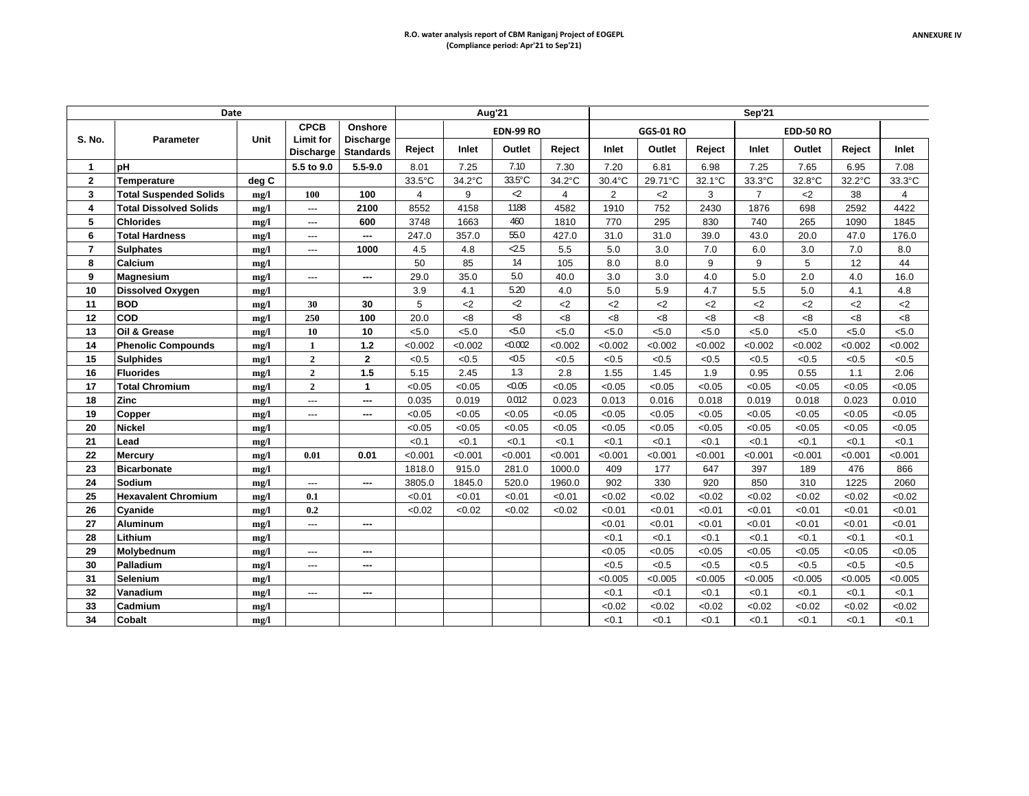**ANNEXURE IV**

**R.O. water analysis report of CBM Raniganj Project of EOGEPL**
**(Compliance period: Apr'21 to Sep'21)**

| Date | | | | | Aug'21 | | | | Sep'21 | | | | | | |
|---|---|---|---|---|---|---|---|---|---|---|---|---|---|---|---|
| S. No. | Parameter | Unit | CPCB Limit for Discharge | Onshore Discharge Standards | | EDN-99 RO | | | GGS-01 RO | | | EDD-50 RO | | | |
| | | | | | Reject | Inlet | Outlet | Reject | Inlet | Outlet | Reject | Inlet | Outlet | Reject | Inlet |
| 1 | pH | | 5.5 to 9.0 | 5.5-9.0 | 8.01 | 7.25 | 7.10 | 7.30 | 7.20 | 6.81 | 6.98 | 7.25 | 7.65 | 6.95 | 7.08 |
| 2 | Temperature | deg C | | | 33.5°C | 34.2°C | 33.5°C | 34.2°C | 30.4°C | 29.71°C | 32.1°C | 33.3°C | 32.8°C | 32.2°C | 33.3°C |
| 3 | Total Suspended Solids | mg/l | 100 | 100 | 4 | 9 | <2 | 4 | 2 | <2 | 3 | 7 | <2 | 38 | 4 |
| 4 | Total Dissolved Solids | mg/l | --- | 2100 | 8552 | 4158 | 1188 | 4582 | 1910 | 752 | 2430 | 1876 | 698 | 2592 | 4422 |
| 5 | Chlorides | mg/l | --- | 600 | 3748 | 1663 | 460 | 1810 | 770 | 295 | 830 | 740 | 265 | 1090 | 1845 |
| 6 | Total Hardness | mg/l | --- | --- | 247.0 | 357.0 | 55.0 | 427.0 | 31.0 | 31.0 | 39.0 | 43.0 | 20.0 | 47.0 | 176.0 |
| 7 | Sulphates | mg/l | --- | 1000 | 4.5 | 4.8 | <2.5 | 5.5 | 5.0 | 3.0 | 7.0 | 6.0 | 3.0 | 7.0 | 8.0 |
| 8 | Calcium | mg/l | | | 50 | 85 | 14 | 105 | 8.0 | 8.0 | 9 | 9 | 5 | 12 | 44 |
| 9 | Magnesium | mg/l | --- | --- | 29.0 | 35.0 | 5.0 | 40.0 | 3.0 | 3.0 | 4.0 | 5.0 | 2.0 | 4.0 | 16.0 |
| 10 | Dissolved Oxygen | mg/l | | | 3.9 | 4.1 | 5.20 | 4.0 | 5.0 | 5.9 | 4.7 | 5.5 | 5.0 | 4.1 | 4.8 |
| 11 | BOD | mg/l | 30 | 30 | 5 | <2 | <2 | <2 | <2 | <2 | <2 | <2 | <2 | <2 | <2 |
| 12 | COD | mg/l | 250 | 100 | 20.0 | <8 | <8 | <8 | <8 | <8 | <8 | <8 | <8 | <8 | <8 |
| 13 | Oil & Grease | mg/l | 10 | 10 | <5.0 | <5.0 | <5.0 | <5.0 | <5.0 | <5.0 | <5.0 | <5.0 | <5.0 | <5.0 | <5.0 |
| 14 | Phenolic Compounds | mg/l | 1 | 1.2 | <0.002 | <0.002 | <0.002 | <0.002 | <0.002 | <0.002 | <0.002 | <0.002 | <0.002 | <0.002 | <0.002 |
| 15 | Sulphides | mg/l | 2 | 2 | <0.5 | <0.5 | <0.5 | <0.5 | <0.5 | <0.5 | <0.5 | <0.5 | <0.5 | <0.5 | <0.5 |
| 16 | Fluorides | mg/l | 2 | 1.5 | 5.15 | 2.45 | 1.3 | 2.8 | 1.55 | 1.45 | 1.9 | 0.95 | 0.55 | 1.1 | 2.06 |
| 17 | Total Chromium | mg/l | 2 | 1 | <0.05 | <0.05 | <0.05 | <0.05 | <0.05 | <0.05 | <0.05 | <0.05 | <0.05 | <0.05 | <0.05 |
| 18 | Zinc | mg/l | --- | --- | 0.035 | 0.019 | 0.012 | 0.023 | 0.013 | 0.016 | 0.018 | 0.019 | 0.018 | 0.023 | 0.010 |
| 19 | Copper | mg/l | --- | --- | <0.05 | <0.05 | <0.05 | <0.05 | <0.05 | <0.05 | <0.05 | <0.05 | <0.05 | <0.05 | <0.05 |
| 20 | Nickel | mg/l | | | <0.05 | <0.05 | <0.05 | <0.05 | <0.05 | <0.05 | <0.05 | <0.05 | <0.05 | <0.05 | <0.05 |
| 21 | Lead | mg/l | | | <0.1 | <0.1 | <0.1 | <0.1 | <0.1 | <0.1 | <0.1 | <0.1 | <0.1 | <0.1 | <0.1 |
| 22 | Mercury | mg/l | 0.01 | 0.01 | <0.001 | <0.001 | <0.001 | <0.001 | <0.001 | <0.001 | <0.001 | <0.001 | <0.001 | <0.001 | <0.001 |
| 23 | Bicarbonate | mg/l | | | 1818.0 | 915.0 | 281.0 | 1000.0 | 409 | 177 | 647 | 397 | 189 | 476 | 866 |
| 24 | Sodium | mg/l | --- | --- | 3805.0 | 1845.0 | 520.0 | 1960.0 | 902 | 330 | 920 | 850 | 310 | 1225 | 2060 |
| 25 | Hexavalent Chromium | mg/l | 0.1 | | <0.01 | <0.01 | <0.01 | <0.01 | <0.02 | <0.02 | <0.02 | <0.02 | <0.02 | <0.02 | <0.02 |
| 26 | Cyanide | mg/l | 0.2 | | <0.02 | <0.02 | <0.02 | <0.02 | <0.01 | <0.01 | <0.01 | <0.01 | <0.01 | <0.01 | <0.01 |
| 27 | Aluminum | mg/l | --- | --- | | | | | <0.01 | <0.01 | <0.01 | <0.01 | <0.01 | <0.01 | <0.01 |
| 28 | Lithium | mg/l | | | | | | | <0.1 | <0.1 | <0.1 | <0.1 | <0.1 | <0.1 | <0.1 |
| 29 | Molybednum | mg/l | --- | --- | | | | | <0.05 | <0.05 | <0.05 | <0.05 | <0.05 | <0.05 | <0.05 |
| 30 | Palladium | mg/l | --- | --- | | | | | <0.5 | <0.5 | <0.5 | <0.5 | <0.5 | <0.5 | <0.5 |
| 31 | Selenium | mg/l | | | | | | | <0.005 | <0.005 | <0.005 | <0.005 | <0.005 | <0.005 | <0.005 |
| 32 | Vanadium | mg/l | --- | --- | | | | | <0.1 | <0.1 | <0.1 | <0.1 | <0.1 | <0.1 | <0.1 |
| 33 | Cadmium | mg/l | | | | | | | <0.02 | <0.02 | <0.02 | <0.02 | <0.02 | <0.02 | <0.02 |
| 34 | Cobalt | mg/l | | | | | | | <0.1 | <0.1 | <0.1 | <0.1 | <0.1 | <0.1 | <0.1 |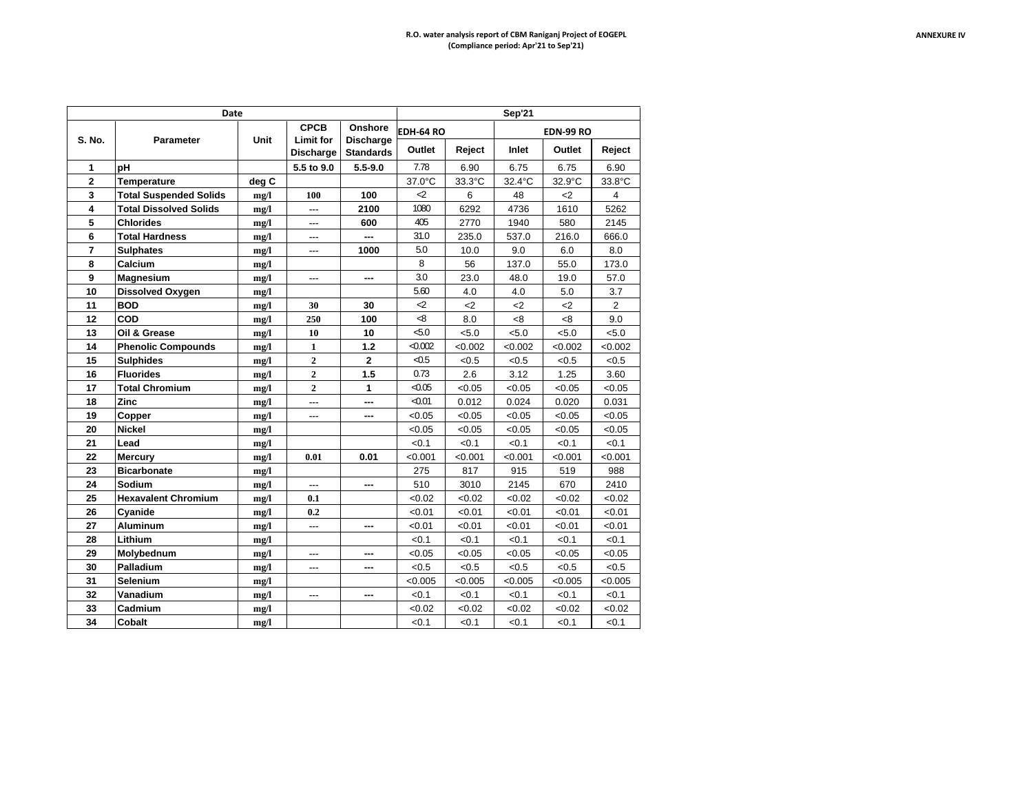**ANNEXURE IV**

**R.O. water analysis report of CBM Raniganj Project of EOGEPL**
**(Compliance period: Apr'21 to Sep'21)**

| Date | | | | | Sep'21 | | | | |
|---|---|---|---|---|---|---|---|---|---|
| S. No. | Parameter | Unit | CPCB Limit for Discharge | Onshore Discharge Standards | EDH-64 RO | | EDN-99 RO | | |
| | | | | | Outlet | Reject | Inlet | Outlet | Reject |
| 1 | pH | | 5.5 to 9.0 | 5.5-9.0 | 7.78 | 6.90 | 6.75 | 6.75 | 6.90 |
| 2 | Temperature | deg C | | | 37.0°C | 33.3°C | 32.4°C | 32.9°C | 33.8°C |
| 3 | Total Suspended Solids | mg/l | 100 | 100 | <2 | 6 | 48 | <2 | 4 |
| 4 | Total Dissolved Solids | mg/l | --- | 2100 | 1080 | 6292 | 4736 | 1610 | 5262 |
| 5 | Chlorides | mg/l | --- | 600 | 405 | 2770 | 1940 | 580 | 2145 |
| 6 | Total Hardness | mg/l | --- | --- | 31.0 | 235.0 | 537.0 | 216.0 | 666.0 |
| 7 | Sulphates | mg/l | --- | 1000 | 5.0 | 10.0 | 9.0 | 6.0 | 8.0 |
| 8 | Calcium | mg/l | | | 8 | 56 | 137.0 | 55.0 | 173.0 |
| 9 | Magnesium | mg/l | --- | --- | 3.0 | 23.0 | 48.0 | 19.0 | 57.0 |
| 10 | Dissolved Oxygen | mg/l | | | 5.60 | 4.0 | 4.0 | 5.0 | 3.7 |
| 11 | BOD | mg/l | 30 | 30 | <2 | <2 | <2 | <2 | 2 |
| 12 | COD | mg/l | 250 | 100 | <8 | 8.0 | <8 | <8 | 9.0 |
| 13 | Oil & Grease | mg/l | 10 | 10 | <5.0 | <5.0 | <5.0 | <5.0 | <5.0 |
| 14 | Phenolic Compounds | mg/l | 1 | 1.2 | <0.002 | <0.002 | <0.002 | <0.002 | <0.002 |
| 15 | Sulphides | mg/l | 2 | 2 | <0.5 | <0.5 | <0.5 | <0.5 | <0.5 |
| 16 | Fluorides | mg/l | 2 | 1.5 | 0.73 | 2.6 | 3.12 | 1.25 | 3.60 |
| 17 | Total Chromium | mg/l | 2 | 1 | <0.05 | <0.05 | <0.05 | <0.05 | <0.05 |
| 18 | Zinc | mg/l | --- | --- | <0.01 | 0.012 | 0.024 | 0.020 | 0.031 |
| 19 | Copper | mg/l | --- | --- | <0.05 | <0.05 | <0.05 | <0.05 | <0.05 |
| 20 | Nickel | mg/l | | | <0.05 | <0.05 | <0.05 | <0.05 | <0.05 |
| 21 | Lead | mg/l | | | <0.1 | <0.1 | <0.1 | <0.1 | <0.1 |
| 22 | Mercury | mg/l | 0.01 | 0.01 | <0.001 | <0.001 | <0.001 | <0.001 | <0.001 |
| 23 | Bicarbonate | mg/l | | | 275 | 817 | 915 | 519 | 988 |
| 24 | Sodium | mg/l | --- | --- | 510 | 3010 | 2145 | 670 | 2410 |
| 25 | Hexavalent Chromium | mg/l | 0.1 | | <0.02 | <0.02 | <0.02 | <0.02 | <0.02 |
| 26 | Cyanide | mg/l | 0.2 | | <0.01 | <0.01 | <0.01 | <0.01 | <0.01 |
| 27 | Aluminum | mg/l | --- | --- | <0.01 | <0.01 | <0.01 | <0.01 | <0.01 |
| 28 | Lithium | mg/l | | | <0.1 | <0.1 | <0.1 | <0.1 | <0.1 |
| 29 | Molybednum | mg/l | --- | --- | <0.05 | <0.05 | <0.05 | <0.05 | <0.05 |
| 30 | Palladium | mg/l | --- | --- | <0.5 | <0.5 | <0.5 | <0.5 | <0.5 |
| 31 | Selenium | mg/l | | | <0.005 | <0.005 | <0.005 | <0.005 | <0.005 |
| 32 | Vanadium | mg/l | --- | --- | <0.1 | <0.1 | <0.1 | <0.1 | <0.1 |
| 33 | Cadmium | mg/l | | | <0.02 | <0.02 | <0.02 | <0.02 | <0.02 |
| 34 | Cobalt | mg/l | | | <0.1 | <0.1 | <0.1 | <0.1 | <0.1 |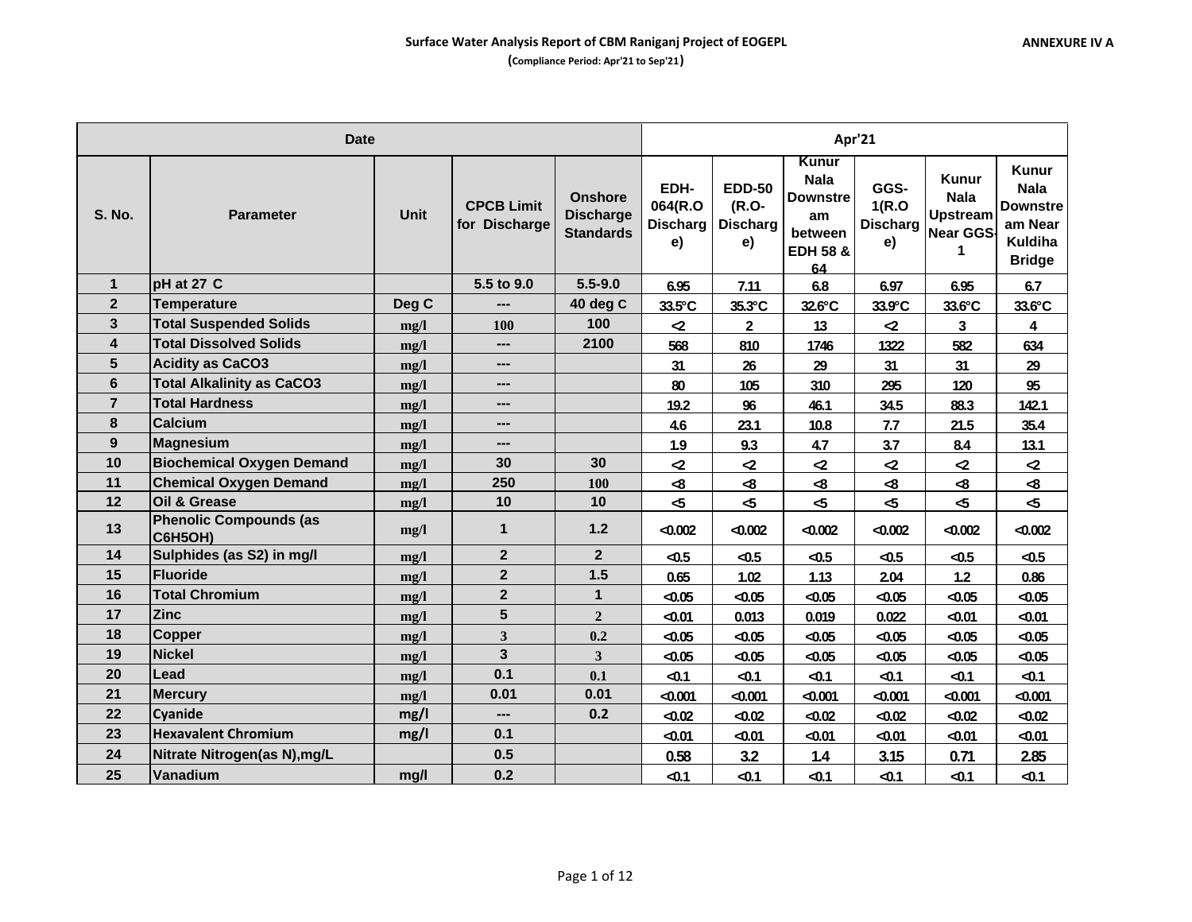**Surface Water Analysis Report of CBM Raniganj Project of EOGEPL**

**(Compliance Period: Apr'21 to Sep'21)**

**ANNEXURE IV A**

| Date | | | | | Apr'21 | | | | | |
|---|---|---|---|---|---|---|---|---|---|---|
| S. No. | Parameter | Unit | CPCB Limit for Discharge | Onshore Discharge Standards | EDH-064(R.O Discharge) | EDD-50 (R.O-Discharge) | Kunur Nala Downstream between EDH 58 & 64 | GGS-1(R.O Discharge) | Kunur Nala Upstream Near GGS-1 | Kunur Nala Downstream Near Kuldiha Bridge |
| 1 | pH at 27 C | | 5.5 to 9.0 | 5.5-9.0 | 6.95 | 7.11 | 6.8 | 6.97 | 6.95 | 6.7 |
| 2 | Temperature | Deg C | --- | 40 deg C | 33.5°C | 35.3°C | 32.6°C | 33.9°C | 33.6°C | 33.6°C |
| 3 | Total Suspended Solids | mg/l | 100 | 100 | <2 | 2 | 13 | <2 | 3 | 4 |
| 4 | Total Dissolved Solids | mg/l | --- | 2100 | 568 | 810 | 1746 | 1322 | 582 | 634 |
| 5 | Acidity as $CaCO_3$ | mg/l | --- | | 31 | 26 | 29 | 31 | 31 | 29 |
| 6 | Total Alkalinity as $CaCO_3$ | mg/l | --- | | 80 | 105 | 310 | 295 | 120 | 95 |
| 7 | Total Hardness | mg/l | --- | | 19.2 | 96 | 46.1 | 34.5 | 88.3 | 142.1 |
| 8 | Calcium | mg/l | --- | | 4.6 | 23.1 | 10.8 | 7.7 | 21.5 | 35.4 |
| 9 | Magnesium | mg/l | --- | | 1.9 | 9.3 | 4.7 | 3.7 | 8.4 | 13.1 |
| 10 | Biochemical Oxygen Demand | mg/l | 30 | 30 | <2 | <2 | <2 | <2 | <2 | <2 |
| 11 | Chemical Oxygen Demand | mg/l | 250 | 100 | <8 | <8 | <8 | <8 | <8 | <8 |
| 12 | Oil & Grease | mg/l | 10 | 10 | <5 | <5 | <5 | <5 | <5 | <5 |
| 13 | Phenolic Compounds (as $C_6H_5OH$) | mg/l | 1 | 1.2 | <0.002 | <0.002 | <0.002 | <0.002 | <0.002 | <0.002 |
| 14 | Sulphides (as S2) in mg/l | mg/l | 2 | 2 | <0.5 | <0.5 | <0.5 | <0.5 | <0.5 | <0.5 |
| 15 | Fluoride | mg/l | 2 | 1.5 | 0.65 | 1.02 | 1.13 | 2.04 | 1.2 | 0.86 |
| 16 | Total Chromium | mg/l | 2 | 1 | <0.05 | <0.05 | <0.05 | <0.05 | <0.05 | <0.05 |
| 17 | Zinc | mg/l | 5 | 2 | <0.01 | 0.013 | 0.019 | 0.022 | <0.01 | <0.01 |
| 18 | Copper | mg/l | 3 | 0.2 | <0.05 | <0.05 | <0.05 | <0.05 | <0.05 | <0.05 |
| 19 | Nickel | mg/l | 3 | 3 | <0.05 | <0.05 | <0.05 | <0.05 | <0.05 | <0.05 |
| 20 | Lead | mg/l | 0.1 | 0.1 | <0.1 | <0.1 | <0.1 | <0.1 | <0.1 | <0.1 |
| 21 | Mercury | mg/l | 0.01 | 0.01 | <0.001 | <0.001 | <0.001 | <0.001 | <0.001 | <0.001 |
| 22 | Cyanide | mg/l | --- | 0.2 | <0.02 | <0.02 | <0.02 | <0.02 | <0.02 | <0.02 |
| 23 | Hexavalent Chromium | mg/l | 0.1 | | <0.01 | <0.01 | <0.01 | <0.01 | <0.01 | <0.01 |
| 24 | Nitrate Nitrogen(as N),mg/L | | 0.5 | | 0.58 | 3.2 | 1.4 | 3.15 | 0.71 | 2.85 |
| 25 | Vanadium | mg/l | 0.2 | | <0.1 | <0.1 | <0.1 | <0.1 | <0.1 | <0.1 |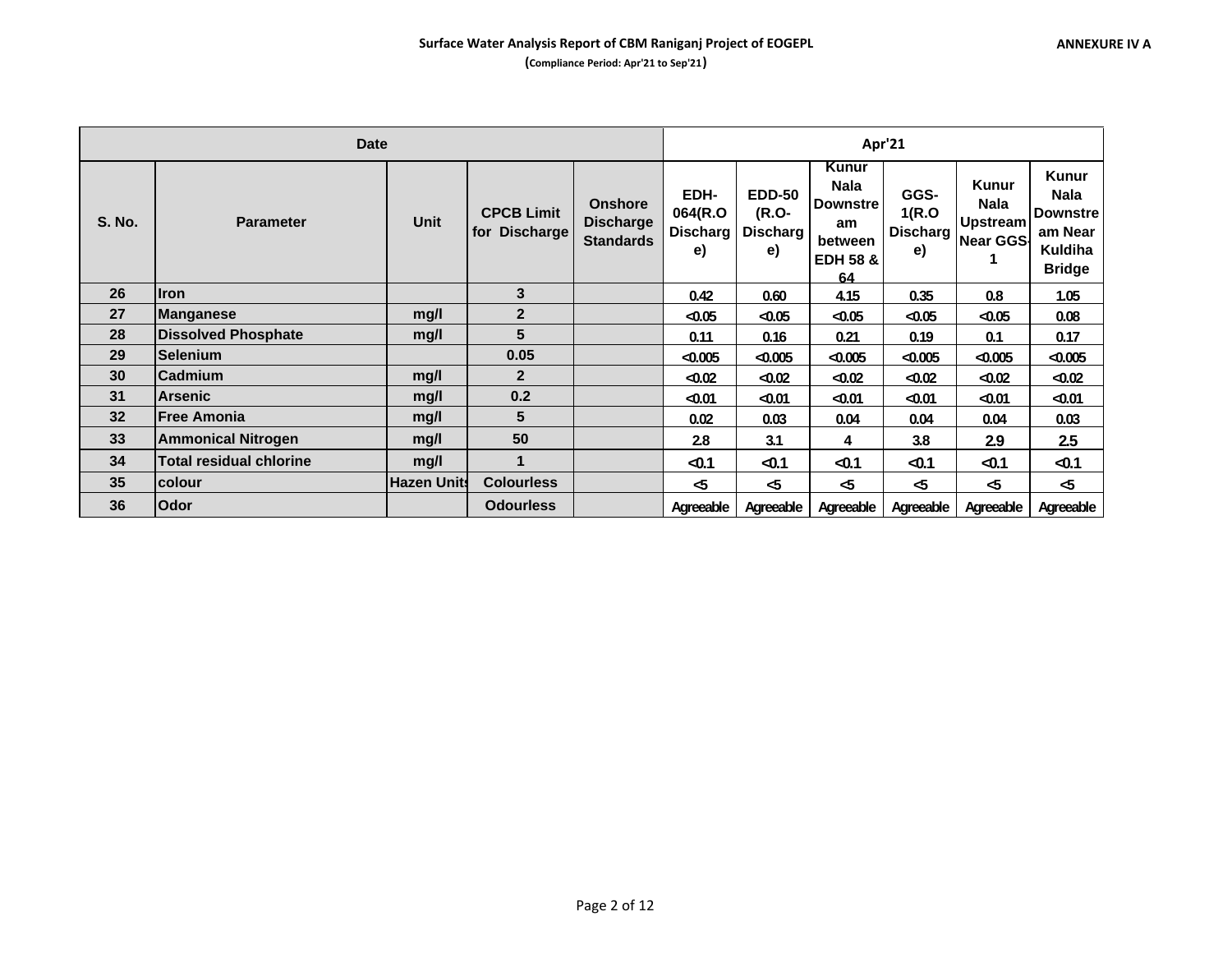**ANNEXURE IV A**

**Surface Water Analysis Report of CBM Raniganj Project of EOGEPL**

**(Compliance Period: Apr'21 to Sep'21)**

| Date | | | | | Apr'21 | | | | | |
|---|---|---|---|---|---|---|---|---|---|---|
| S. No. | Parameter | Unit | CPCB Limit for Discharge | Onshore Discharge Standards | EDH-064(R.O Discharge) | EDD-50 (R.O-Discharge) | Kunur Nala Downstream between EDH 58 & 64 | GGS-1(R.O Discharge) | Kunur Nala Upstream Near GGS-1 | Kunur Nala Downstream Near Kuldiha Bridge |
| 26 | Iron | | 3 | | 0.42 | 0.60 | 4.15 | 0.35 | 0.8 | 1.05 |
| 27 | Manganese | mg/l | 2 | | <0.05 | <0.05 | <0.05 | <0.05 | <0.05 | 0.08 |
| 28 | Dissolved Phosphate | mg/l | 5 | | 0.11 | 0.16 | 0.21 | 0.19 | 0.1 | 0.17 |
| 29 | Selenium | | 0.05 | | <0.005 | <0.005 | <0.005 | <0.005 | <0.005 | <0.005 |
| 30 | Cadmium | mg/l | 2 | | <0.02 | <0.02 | <0.02 | <0.02 | <0.02 | <0.02 |
| 31 | Arsenic | mg/l | 0.2 | | <0.01 | <0.01 | <0.01 | <0.01 | <0.01 | <0.01 |
| 32 | Free Amonia | mg/l | 5 | | 0.02 | 0.03 | 0.04 | 0.04 | 0.04 | 0.03 |
| 33 | Ammonical Nitrogen | mg/l | 50 | | 2.8 | 3.1 | 4 | 3.8 | 2.9 | 2.5 |
| 34 | Total residual chlorine | mg/l | 1 | | <0.1 | <0.1 | <0.1 | <0.1 | <0.1 | <0.1 |
| 35 | colour | Hazen Units | Colourless | | <5 | <5 | <5 | <5 | <5 | <5 |
| 36 | Odor | | Odourless | | Agreeable | Agreeable | Agreeable | Agreeable | Agreeable | Agreeable |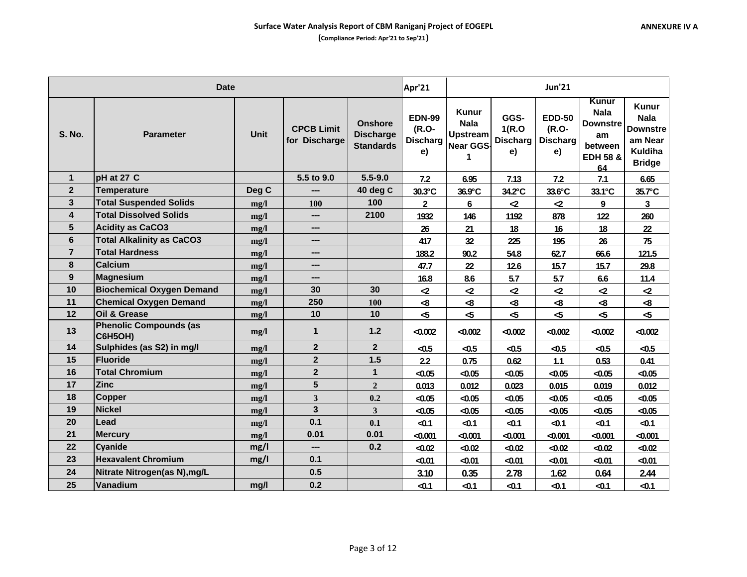**Surface Water Analysis Report of CBM Raniganj Project of EOGEPL**

**(Compliance Period: Apr'21 to Sep'21)**

**ANNEXURE IV A**

| Date | | | | | Apr'21 | Jun'21 | | | | |
|---|---|---|---|---|---|---|---|---|---|---|
| S. No. | Parameter | Unit | CPCB Limit for Discharge | Onshore Discharge Standards | EDN-99 (R.O-Discharge) | Kunur Nala Upstream Near GGS-1 | GGS-1(R.O Discharge) | EDD-50 (R.O-Discharge) | Kunur Nala Downstream between EDH 58 & 64 | Kunur Nala Downstream Near Kuldiha Bridge |
| 1 | pH at 27 C | | 5.5 to 9.0 | 5.5-9.0 | 7.2 | 6.95 | 7.13 | 7.2 | 7.1 | 6.65 |
| 2 | Temperature | Deg C | --- | 40 deg C | 30.3°C | 36.9°C | 34.2°C | 33.6°C | 33.1°C | 35.7°C |
| 3 | Total Suspended Solids | mg/l | 100 | 100 | 2 | 6 | <2 | <2 | 9 | 3 |
| 4 | Total Dissolved Solids | mg/l | --- | 2100 | 1932 | 146 | 1192 | 878 | 122 | 260 |
| 5 | Acidity as CaCO3 | mg/l | --- | | 26 | 21 | 18 | 16 | 18 | 22 |
| 6 | Total Alkalinity as CaCO3 | mg/l | --- | | 417 | 32 | 225 | 195 | 26 | 75 |
| 7 | Total Hardness | mg/l | --- | | 188.2 | 90.2 | 54.8 | 62.7 | 66.6 | 121.5 |
| 8 | Calcium | mg/l | --- | | 47.7 | 22 | 12.6 | 15.7 | 15.7 | 29.8 |
| 9 | Magnesium | mg/l | --- | | 16.8 | 8.6 | 5.7 | 5.7 | 6.6 | 11.4 |
| 10 | Biochemical Oxygen Demand | mg/l | 30 | 30 | <2 | <2 | <2 | <2 | <2 | <2 |
| 11 | Chemical Oxygen Demand | mg/l | 250 | 100 | <8 | <8 | <8 | <8 | <8 | <8 |
| 12 | Oil & Grease | mg/l | 10 | 10 | <5 | <5 | <5 | <5 | <5 | <5 |
| 13 | Phenolic Compounds (as C6H5OH) | mg/l | 1 | 1.2 | <0.002 | <0.002 | <0.002 | <0.002 | <0.002 | <0.002 |
| 14 | Sulphides (as S2) in mg/l | mg/l | 2 | 2 | <0.5 | <0.5 | <0.5 | <0.5 | <0.5 | <0.5 |
| 15 | Fluoride | mg/l | 2 | 1.5 | 2.2 | 0.75 | 0.62 | 1.1 | 0.53 | 0.41 |
| 16 | Total Chromium | mg/l | 2 | 1 | <0.05 | <0.05 | <0.05 | <0.05 | <0.05 | <0.05 |
| 17 | Zinc | mg/l | 5 | 2 | 0.013 | 0.012 | 0.023 | 0.015 | 0.019 | 0.012 |
| 18 | Copper | mg/l | 3 | 0.2 | <0.05 | <0.05 | <0.05 | <0.05 | <0.05 | <0.05 |
| 19 | Nickel | mg/l | 3 | 3 | <0.05 | <0.05 | <0.05 | <0.05 | <0.05 | <0.05 |
| 20 | Lead | mg/l | 0.1 | 0.1 | <0.1 | <0.1 | <0.1 | <0.1 | <0.1 | <0.1 |
| 21 | Mercury | mg/l | 0.01 | 0.01 | <0.001 | <0.001 | <0.001 | <0.001 | <0.001 | <0.001 |
| 22 | Cyanide | mg/l | --- | 0.2 | <0.02 | <0.02 | <0.02 | <0.02 | <0.02 | <0.02 |
| 23 | Hexavalent Chromium | mg/l | 0.1 | | <0.01 | <0.01 | <0.01 | <0.01 | <0.01 | <0.01 |
| 24 | Nitrate Nitrogen(as N),mg/L | | 0.5 | | 3.10 | 0.35 | 2.78 | 1.62 | 0.64 | 2.44 |
| 25 | Vanadium | mg/l | 0.2 | | <0.1 | <0.1 | <0.1 | <0.1 | <0.1 | <0.1 |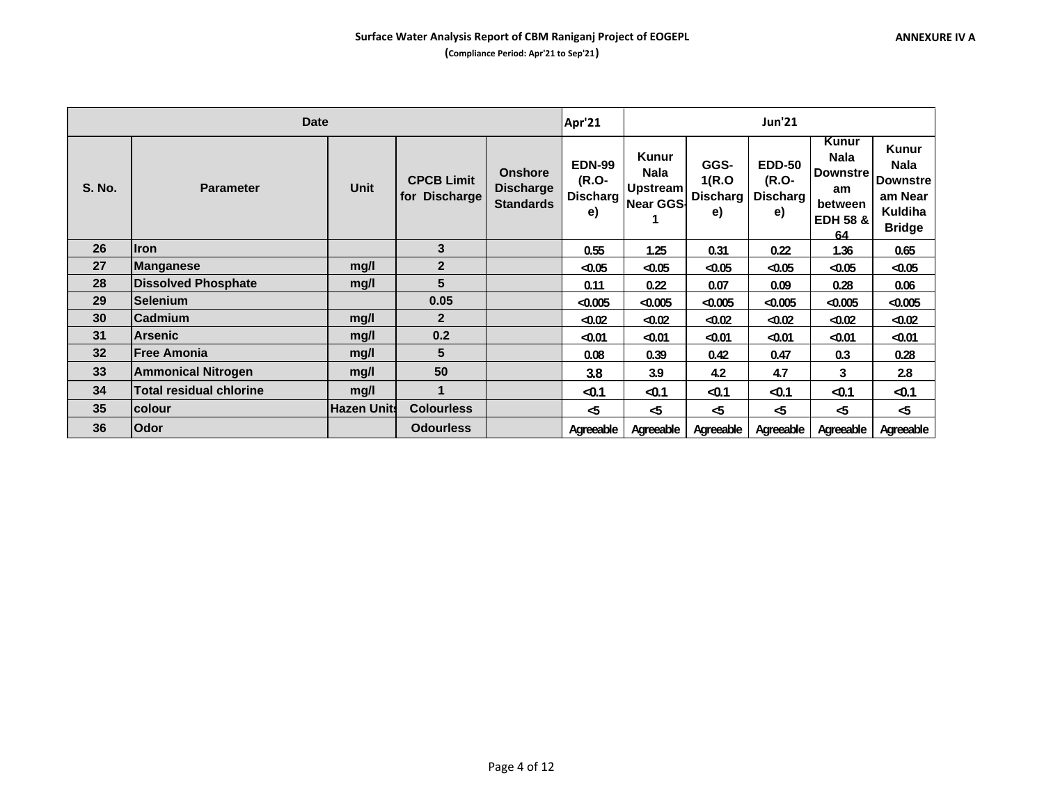**Surface Water Analysis Report of CBM Raniganj Project of EOGEPL**

**(Compliance Period: Apr'21 to Sep'21)**

**ANNEXURE IV A**

| Date | | | | | Apr'21 | Jun'21 | | | | |
|---|---|---|---|---|---|---|---|---|---|---|
| S. No. | Parameter | Unit | CPCB Limit for Discharge | Onshore Discharge Standards | EDN-99 (R.O-Discharge) | Kunur Nala Upstream Near GGS-1 | GGS-1(R.O Discharge) | EDD-50 (R.O-Discharge) | Kunur Nala Downstream between EDH 58 & 64 | Kunur Nala Downstream Near Kuldiha Bridge |
| 26 | Iron | | 3 | | 0.55 | 1.25 | 0.31 | 0.22 | 1.36 | 0.65 |
| 27 | Manganese | mg/l | 2 | | <0.05 | <0.05 | <0.05 | <0.05 | <0.05 | <0.05 |
| 28 | Dissolved Phosphate | mg/l | 5 | | 0.11 | 0.22 | 0.07 | 0.09 | 0.28 | 0.06 |
| 29 | Selenium | | 0.05 | | <0.005 | <0.005 | <0.005 | <0.005 | <0.005 | <0.005 |
| 30 | Cadmium | mg/l | 2 | | <0.02 | <0.02 | <0.02 | <0.02 | <0.02 | <0.02 |
| 31 | Arsenic | mg/l | 0.2 | | <0.01 | <0.01 | <0.01 | <0.01 | <0.01 | <0.01 |
| 32 | Free Amonia | mg/l | 5 | | 0.08 | 0.39 | 0.42 | 0.47 | 0.3 | 0.28 |
| 33 | Ammonical Nitrogen | mg/l | 50 | | 3.8 | 3.9 | 4.2 | 4.7 | 3 | 2.8 |
| 34 | Total residual chlorine | mg/l | 1 | | <0.1 | <0.1 | <0.1 | <0.1 | <0.1 | <0.1 |
| 35 | colour | Hazen Units | Colourless | | <5 | <5 | <5 | <5 | <5 | <5 |
| 36 | Odor | | Odourless | | Agreeable | Agreeable | Agreeable | Agreeable | Agreeable | Agreeable |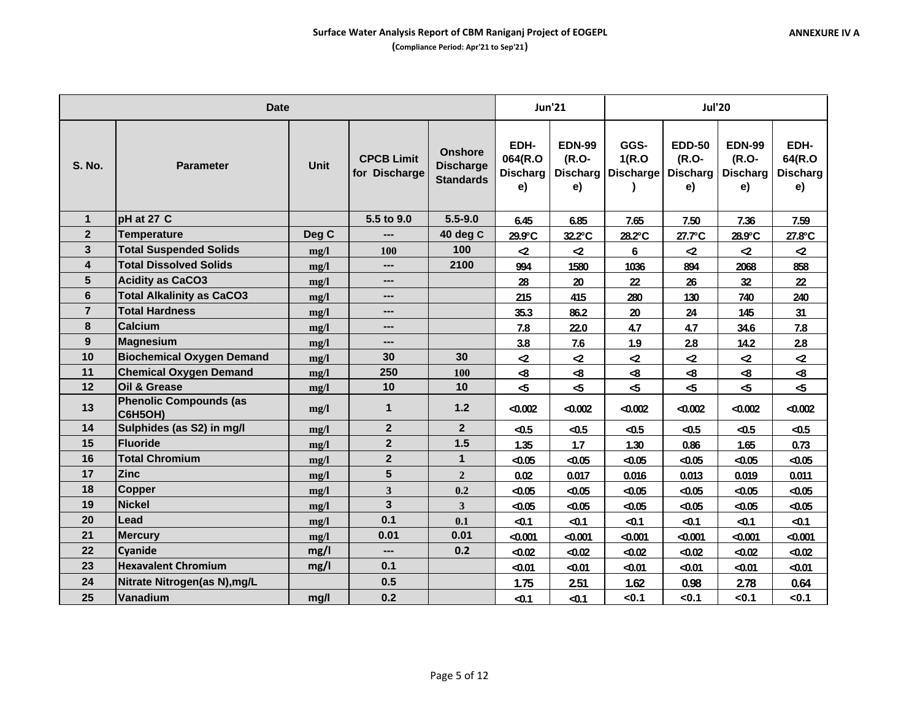**Surface Water Analysis Report of CBM Raniganj Project of EOGEPL**

**(Compliance Period: Apr'21 to Sep'21)**

**ANNEXURE IV A**

| Date | | | | | Jun'21 | | Jul'20 | | | |
|---|---|---|---|---|---|---|---|---|---|---|
| S. No. | Parameter | Unit | CPCB Limit for Discharge | Onshore Discharge Standards | EDH-064(R.O Discharge) | EDN-99 (R.O-Discharge) | GGS-1(R.O Discharge) | EDD-50 (R.O-Discharge) | EDN-99 (R.O-Discharge) | EDH-64(R.O Discharge) |
| 1 | pH at 27 C | | 5.5 to 9.0 | 5.5-9.0 | 6.45 | 6.85 | 7.65 | 7.50 | 7.36 | 7.59 |
| 2 | Temperature | Deg C | --- | 40 deg C | 29.9°C | 32.2°C | 28.2°C | 27.7°C | 28.9°C | 27.8°C |
| 3 | Total Suspended Solids | mg/l | 100 | 100 | <2 | <2 | 6 | <2 | <2 | <2 |
| 4 | Total Dissolved Solids | mg/l | --- | 2100 | 994 | 1580 | 1036 | 894 | 2068 | 858 |
| 5 | Acidity as CaCO3 | mg/l | --- | | 28 | 20 | 22 | 26 | 32 | 22 |
| 6 | Total Alkalinity as CaCO3 | mg/l | --- | | 215 | 415 | 280 | 130 | 740 | 240 |
| 7 | Total Hardness | mg/l | --- | | 35.3 | 86.2 | 20 | 24 | 145 | 31 |
| 8 | Calcium | mg/l | --- | | 7.8 | 22.0 | 4.7 | 4.7 | 34.6 | 7.8 |
| 9 | Magnesium | mg/l | --- | | 3.8 | 7.6 | 1.9 | 2.8 | 14.2 | 2.8 |
| 10 | Biochemical Oxygen Demand | mg/l | 30 | 30 | <2 | <2 | <2 | <2 | <2 | <2 |
| 11 | Chemical Oxygen Demand | mg/l | 250 | 100 | <8 | <8 | <8 | <8 | <8 | <8 |
| 12 | Oil & Grease | mg/l | 10 | 10 | <5 | <5 | <5 | <5 | <5 | <5 |
| 13 | Phenolic Compounds (as C6H5OH) | mg/l | 1 | 1.2 | <0.002 | <0.002 | <0.002 | <0.002 | <0.002 | <0.002 |
| 14 | Sulphides (as S2) in mg/l | mg/l | 2 | 2 | <0.5 | <0.5 | <0.5 | <0.5 | <0.5 | <0.5 |
| 15 | Fluoride | mg/l | 2 | 1.5 | 1.35 | 1.7 | 1.30 | 0.86 | 1.65 | 0.73 |
| 16 | Total Chromium | mg/l | 2 | 1 | <0.05 | <0.05 | <0.05 | <0.05 | <0.05 | <0.05 |
| 17 | Zinc | mg/l | 5 | 2 | 0.02 | 0.017 | 0.016 | 0.013 | 0.019 | 0.011 |
| 18 | Copper | mg/l | 3 | 0.2 | <0.05 | <0.05 | <0.05 | <0.05 | <0.05 | <0.05 |
| 19 | Nickel | mg/l | 3 | 3 | <0.05 | <0.05 | <0.05 | <0.05 | <0.05 | <0.05 |
| 20 | Lead | mg/l | 0.1 | 0.1 | <0.1 | <0.1 | <0.1 | <0.1 | <0.1 | <0.1 |
| 21 | Mercury | mg/l | 0.01 | 0.01 | <0.001 | <0.001 | <0.001 | <0.001 | <0.001 | <0.001 |
| 22 | Cyanide | mg/l | --- | 0.2 | <0.02 | <0.02 | <0.02 | <0.02 | <0.02 | <0.02 |
| 23 | Hexavalent Chromium | mg/l | 0.1 | | <0.01 | <0.01 | <0.01 | <0.01 | <0.01 | <0.01 |
| 24 | Nitrate Nitrogen(as N),mg/L | | 0.5 | | 1.75 | 2.51 | 1.62 | 0.98 | 2.78 | 0.64 |
| 25 | Vanadium | mg/l | 0.2 | | <0.1 | <0.1 | <0.1 | <0.1 | <0.1 | <0.1 |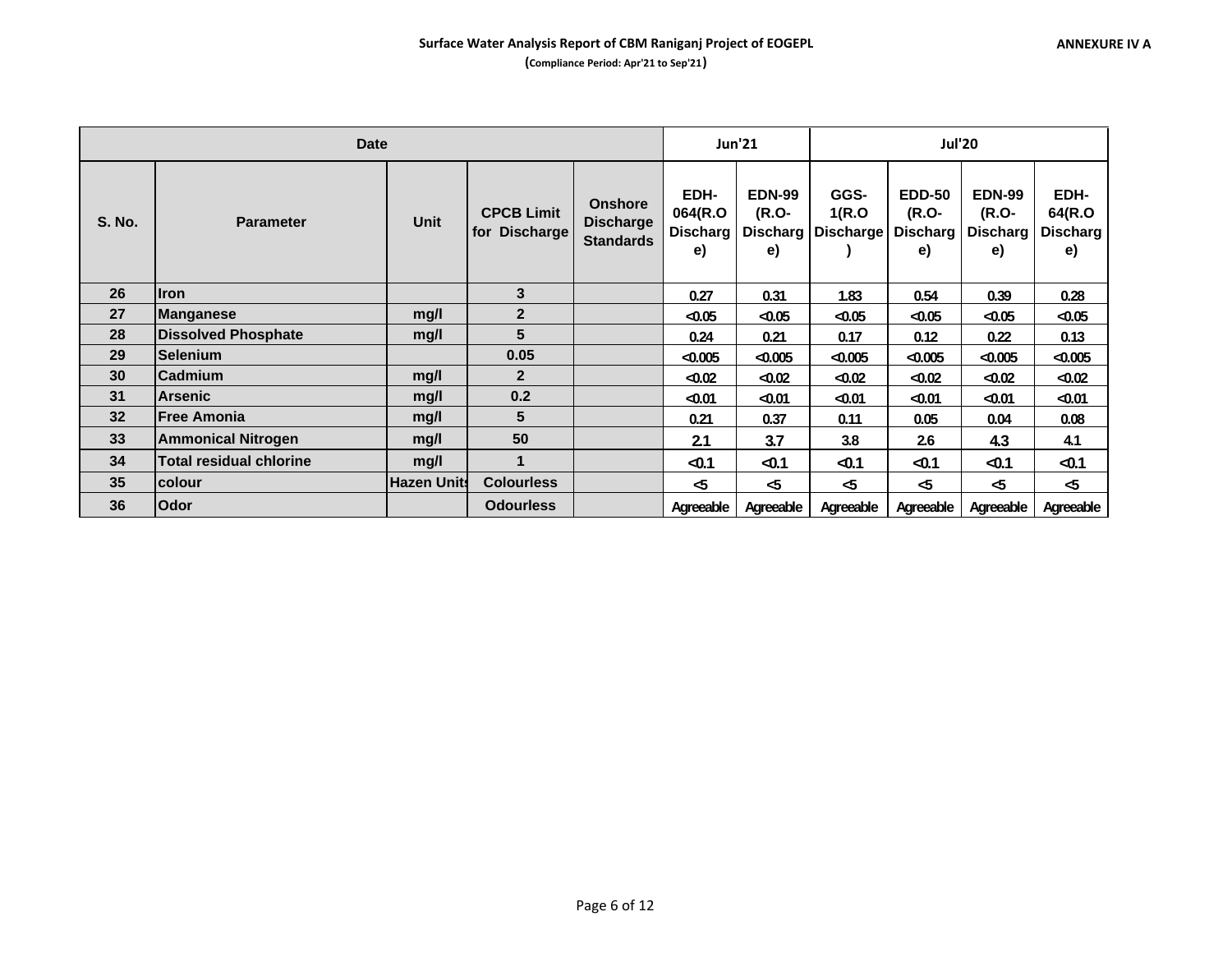**Surface Water Analysis Report of CBM Raniganj Project of EOGEPL**

**(Compliance Period: Apr'21 to Sep'21)**

**ANNEXURE IV A**

| Date | | | | | Jun'21 | | Jul'20 | | | |
|---|---|---|---|---|---|---|---|---|---|---|
| S. No. | Parameter | Unit | CPCB Limit for Discharge | Onshore Discharge Standards | EDH-064(R.O Discharge) | EDN-99 (R.O-Discharge) | GGS-1(R.O Discharge) | EDD-50 (R.O-Discharge) | EDN-99 (R.O-Discharge) | EDH-64(R.O Discharge) |
| 26 | Iron | | 3 | | 0.27 | 0.31 | 1.83 | 0.54 | 0.39 | 0.28 |
| 27 | Manganese | mg/l | 2 | | <0.05 | <0.05 | <0.05 | <0.05 | <0.05 | <0.05 |
| 28 | Dissolved Phosphate | mg/l | 5 | | 0.24 | 0.21 | 0.17 | 0.12 | 0.22 | 0.13 |
| 29 | Selenium | | 0.05 | | <0.005 | <0.005 | <0.005 | <0.005 | <0.005 | <0.005 |
| 30 | Cadmium | mg/l | 2 | | <0.02 | <0.02 | <0.02 | <0.02 | <0.02 | <0.02 |
| 31 | Arsenic | mg/l | 0.2 | | <0.01 | <0.01 | <0.01 | <0.01 | <0.01 | <0.01 |
| 32 | Free Amonia | mg/l | 5 | | 0.21 | 0.37 | 0.11 | 0.05 | 0.04 | 0.08 |
| 33 | Ammonical Nitrogen | mg/l | 50 | | 2.1 | 3.7 | 3.8 | 2.6 | 4.3 | 4.1 |
| 34 | Total residual chlorine | mg/l | 1 | | <0.1 | <0.1 | <0.1 | <0.1 | <0.1 | <0.1 |
| 35 | colour | Hazen Units | Colourless | | <5 | <5 | <5 | <5 | <5 | <5 |
| 36 | Odor | | Odourless | | Agreeable | Agreeable | Agreeable | Agreeable | Agreeable | Agreeable |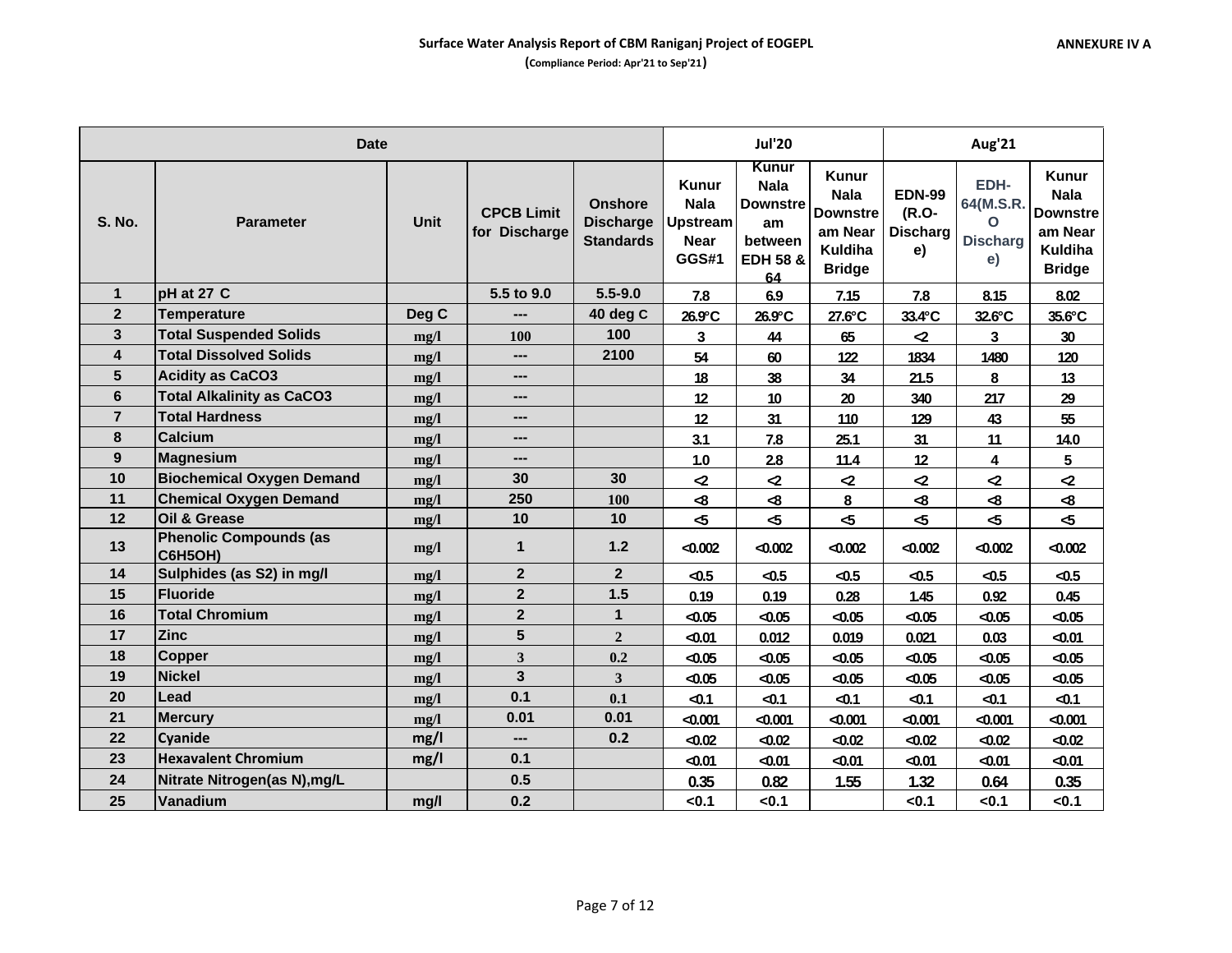**Surface Water Analysis Report of CBM Raniganj Project of EOGEPL**

**(Compliance Period: Apr'21 to Sep'21)**

**ANNEXURE IV A**

| Date | | | | | Jul'20 | | | Aug'21 | | |
|---|---|---|---|---|---|---|---|---|---|---|
| S. No. | Parameter | Unit | CPCB Limit for Discharge | Onshore Discharge Standards | Kunur Nala Upstream Near GGS#1 | Kunur Nala Downstream between EDH 58 & 64 | Kunur Nala Downstream Near Kuldiha Bridge | EDN-99 (R.O-Discharge) | EDH-64(M.S.R.O Discharge) | Kunur Nala Downstream Near Kuldiha Bridge |
| 1 | pH at 27 C | | 5.5 to 9.0 | 5.5-9.0 | 7.8 | 6.9 | 7.15 | 7.8 | 8.15 | 8.02 |
| 2 | Temperature | Deg C | --- | 40 deg C | 26.9°C | 26.9°C | 27.6°C | 33.4°C | 32.6°C | 35.6°C |
| 3 | Total Suspended Solids | mg/l | 100 | 100 | 3 | 44 | 65 | <2 | 3 | 30 |
| 4 | Total Dissolved Solids | mg/l | --- | 2100 | 54 | 60 | 122 | 1834 | 1480 | 120 |
| 5 | Acidity as CaCO3 | mg/l | --- | | 18 | 38 | 34 | 21.5 | 8 | 13 |
| 6 | Total Alkalinity as CaCO3 | mg/l | --- | | 12 | 10 | 20 | 340 | 217 | 29 |
| 7 | Total Hardness | mg/l | --- | | 12 | 31 | 110 | 129 | 43 | 55 |
| 8 | Calcium | mg/l | --- | | 3.1 | 7.8 | 25.1 | 31 | 11 | 14.0 |
| 9 | Magnesium | mg/l | --- | | 1.0 | 2.8 | 11.4 | 12 | 4 | 5 |
| 10 | Biochemical Oxygen Demand | mg/l | 30 | 30 | <2 | <2 | <2 | <2 | <2 | <2 |
| 11 | Chemical Oxygen Demand | mg/l | 250 | 100 | <8 | <8 | 8 | <8 | <8 | <8 |
| 12 | Oil & Grease | mg/l | 10 | 10 | <5 | <5 | <5 | <5 | <5 | <5 |
| 13 | Phenolic Compounds (as C6H5OH) | mg/l | 1 | 1.2 | <0.002 | <0.002 | <0.002 | <0.002 | <0.002 | <0.002 |
| 14 | Sulphides (as S2) in mg/l | mg/l | 2 | 2 | <0.5 | <0.5 | <0.5 | <0.5 | <0.5 | <0.5 |
| 15 | Fluoride | mg/l | 2 | 1.5 | 0.19 | 0.19 | 0.28 | 1.45 | 0.92 | 0.45 |
| 16 | Total Chromium | mg/l | 2 | 1 | <0.05 | <0.05 | <0.05 | <0.05 | <0.05 | <0.05 |
| 17 | Zinc | mg/l | 5 | 2 | <0.01 | 0.012 | 0.019 | 0.021 | 0.03 | <0.01 |
| 18 | Copper | mg/l | 3 | 0.2 | <0.05 | <0.05 | <0.05 | <0.05 | <0.05 | <0.05 |
| 19 | Nickel | mg/l | 3 | 3 | <0.05 | <0.05 | <0.05 | <0.05 | <0.05 | <0.05 |
| 20 | Lead | mg/l | 0.1 | 0.1 | <0.1 | <0.1 | <0.1 | <0.1 | <0.1 | <0.1 |
| 21 | Mercury | mg/l | 0.01 | 0.01 | <0.001 | <0.001 | <0.001 | <0.001 | <0.001 | <0.001 |
| 22 | Cyanide | mg/l | --- | 0.2 | <0.02 | <0.02 | <0.02 | <0.02 | <0.02 | <0.02 |
| 23 | Hexavalent Chromium | mg/l | 0.1 | | <0.01 | <0.01 | <0.01 | <0.01 | <0.01 | <0.01 |
| 24 | Nitrate Nitrogen(as N),mg/L | | 0.5 | | 0.35 | 0.82 | 1.55 | 1.32 | 0.64 | 0.35 |
| 25 | Vanadium | mg/l | 0.2 | | <0.1 | <0.1 | | <0.1 | <0.1 | <0.1 |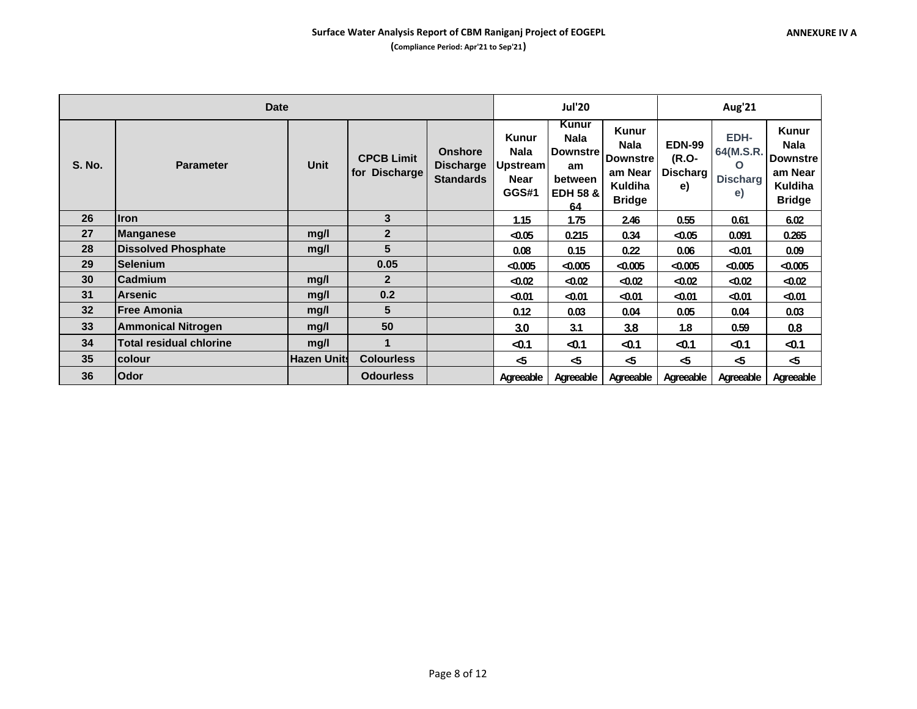**Surface Water Analysis Report of CBM Raniganj Project of EOGEPL**

**(Compliance Period: Apr'21 to Sep'21)**

**ANNEXURE IV A**

| Date | | | | | Jul'20 | | | Aug'21 | | |
|---|---|---|---|---|---|---|---|---|---|---|
| S. No. | Parameter | Unit | CPCB Limit for Discharge | Onshore Discharge Standards | Kunur Nala Upstream Near GGS#1 | Kunur Nala Downstream between EDH 58 & 64 | Kunur Nala Downstream Near Kuldiha Bridge | EDN-99 (R.O-Discharge) | EDH-64(M.S.R.O Discharge) | Kunur Nala Downstream Near Kuldiha Bridge |
| 26 | Iron | | 3 | | 1.15 | 1.75 | 2.46 | 0.55 | 0.61 | 6.02 |
| 27 | Manganese | mg/l | 2 | | <0.05 | 0.215 | 0.34 | <0.05 | 0.091 | 0.265 |
| 28 | Dissolved Phosphate | mg/l | 5 | | 0.08 | 0.15 | 0.22 | 0.06 | <0.01 | 0.09 |
| 29 | Selenium | | 0.05 | | <0.005 | <0.005 | <0.005 | <0.005 | <0.005 | <0.005 |
| 30 | Cadmium | mg/l | 2 | | <0.02 | <0.02 | <0.02 | <0.02 | <0.02 | <0.02 |
| 31 | Arsenic | mg/l | 0.2 | | <0.01 | <0.01 | <0.01 | <0.01 | <0.01 | <0.01 |
| 32 | Free Amonia | mg/l | 5 | | 0.12 | 0.03 | 0.04 | 0.05 | 0.04 | 0.03 |
| 33 | Ammonical Nitrogen | mg/l | 50 | | 3.0 | 3.1 | 3.8 | 1.8 | 0.59 | 0.8 |
| 34 | Total residual chlorine | mg/l | 1 | | <0.1 | <0.1 | <0.1 | <0.1 | <0.1 | <0.1 |
| 35 | colour | Hazen Units | Colourless | | <5 | <5 | <5 | <5 | <5 | <5 |
| 36 | Odor | | Odourless | | Agreeable | Agreeable | Agreeable | Agreeable | Agreeable | Agreeable |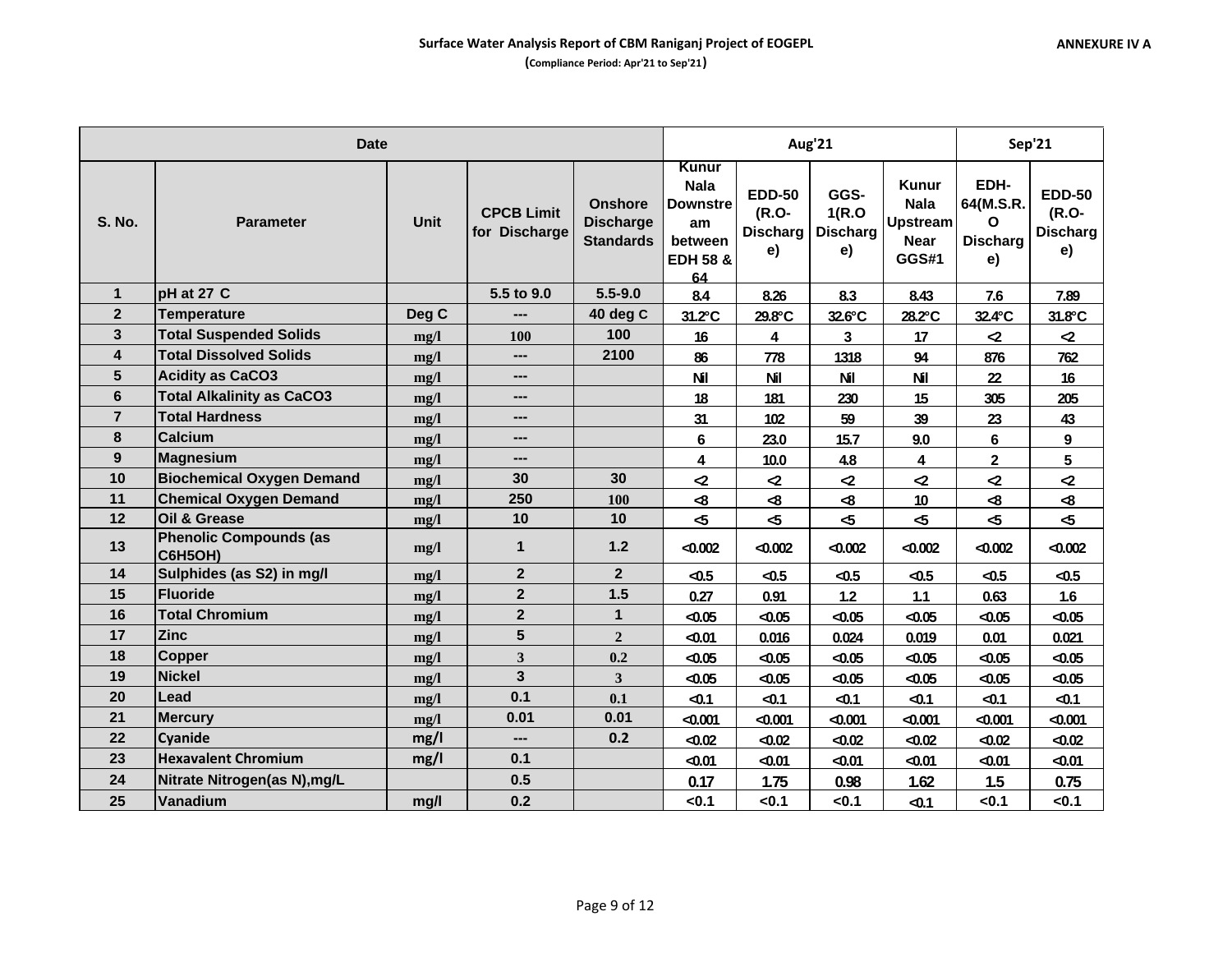**Surface Water Analysis Report of CBM Raniganj Project of EOGEPL**

**(Compliance Period: Apr'21 to Sep'21)**

**ANNEXURE IV A**

| Date | | | | | Aug'21 | | | | Sep'21 | |
|---|---|---|---|---|---|---|---|---|---|---|
| S. No. | Parameter | Unit | CPCB Limit for Discharge | Onshore Discharge Standards | Kunur Nala Downstream between EDH 58 & 64 | EDD-50 (R.O-Discharge) | GGS-1(R.O Discharge) | Kunur Nala Upstream Near GGS#1 | EDH-64(M.S.R.O Discharge) | EDD-50 (R.O-Discharge) |
| 1 | pH at 27 C | | 5.5 to 9.0 | 5.5-9.0 | 8.4 | 8.26 | 8.3 | 8.43 | 7.6 | 7.89 |
| 2 | Temperature | Deg C | --- | 40 deg C | 31.2°C | 29.8°C | 32.6°C | 28.2°C | 32.4°C | 31.8°C |
| 3 | Total Suspended Solids | mg/l | 100 | 100 | 16 | 4 | 3 | 17 | <2 | <2 |
| 4 | Total Dissolved Solids | mg/l | --- | 2100 | 86 | 778 | 1318 | 94 | 876 | 762 |
| 5 | Acidity as $CaCO_3$ | mg/l | --- | | Nil | Nil | Nil | Nil | 22 | 16 |
| 6 | Total Alkalinity as $CaCO_3$ | mg/l | --- | | 18 | 181 | 230 | 15 | 305 | 205 |
| 7 | Total Hardness | mg/l | --- | | 31 | 102 | 59 | 39 | 23 | 43 |
| 8 | Calcium | mg/l | --- | | 6 | 23.0 | 15.7 | 9.0 | 6 | 9 |
| 9 | Magnesium | mg/l | --- | | 4 | 10.0 | 4.8 | 4 | 2 | 5 |
| 10 | Biochemical Oxygen Demand | mg/l | 30 | 30 | <2 | <2 | <2 | <2 | <2 | <2 |
| 11 | Chemical Oxygen Demand | mg/l | 250 | 100 | <8 | <8 | <8 | 10 | <8 | <8 |
| 12 | Oil & Grease | mg/l | 10 | 10 | <5 | <5 | <5 | <5 | <5 | <5 |
| 13 | Phenolic Compounds (as $C_6H_5OH$) | mg/l | 1 | 1.2 | <0.002 | <0.002 | <0.002 | <0.002 | <0.002 | <0.002 |
| 14 | Sulphides (as S2) in mg/l | mg/l | 2 | 2 | <0.5 | <0.5 | <0.5 | <0.5 | <0.5 | <0.5 |
| 15 | Fluoride | mg/l | 2 | 1.5 | 0.27 | 0.91 | 1.2 | 1.1 | 0.63 | 1.6 |
| 16 | Total Chromium | mg/l | 2 | 1 | <0.05 | <0.05 | <0.05 | <0.05 | <0.05 | <0.05 |
| 17 | Zinc | mg/l | 5 | 2 | <0.01 | 0.016 | 0.024 | 0.019 | 0.01 | 0.021 |
| 18 | Copper | mg/l | 3 | 0.2 | <0.05 | <0.05 | <0.05 | <0.05 | <0.05 | <0.05 |
| 19 | Nickel | mg/l | 3 | 3 | <0.05 | <0.05 | <0.05 | <0.05 | <0.05 | <0.05 |
| 20 | Lead | mg/l | 0.1 | 0.1 | <0.1 | <0.1 | <0.1 | <0.1 | <0.1 | <0.1 |
| 21 | Mercury | mg/l | 0.01 | 0.01 | <0.001 | <0.001 | <0.001 | <0.001 | <0.001 | <0.001 |
| 22 | Cyanide | mg/l | --- | 0.2 | <0.02 | <0.02 | <0.02 | <0.02 | <0.02 | <0.02 |
| 23 | Hexavalent Chromium | mg/l | 0.1 | | <0.01 | <0.01 | <0.01 | <0.01 | <0.01 | <0.01 |
| 24 | Nitrate Nitrogen(as N),mg/L | | 0.5 | | 0.17 | 1.75 | 0.98 | 1.62 | 1.5 | 0.75 |
| 25 | Vanadium | mg/l | 0.2 | | <0.1 | <0.1 | <0.1 | <0.1 | <0.1 | <0.1 |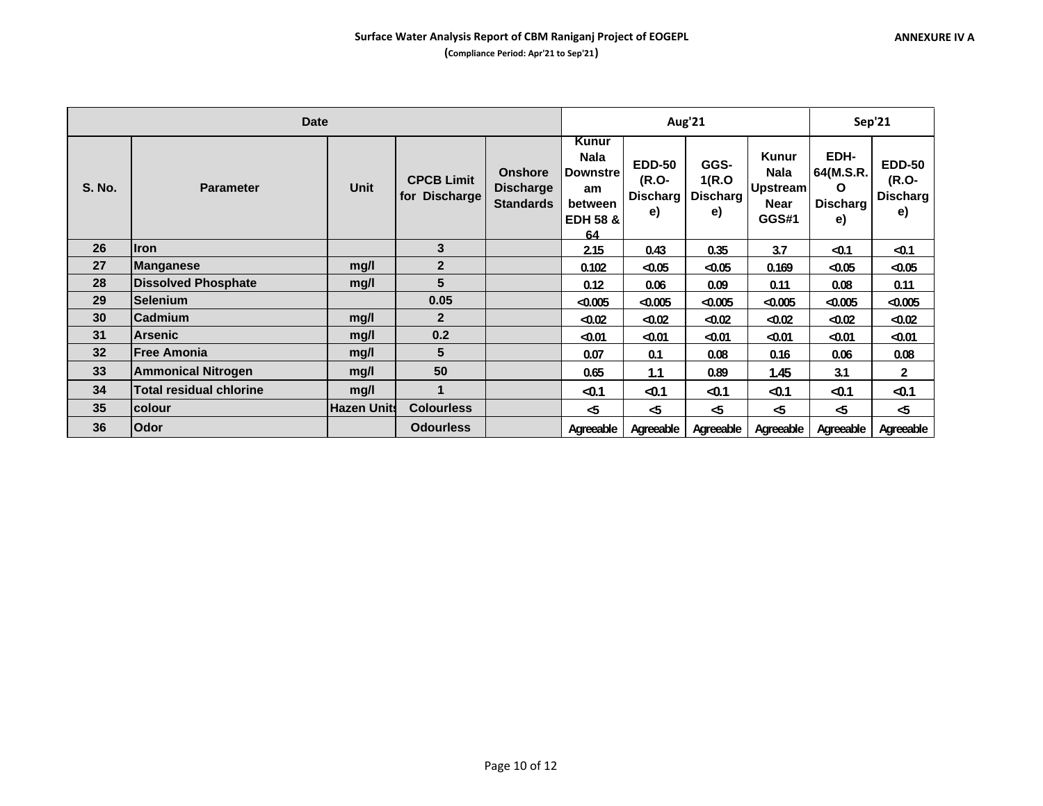**Surface Water Analysis Report of CBM Raniganj Project of EOGEPL**

**(Compliance Period: Apr'21 to Sep'21)**

**ANNEXURE IV A**

| Date | | | | | Aug'21 | | | | Sep'21 | |
|---|---|---|---|---|---|---|---|---|---|---|
| S. No. | Parameter | Unit | CPCB Limit for Discharge | Onshore Discharge Standards | Kunur Nala Downstream between EDH 58 & 64 | EDD-50 (R.O-Discharge) | GGS-1(R.O Discharge) | Kunur Nala Upstream Near GGS#1 | EDH-64(M.S.R.O Discharge) | EDD-50 (R.O-Discharge) |
| 26 | Iron | | 3 | | 2.15 | 0.43 | 0.35 | 3.7 | <0.1 | <0.1 |
| 27 | Manganese | mg/l | 2 | | 0.102 | <0.05 | <0.05 | 0.169 | <0.05 | <0.05 |
| 28 | Dissolved Phosphate | mg/l | 5 | | 0.12 | 0.06 | 0.09 | 0.11 | 0.08 | 0.11 |
| 29 | Selenium | | 0.05 | | <0.005 | <0.005 | <0.005 | <0.005 | <0.005 | <0.005 |
| 30 | Cadmium | mg/l | 2 | | <0.02 | <0.02 | <0.02 | <0.02 | <0.02 | <0.02 |
| 31 | Arsenic | mg/l | 0.2 | | <0.01 | <0.01 | <0.01 | <0.01 | <0.01 | <0.01 |
| 32 | Free Amonia | mg/l | 5 | | 0.07 | 0.1 | 0.08 | 0.16 | 0.06 | 0.08 |
| 33 | Ammonical Nitrogen | mg/l | 50 | | 0.65 | 1.1 | 0.89 | 1.45 | 3.1 | 2 |
| 34 | Total residual chlorine | mg/l | 1 | | <0.1 | <0.1 | <0.1 | <0.1 | <0.1 | <0.1 |
| 35 | colour | Hazen Units | Colourless | | <5 | <5 | <5 | <5 | <5 | <5 |
| 36 | Odor | | Odourless | | Agreeable | Agreeable | Agreeable | Agreeable | Agreeable | Agreeable |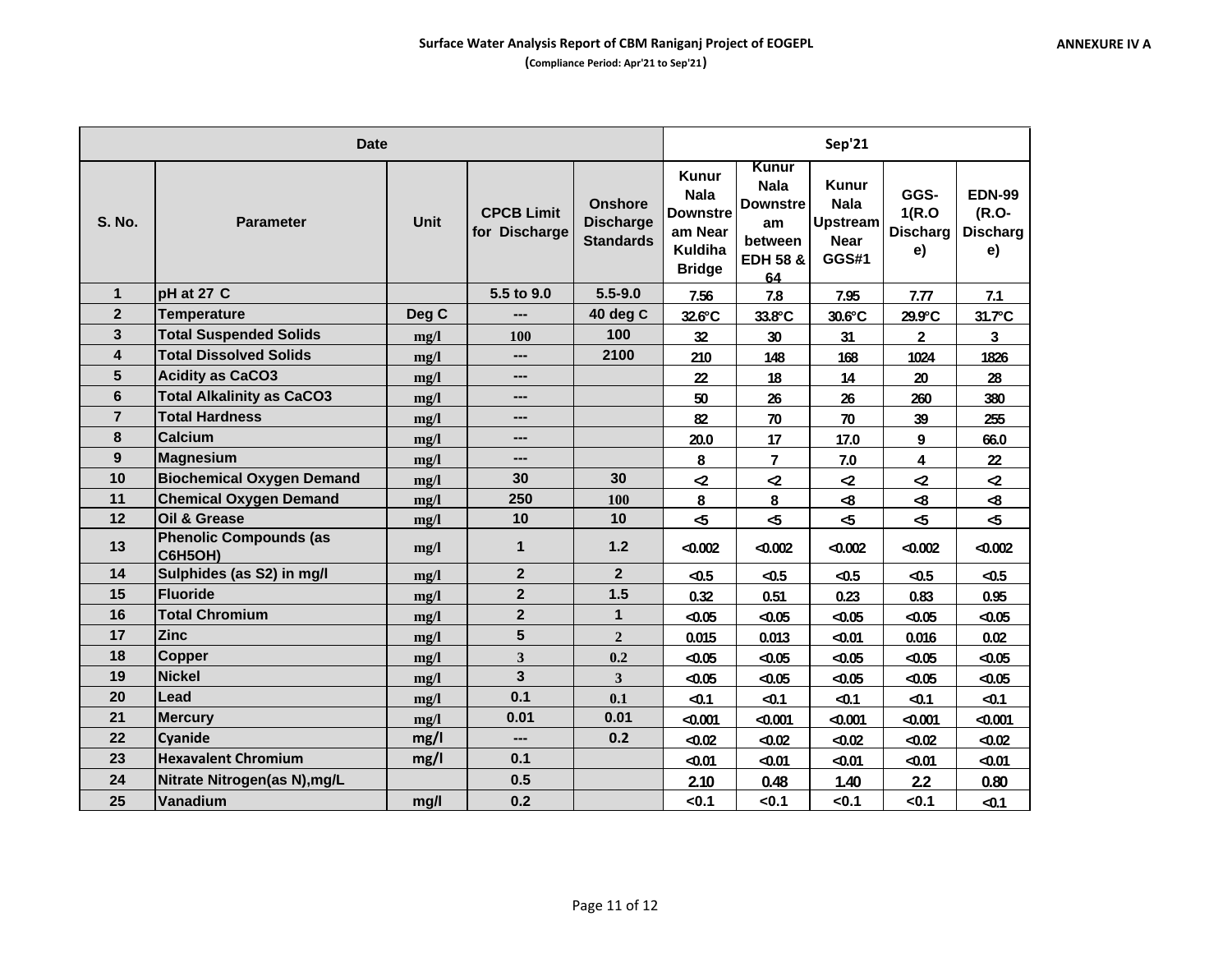**ANNEXURE IV A**

## Surface Water Analysis Report of CBM Raniganj Project of EOGEPL

(Compliance Period: Apr'21 to Sep'21)

| Date | | | | | Sep'21 | | | | |
|---|---|---|---|---|---|---|---|---|---|
| S. No. | Parameter | Unit | CPCB Limit for Discharge | Onshore Discharge Standards | Kunur Nala Downstream Near Kuldiha Bridge | Kunur Nala Downstream between EDH 58 & 64 | Kunur Nala Upstream Near GGS#1 | GGS-1(R.O Discharge) | EDN-99 (R.O-Discharge) |
| 1 | pH at 27 C | | 5.5 to 9.0 | 5.5-9.0 | 7.56 | 7.8 | 7.95 | 7.77 | 7.1 |
| 2 | Temperature | Deg C | --- | 40 deg C | 32.6°C | 33.8°C | 30.6°C | 29.9°C | 31.7°C |
| 3 | Total Suspended Solids | mg/l | 100 | 100 | 32 | 30 | 31 | 2 | 3 |
| 4 | Total Dissolved Solids | mg/l | --- | 2100 | 210 | 148 | 168 | 1024 | 1826 |
| 5 | Acidity as CaCO3 | mg/l | --- | | 22 | 18 | 14 | 20 | 28 |
| 6 | Total Alkalinity as CaCO3 | mg/l | --- | | 50 | 26 | 26 | 260 | 380 |
| 7 | Total Hardness | mg/l | --- | | 82 | 70 | 70 | 39 | 255 |
| 8 | Calcium | mg/l | --- | | 20.0 | 17 | 17.0 | 9 | 66.0 |
| 9 | Magnesium | mg/l | --- | | 8 | 7 | 7.0 | 4 | 22 |
| 10 | Biochemical Oxygen Demand | mg/l | 30 | 30 | <2 | <2 | <2 | <2 | <2 |
| 11 | Chemical Oxygen Demand | mg/l | 250 | 100 | 8 | 8 | <8 | <8 | <8 |
| 12 | Oil & Grease | mg/l | 10 | 10 | <5 | <5 | <5 | <5 | <5 |
| 13 | Phenolic Compounds (as C6H5OH) | mg/l | 1 | 1.2 | <0.002 | <0.002 | <0.002 | <0.002 | <0.002 |
| 14 | Sulphides (as S2) in mg/l | mg/l | 2 | 2 | <0.5 | <0.5 | <0.5 | <0.5 | <0.5 |
| 15 | Fluoride | mg/l | 2 | 1.5 | 0.32 | 0.51 | 0.23 | 0.83 | 0.95 |
| 16 | Total Chromium | mg/l | 2 | 1 | <0.05 | <0.05 | <0.05 | <0.05 | <0.05 |
| 17 | Zinc | mg/l | 5 | 2 | 0.015 | 0.013 | <0.01 | 0.016 | 0.02 |
| 18 | Copper | mg/l | 3 | 0.2 | <0.05 | <0.05 | <0.05 | <0.05 | <0.05 |
| 19 | Nickel | mg/l | 3 | 3 | <0.05 | <0.05 | <0.05 | <0.05 | <0.05 |
| 20 | Lead | mg/l | 0.1 | 0.1 | <0.1 | <0.1 | <0.1 | <0.1 | <0.1 |
| 21 | Mercury | mg/l | 0.01 | 0.01 | <0.001 | <0.001 | <0.001 | <0.001 | <0.001 |
| 22 | Cyanide | mg/l | --- | 0.2 | <0.02 | <0.02 | <0.02 | <0.02 | <0.02 |
| 23 | Hexavalent Chromium | mg/l | 0.1 | | <0.01 | <0.01 | <0.01 | <0.01 | <0.01 |
| 24 | Nitrate Nitrogen(as N),mg/L | | 0.5 | | 2.10 | 0.48 | 1.40 | 2.2 | 0.80 |
| 25 | Vanadium | mg/l | 0.2 | | <0.1 | <0.1 | <0.1 | <0.1 | <0.1 |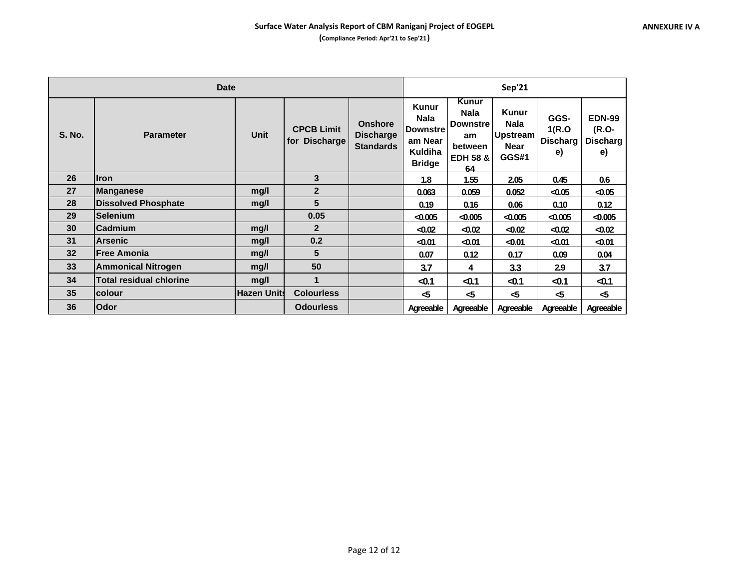**Surface Water Analysis Report of CBM Raniganj Project of EOGEPL**

**(Compliance Period: Apr'21 to Sep'21)**

**ANNEXURE IV A**

| Date | | | | | Sep'21 | | | | |
|---|---|---|---|---|---|---|---|---|---|
| S. No. | Parameter | Unit | CPCB Limit for Discharge | Onshore Discharge Standards | Kunur Nala Downstream Near Kuldiha Bridge | Kunur Nala Downstream between EDH 58 & 64 | Kunur Nala Upstream Near GGS#1 | GGS-1(R.O Discharge) | EDN-99 (R.O-Discharge) |
| 26 | Iron | | 3 | | 1.8 | 1.55 | 2.05 | 0.45 | 0.6 |
| 27 | Manganese | mg/l | 2 | | 0.063 | 0.059 | 0.052 | <0.05 | <0.05 |
| 28 | Dissolved Phosphate | mg/l | 5 | | 0.19 | 0.16 | 0.06 | 0.10 | 0.12 |
| 29 | Selenium | | 0.05 | | <0.005 | <0.005 | <0.005 | <0.005 | <0.005 |
| 30 | Cadmium | mg/l | 2 | | <0.02 | <0.02 | <0.02 | <0.02 | <0.02 |
| 31 | Arsenic | mg/l | 0.2 | | <0.01 | <0.01 | <0.01 | <0.01 | <0.01 |
| 32 | Free Amonia | mg/l | 5 | | 0.07 | 0.12 | 0.17 | 0.09 | 0.04 |
| 33 | Ammonical Nitrogen | mg/l | 50 | | 3.7 | 4 | 3.3 | 2.9 | 3.7 |
| 34 | Total residual chlorine | mg/l | 1 | | <0.1 | <0.1 | <0.1 | <0.1 | <0.1 |
| 35 | colour | Hazen Units | Colourless | | <5 | <5 | <5 | <5 | <5 |
| 36 | Odor | | Odourless | | Agreeable | Agreeable | Agreeable | Agreeable | Agreeable |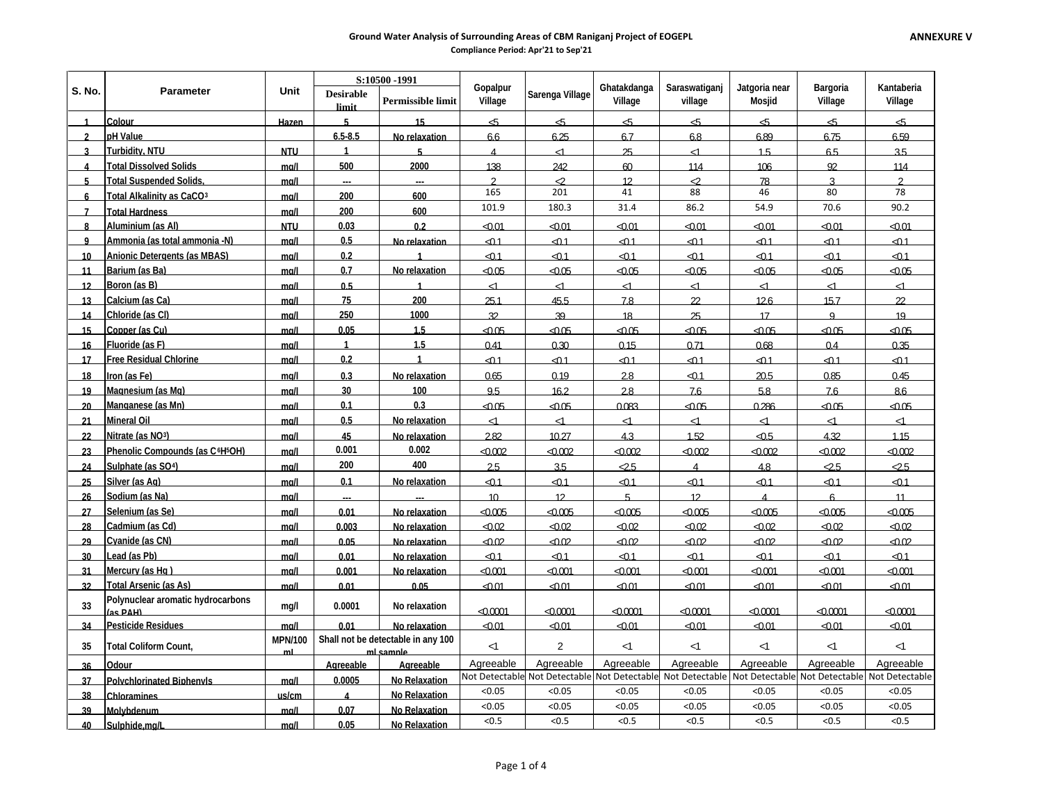**ANNEXURE V**

# Ground Water Analysis of Surrounding Areas of CBM Raniganj Project of EOGEPL

**Compliance Period: Apr'21 to Sep'21**

| S. No. | Parameter | Unit | S:10500 -1991 | | Gopalpur Village | Sarenga Village | Ghatakdanga Village | Saraswatiganj village | Jatgoria near Mosjid | Bargoria Village | Kantaberia Village |
|---|---|---|---|---|---|---|---|---|---|---|---|
| | | | Desirable limit | Permissible limit | | | | | | | |
| 1 | Colour | Hazen | 5 | 15 | <5 | <5 | <5 | <5 | <5 | <5 | <5 |
| 2 | pH Value | | 6.5-8.5 | No relaxation | 6.6 | 6.25 | 6.7 | 6.8 | 6.89 | 6.75 | 6.59 |
| 3 | Turbidity, NTU | NTU | 1 | 5 | 4 | <1 | 25 | <1 | 1.5 | 6.5 | 3.5 |
| 4 | Total Dissolved Solids | mg/l | 500 | 2000 | 138 | 242 | 60 | 114 | 106 | 92 | 114 |
| 5 | Total Suspended Solids, | mg/l | --- | --- | 2 | <2 | 12 | <2 | 78 | 3 | 2 |
| 6 | Total Alkalinity as $CaCO_3$ | mg/l | 200 | 600 | 165 | 201 | 41 | 88 | 46 | 80 | 78 |
| 7 | Total Hardness | mg/l | 200 | 600 | 101.9 | 180.3 | 31.4 | 86.2 | 54.9 | 70.6 | 90.2 |
| 8 | Aluminium (as Al) | NTU | 0.03 | 0.2 | <0.01 | <0.01 | <0.01 | <0.01 | <0.01 | <0.01 | <0.01 |
| 9 | Ammonia (as total ammonia -N) | mg/l | 0.5 | No relaxation | <0.1 | <0.1 | <0.1 | <0.1 | <0.1 | <0.1 | <0.1 |
| 10 | Anionic Detergents (as MBAS) | mg/l | 0.2 | 1 | <0.1 | <0.1 | <0.1 | <0.1 | <0.1 | <0.1 | <0.1 |
| 11 | Barium (as Ba) | mg/l | 0.7 | No relaxation | <0.05 | <0.05 | <0.05 | <0.05 | <0.05 | <0.05 | <0.05 |
| 12 | Boron (as B) | mg/l | 0.5 | 1 | <1 | <1 | <1 | <1 | <1 | <1 | <1 |
| 13 | Calcium (as Ca) | mg/l | 75 | 200 | 25.1 | 45.5 | 7.8 | 22 | 12.6 | 15.7 | 22 |
| 14 | Chloride (as Cl) | mg/l | 250 | 1000 | 32 | 39 | 18 | 25 | 17 | 9 | 19 |
| 15 | Copper (as Cu) | mg/l | 0.05 | 1.5 | <0.05 | <0.05 | <0.05 | <0.05 | <0.05 | <0.05 | <0.05 |
| 16 | Fluoride (as F) | mg/l | 1 | 1.5 | 0.41 | 0.30 | 0.15 | 0.71 | 0.68 | 0.4 | 0.35 |
| 17 | Free Residual Chlorine | mg/l | 0.2 | 1 | <0.1 | <0.1 | <0.1 | <0.1 | <0.1 | <0.1 | <0.1 |
| 18 | Iron (as Fe) | mg/l | 0.3 | No relaxation | 0.65 | 0.19 | 2.8 | <0.1 | 20.5 | 0.85 | 0.45 |
| 19 | Magnesium (as Mg) | mg/l | 30 | 100 | 9.5 | 16.2 | 2.8 | 7.6 | 5.8 | 7.6 | 8.6 |
| 20 | Manganese (as Mn) | mg/l | 0.1 | 0.3 | <0.05 | <0.05 | 0.083 | <0.05 | 0.286 | <0.05 | <0.05 |
| 21 | Mineral Oil | mg/l | 0.5 | No relaxation | <1 | <1 | <1 | <1 | <1 | <1 | <1 |
| 22 | Nitrate (as $NO_3$) | mg/l | 45 | No relaxation | 2.82 | 10.27 | 4.3 | 1.52 | <0.5 | 4.32 | 1.15 |
| 23 | Phenolic Compounds (as $C_6H_5OH$) | mg/l | 0.001 | 0.002 | <0.002 | <0.002 | <0.002 | <0.002 | <0.002 | <0.002 | <0.002 |
| 24 | Sulphate (as $SO_4$) | mg/l | 200 | 400 | 2.5 | 3.5 | <2.5 | 4 | 4.8 | <2.5 | <2.5 |
| 25 | Silver (as Ag) | mg/l | 0.1 | No relaxation | <0.1 | <0.1 | <0.1 | <0.1 | <0.1 | <0.1 | <0.1 |
| 26 | Sodium (as Na) | mg/l | --- | --- | 10 | 12 | 5 | 12 | 4 | 6 | 11 |
| 27 | Selenium (as Se) | mg/l | 0.01 | No relaxation | <0.005 | <0.005 | <0.005 | <0.005 | <0.005 | <0.005 | <0.005 |
| 28 | Cadmium (as Cd) | mg/l | 0.003 | No relaxation | <0.02 | <0.02 | <0.02 | <0.02 | <0.02 | <0.02 | <0.02 |
| 29 | Cyanide (as CN) | mg/l | 0.05 | No relaxation | <0.02 | <0.02 | <0.02 | <0.02 | <0.02 | <0.02 | <0.02 |
| 30 | Lead (as Pb) | mg/l | 0.01 | No relaxation | <0.1 | <0.1 | <0.1 | <0.1 | <0.1 | <0.1 | <0.1 |
| 31 | Mercury (as Hg ) | mg/l | 0.001 | No relaxation | <0.001 | <0.001 | <0.001 | <0.001 | <0.001 | <0.001 | <0.001 |
| 32 | Total Arsenic (as As) | mg/l | 0.01 | 0.05 | <0.01 | <0.01 | <0.01 | <0.01 | <0.01 | <0.01 | <0.01 |
| 33 | Polynuclear aromatic hydrocarbons (as PAH) | mg/l | 0.0001 | No relaxation | <0.0001 | <0.0001 | <0.0001 | <0.0001 | <0.0001 | <0.0001 | <0.0001 |
| 34 | Pesticide Residues | mg/l | 0.01 | No relaxation | <0.01 | <0.01 | <0.01 | <0.01 | <0.01 | <0.01 | <0.01 |
| 35 | Total Coliform Count, | MPN/100 ml | Shall not be detectable in any 100 ml sample | | <1 | 2 | <1 | <1 | <1 | <1 | <1 |
| 36 | Odour | | Agreeable | Agreeable | Agreeable | Agreeable | Agreeable | Agreeable | Agreeable | Agreeable | Agreeable |
| 37 | Polychlorinated Biphenyls | mg/l | 0.0005 | No Relaxation | Not Detectable | Not Detectable | Not Detectable | Not Detectable | Not Detectable | Not Detectable | Not Detectable |
| 38 | Chloramines | us/cm | 4 | No Relaxation | <0.05 | <0.05 | <0.05 | <0.05 | <0.05 | <0.05 | <0.05 |
| 39 | Molybdenum | mg/l | 0.07 | No Relaxation | <0.05 | <0.05 | <0.05 | <0.05 | <0.05 | <0.05 | <0.05 |
| 40 | Sulphide,mg/L | mg/l | 0.05 | No Relaxation | <0.5 | <0.5 | <0.5 | <0.5 | <0.5 | <0.5 | <0.5 |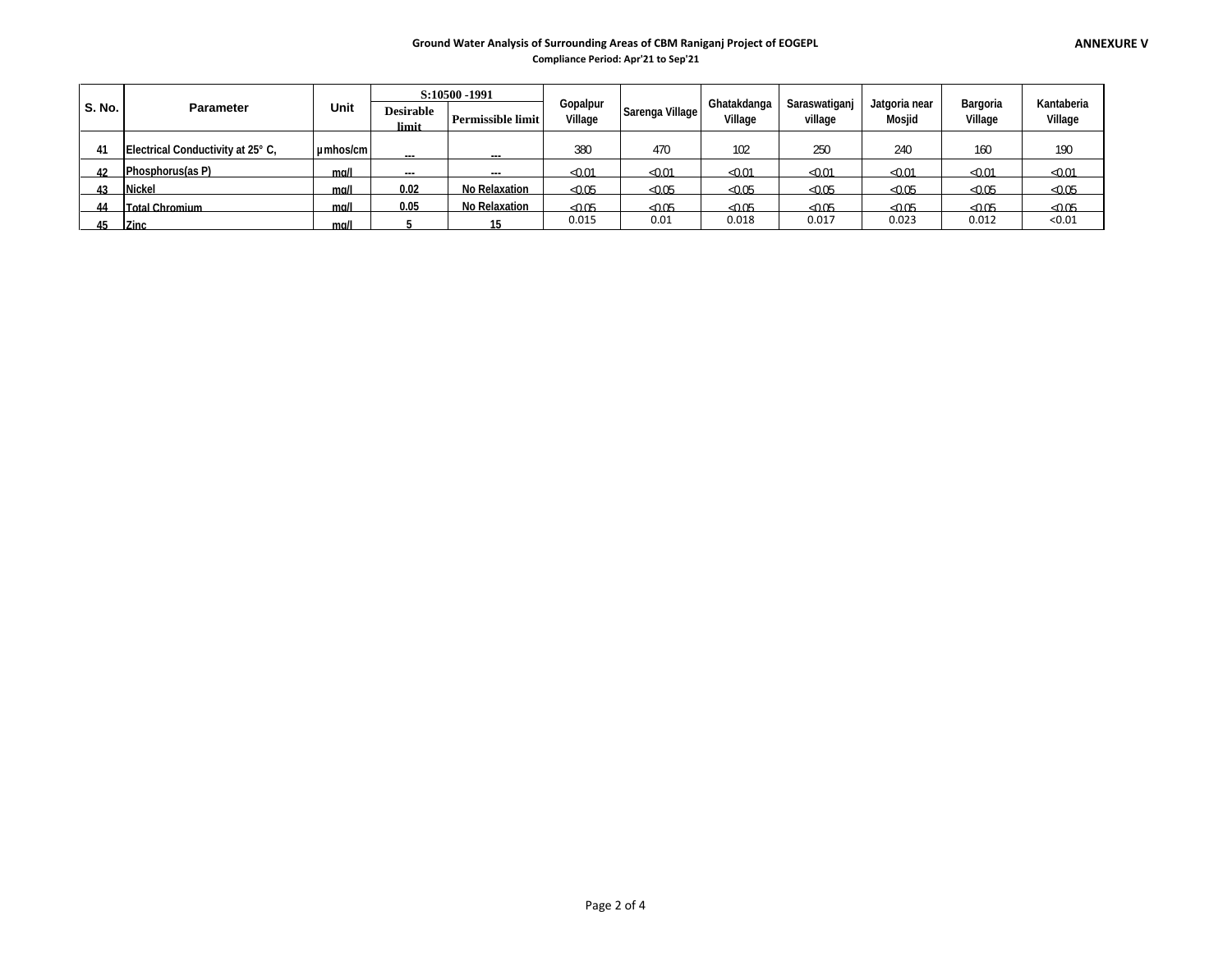**Ground Water Analysis of Surrounding Areas of CBM Raniganj Project of EOGEPL**

**Compliance Period: Apr'21 to Sep'21**

**ANNEXURE V**

| S. No. | Parameter | Unit | S:10500 -1991 | | Gopalpur Village | Sarenga Village | Ghatakdanga Village | Saraswatiganj village | Jatgoria near Mosjid | Bargoria Village | Kantaberia Village |
|---|---|---|---|---|---|---|---|---|---|---|---|
| | | | Desirable limit | Permissible limit | | | | | | | |
| 41 | Electrical Conductivity at 25° C, | µmhos/cm | --- | --- | 380 | 470 | 102 | 250 | 240 | 160 | 190 |
| 42 | Phosphorus(as P) | mg/l | --- | --- | <0.01 | <0.01 | <0.01 | <0.01 | <0.01 | <0.01 | <0.01 |
| 43 | Nickel | mg/l | 0.02 | No Relaxation | <0.05 | <0.05 | <0.05 | <0.05 | <0.05 | <0.05 | <0.05 |
| 44 | Total Chromium | mg/l | 0.05 | No Relaxation | <0.05 | <0.05 | <0.05 | <0.05 | <0.05 | <0.05 | <0.05 |
| 45 | Zinc | mg/l | 5 | 15 | 0.015 | 0.01 | 0.018 | 0.017 | 0.023 | 0.012 | <0.01 |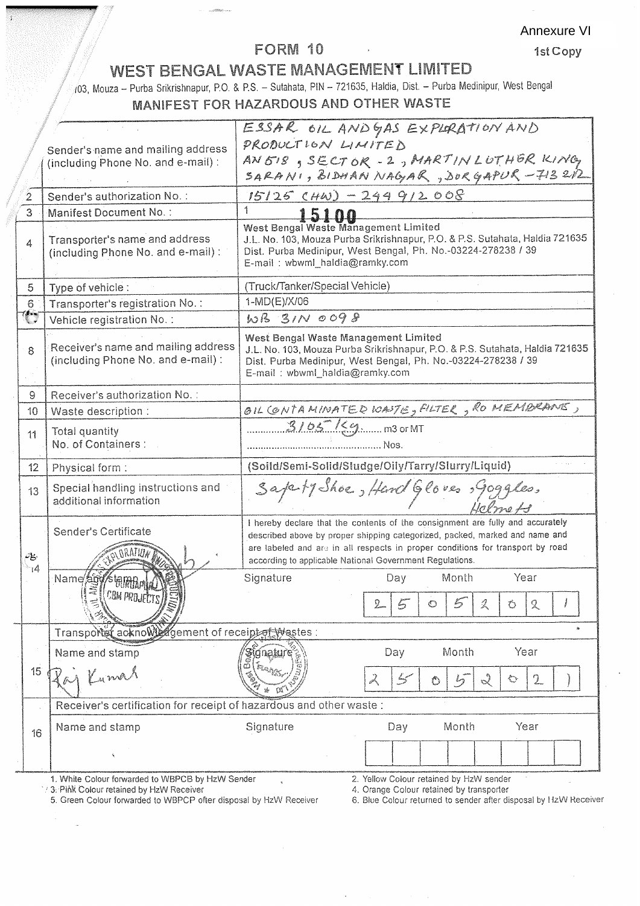Annexure VI

1st Copy

# FORM 10

## WEST BENGAL WASTE MANAGEMENT LIMITED

103, Mouza – Purba Srikrishnapur, P.O. & P.S. – Sutahata, PIN – 721635, Haldia, Dist. – Purba Medinipur, West Bengal

### MANIFEST FOR HAZARDOUS AND OTHER WASTE

| No. | Item | Details |
|---|---|---|
| 1 | Sender's name and mailing address (including Phone No. and e-mail) : | ESSAR OIL AND GAS EXPLORATION AND PRODUCTION LIMITED AN 518, SECTOR - 2, MARTIN LUTHER KING SARANI, BIDHAN NAGAR, DURGAPUR - 713 212 |
| 2 | Sender's authorization No. : | 15125 (HW) - 249 912 008 |
| 3 | Manifest Document No. : | 1 15100 |
| 4 | Transporter's name and address (including Phone No. and e-mail) : | West Bengal Waste Management Limited J.L. No. 103, Mouza Purba Srikrishnapur, P.O. & P.S. Sutahata, Haldia 721635 Dist. Purba Medinipur, West Bengal, Ph. No.-03224-278238 / 39 E-mail : wbwml_haldia@ramky.com |
| 5 | Type of vehicle : | (Truck/Tanker/Special Vehicle) |
| 6 | Transporter's registration No. : | 1-MD(E)/X/06 |
| 7 | Vehicle registration No. : | WB 31N 0098 |
| 8 | Receiver's name and mailing address (including Phone No. and e-mail) : | West Bengal Waste Management Limited J.L. No. 103, Mouza Purba Srikrishnapur, P.O. & P.S. Sutahata, Haldia 721635 Dist. Purba Medinipur, West Bengal, Ph. No.-03224-278238 / 39 E-mail : wbwml_haldia@ramky.com |
| 9 | Receiver's authorization No. : | |
| 10 | Waste description : | OIL CONTAMINATED WASTE, FILTER, RO MEMBRANE, |
| 11 | Total quantity No. of Containers : | 3105 Kg m3 or MT ........ Nos. |
| 12 | Physical form : | (Soild/Semi-Solid/Sludge/Oily/Tarry/Slurry/Liquid) |
| 13 | Special handling instructions and additional information | Safety Shoe, Hand Gloves, Goggles, Helmets |

**14 Sender's Certificate**

I hereby declare that the contents of the consignment are fully and accurately described above by proper shipping categorized, packed, marked and name and are labeled and are in all respects in proper conditions for transport by road according to applicable National Government Regulations.

| Name and stamp | Signature | Day | Month | Year |
|---|---|---|---|---|
| DURGAPUR CBM PROJECTS (Essar Exploration and Production Limited stamp) | | 25 | 05 | 2021 |

**15 Transporter acknowledgement of receipt of Wastes :**

| Name and stamp | Signature | Day | Month | Year |
|---|---|---|---|---|
| Raj Kumar | (West Bengal Waste Management stamp) | 25 | 05 | 2021 |

**16 Receiver's certification for receipt of hazardous and other waste :**

| Name and stamp | Signature | Day | Month | Year |
|---|---|---|---|---|
| | | | | |

1. White Colour forwarded to WBPCB by HzW Sender
2. Yellow Colour retained by HzW sender
3. Pink Colour retained by HzW Receiver
4. Orange Colour retained by transporter
5. Green Colour forwarded to WBPCP after disposal by HzW Receiver
6. Blue Colour returned to sender after disposal by HzW Receiver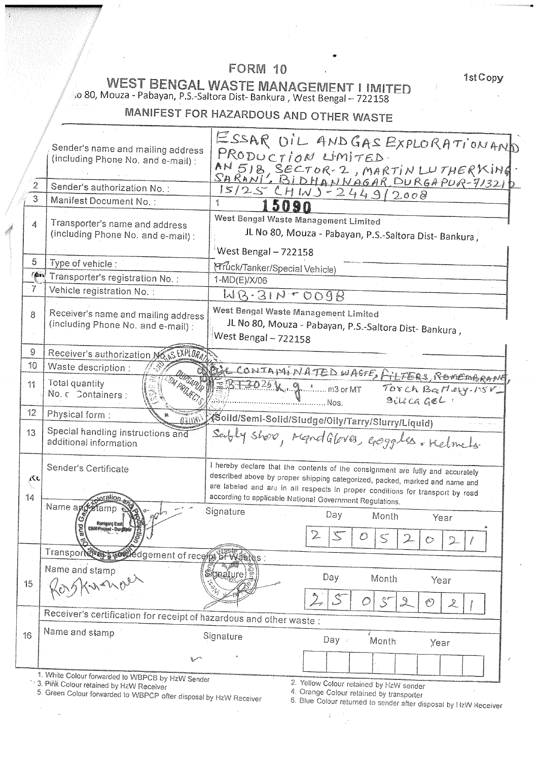# FORM 10

1st Copy

## WEST BENGAL WASTE MANAGEMENT LIMITED

JL No 80, Mouza - Pabayan, P.S.-Saltora Dist- Bankura , West Bengal – 722158

## MANIFEST FOR HAZARDOUS AND OTHER WASTE

| No. | Item | Details |
|---|---|---|
| 1 | Sender's name and mailing address (including Phone No. and e-mail) : | ESSAR OIL AND GAS EXPLORATION AND PRODUCTION LIMITED. AN 518, SECTOR-2, MARTIN LUTHER KING SARANI, BIDHANNAGAR DURGAPUR-713212 |
| 2 | Sender's authorization No. : | 15/25 (HW)-2449/2008 |
| 3 | Manifest Document No. : | 1 15090 |
| 4 | Transporter's name and address (including Phone No. and e-mail) : | West Bengal Waste Management Limited JL No 80, Mouza - Pabayan, P.S.-Saltora Dist- Bankura, West Bengal – 722158 |
| 5 | Type of vehicle : | (Truck/Tanker/Special Vehicle) |
| 6 | Transporter's registration No. : | 1-MD(E)/X/06 |
| 7 | Vehicle registration No. : | WB-31N-0098 |
| 8 | Receiver's name and mailing address (including Phone No. and e-mail) : | West Bengal Waste Management Limited JL No 80, Mouza - Pabayan, P.S.-Saltora Dist- Bankura , West Bengal – 722158 |
| 9 | Receiver's authorization No. : | |
| 10 | Waste description : | OIL CONTAMINATED WASTE, FILTERS, ROMEMBRANE, Torch Battery-LSV, Silica Gel. |
| 11 | Total quantity No. of Containers : | BT3025 k.g. ........ m3 or MT ........ Nos. |
| 12 | Physical form : | (Solid/Semi-Solid/Sludge/Oily/Tarry/Slurry/Liquid) |
| 13 | Special handling instructions and additional information | Safty shoo, Hand Gloves, Goggles, Helmets. |

**14 Sender's Certificate**

I hereby declare that the contents of the consignment are fully and accurately described above by proper shipping categorized, packed, marked and name and are labeled and are in all respects in proper conditions for transport by road according to applicable National Government Regulations.

| Name and stamp | Signature | Day | Month | Year |
|---|---|---|---|---|
| [Stamp: Essar Oil and Gas Exploration and Production Limited, Raniganj East CBM Project - Durgapur] | [signed] | 25 | 05 | 2021 |

**15 Transporter acknowledgement of receipt of Wastes :**

| Name and stamp | Signature | Day | Month | Year |
|---|---|---|---|---|
| Ras Kumar | [signed, stamp] | 25 | 05 | 2021 |

**16 Receiver's certification for receipt of hazardous and other waste :**

| Name and stamp | Signature | Day | Month | Year |
|---|---|---|---|---|
| | | | | |

1. White Colour forwarded to WBPCB by HzW Sender
2. Yellow Colour retained by HzW sender
3. Pink Colour retained by HzW Receiver
4. Orange Colour retained by transporter
5. Green Colour forwarded to WBPCP after disposal by HzW Receiver
6. Blue Colour returned to sender after disposal by HzW Receiver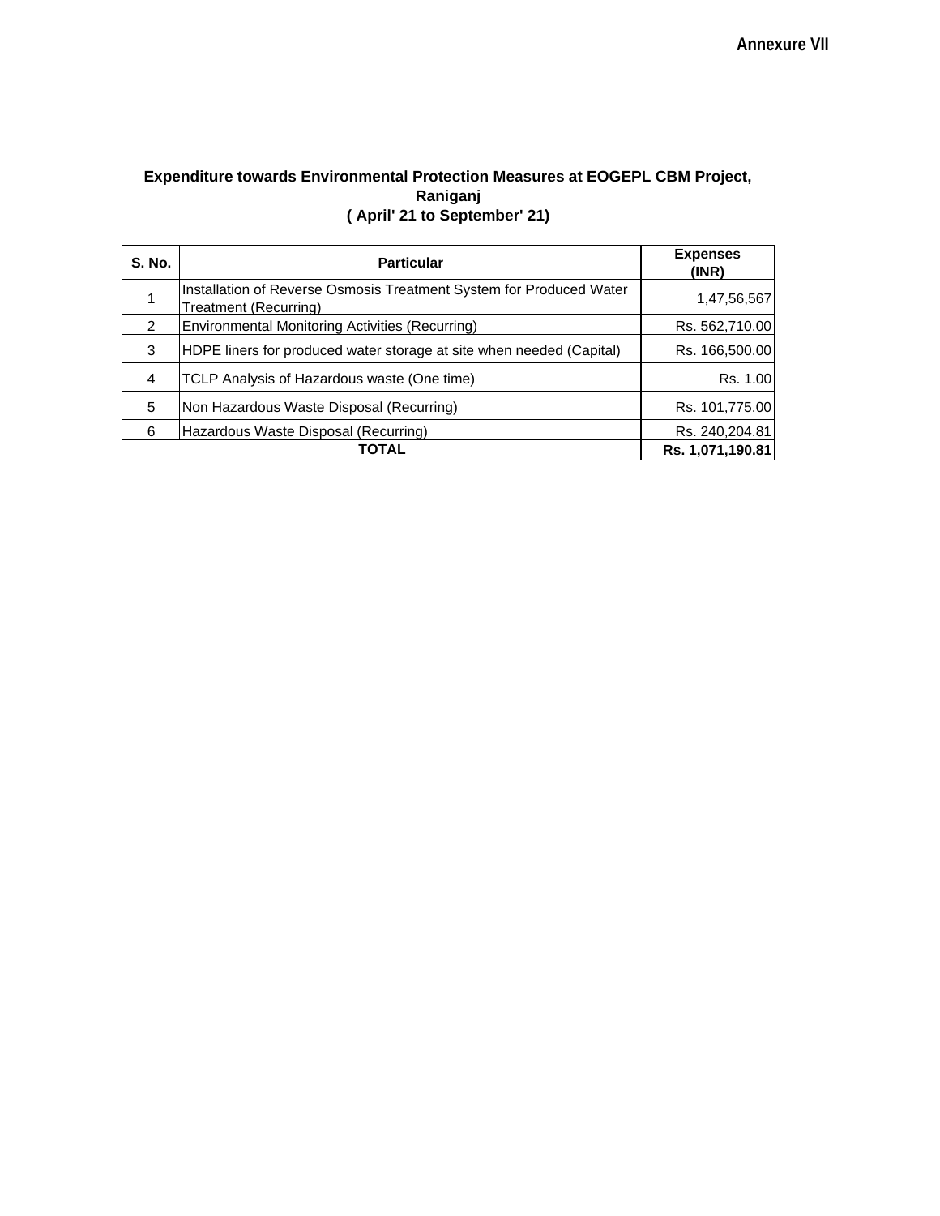**Annexure VII**

## Expenditure towards Environmental Protection Measures at EOGEPL CBM Project, Raniganj
## ( April' 21 to September' 21)

| S. No. | Particular | Expenses (INR) |
|---|---|---|
| 1 | Installation of Reverse Osmosis Treatment System for Produced Water Treatment (Recurring) | 1,47,56,567 |
| 2 | Environmental Monitoring Activities (Recurring) | Rs. 562,710.00 |
| 3 | HDPE liners for produced water storage at site when needed (Capital) | Rs. 166,500.00 |
| 4 | TCLP Analysis of Hazardous waste (One time) | Rs. 1.00 |
| 5 | Non Hazardous Waste Disposal (Recurring) | Rs. 101,775.00 |
| 6 | Hazardous Waste Disposal (Recurring) | Rs. 240,204.81 |
| **TOTAL** | | **Rs. 1,071,190.81** |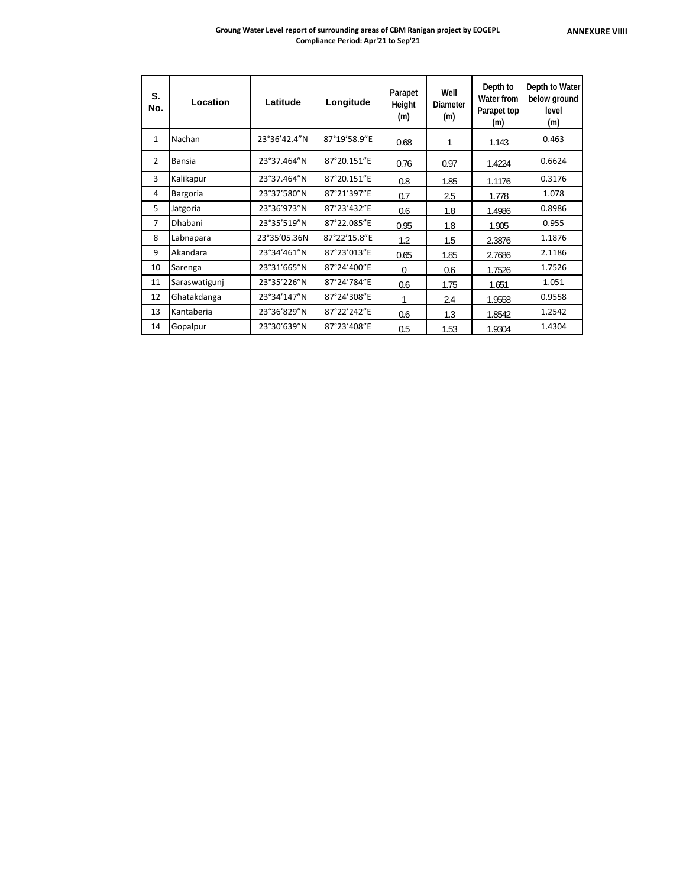**ANNEXURE VIIII**

**Groung Water Level report of surrounding areas of CBM Ranigan project by EOGEPL**
**Compliance Period: Apr'21 to Sep'21**

| S. No. | Location | Latitude | Longitude | Parapet Height (m) | Well Diameter (m) | Depth to Water from Parapet top (m) | Depth to Water below ground level (m) |
|---|---|---|---|---|---|---|---|
| 1 | Nachan | 23°36′42.4″N | 87°19′58.9″E | 0.68 | 1 | 1.143 | 0.463 |
| 2 | Bansia | 23°37.464″N | 87°20.151″E | 0.76 | 0.97 | 1.4224 | 0.6624 |
| 3 | Kalikapur | 23°37.464″N | 87°20.151″E | 0.8 | 1.85 | 1.1176 | 0.3176 |
| 4 | Bargoria | 23°37′580″N | 87°21′397″E | 0.7 | 2.5 | 1.778 | 1.078 |
| 5 | Jatgoria | 23°36′973″N | 87°23′432″E | 0.6 | 1.8 | 1.4986 | 0.8986 |
| 7 | Dhabani | 23°35′519″N | 87°22.085″E | 0.95 | 1.8 | 1.905 | 0.955 |
| 8 | Labnapara | 23°35′05.36N | 87°22′15.8″E | 1.2 | 1.5 | 2.3876 | 1.1876 |
| 9 | Akandara | 23°34′461″N | 87°23′013″E | 0.65 | 1.85 | 2.7686 | 2.1186 |
| 10 | Sarenga | 23°31′665″N | 87°24′400″E | 0 | 0.6 | 1.7526 | 1.7526 |
| 11 | Saraswatigunj | 23°35′226″N | 87°24′784″E | 0.6 | 1.75 | 1.651 | 1.051 |
| 12 | Ghatakdanga | 23°34′147″N | 87°24′308″E | 1 | 2.4 | 1.9558 | 0.9558 |
| 13 | Kantaberia | 23°36′829″N | 87°22′242″E | 0.6 | 1.3 | 1.8542 | 1.2542 |
| 14 | Gopalpur | 23°30′639″N | 87°23′408″E | 0.5 | 1.53 | 1.9304 | 1.4304 |